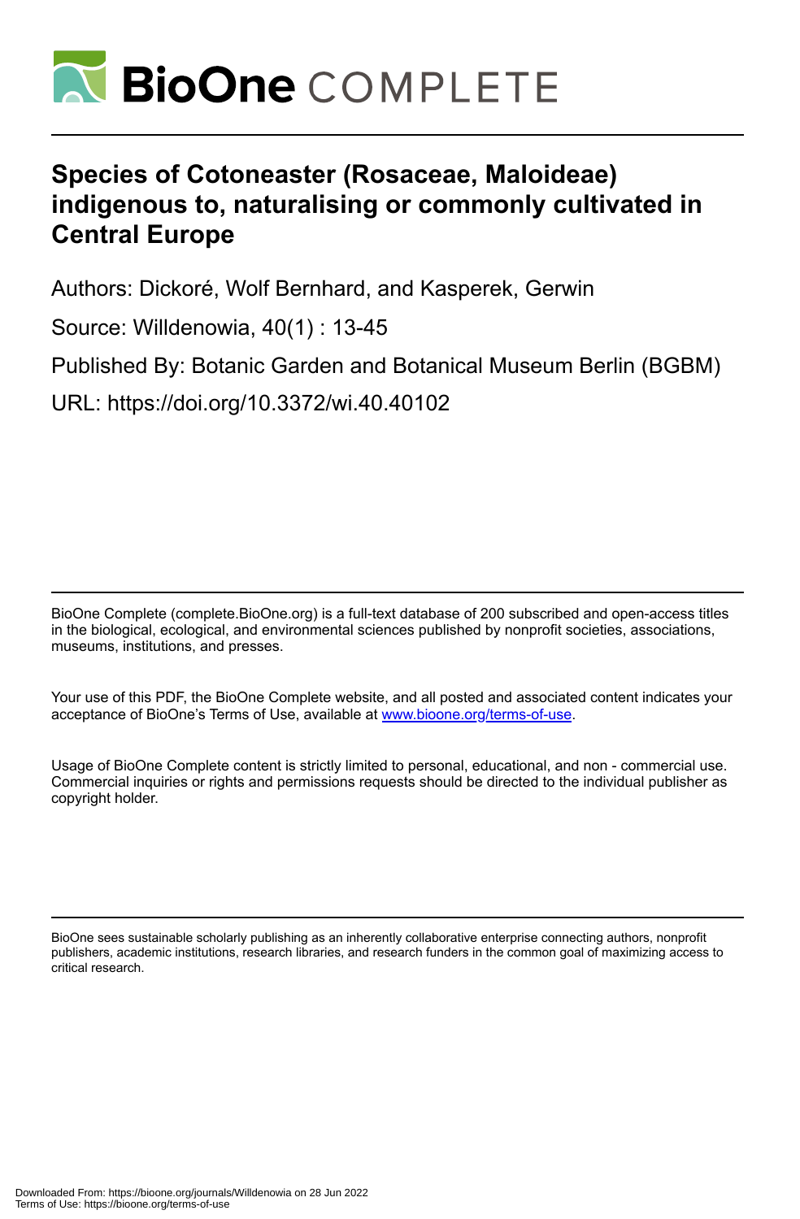# BioOne COMPLETE

# Species of Cotoneaster (Rosaceae, Maloideae) indigenous to, naturalising or commonly cultivated in Central Europe

Authors: Dickoré, Wolf Bernhard, and Kasperek, Gerwin

Source: Willdenowia, 40(1) : 13-45

Published By: Botanic Garden and Botanical Museum Berlin (BGBM)

URL: https://doi.org/10.3372/wi.40.40102

---

BioOne Complete (complete.BioOne.org) is a full-text database of 200 subscribed and open-access titles in the biological, ecological, and environmental sciences published by nonprofit societies, associations, museums, institutions, and presses.

Your use of this PDF, the BioOne Complete website, and all posted and associated content indicates your acceptance of BioOne's Terms of Use, available at www.bioone.org/terms-of-use.

Usage of BioOne Complete content is strictly limited to personal, educational, and non - commercial use. Commercial inquiries or rights and permissions requests should be directed to the individual publisher as copyright holder.

---

BioOne sees sustainable scholarly publishing as an inherently collaborative enterprise connecting authors, nonprofit publishers, academic institutions, research libraries, and research funders in the common goal of maximizing access to critical research.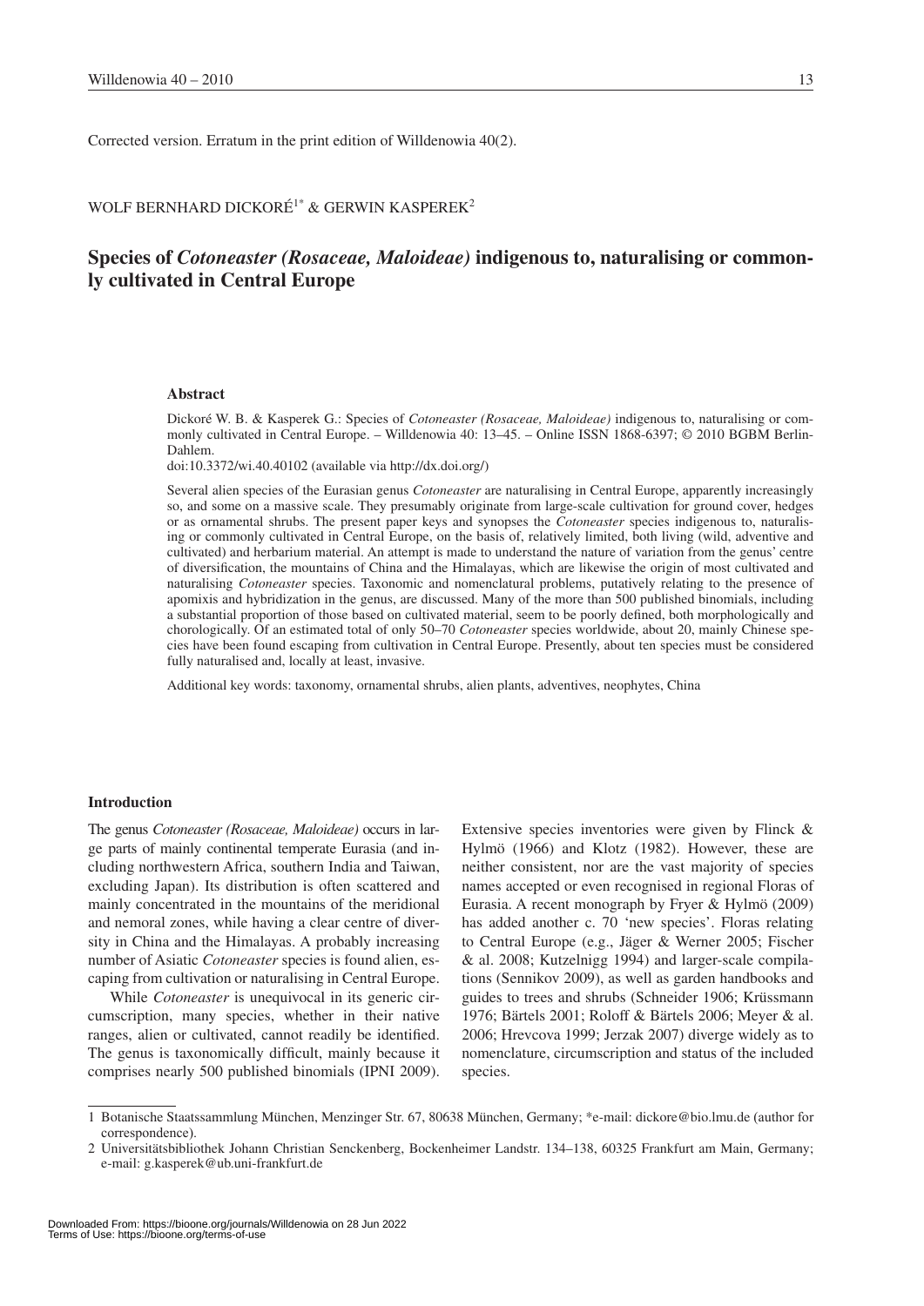Corrected version. Erratum in the print edition of Willdenowia 40(2).

WOLF BERNHARD DICKORÉ[1*] & GERWIN KASPEREK[2]

# Species of *Cotoneaster (Rosaceae, Maloideae)* indigenous to, naturalising or commonly cultivated in Central Europe

### Abstract

Dickoré W. B. & Kasperek G.: Species of *Cotoneaster (Rosaceae, Maloideae)* indigenous to, naturalising or commonly cultivated in Central Europe. – Willdenowia 40: 13–45. – Online ISSN 1868-6397; © 2010 BGBM Berlin-Dahlem.

doi:10.3372/wi.40.40102 (available via http://dx.doi.org/)

Several alien species of the Eurasian genus *Cotoneaster* are naturalising in Central Europe, apparently increasingly so, and some on a massive scale. They presumably originate from large-scale cultivation for ground cover, hedges or as ornamental shrubs. The present paper keys and synopses the *Cotoneaster* species indigenous to, naturalising or commonly cultivated in Central Europe, on the basis of, relatively limited, both living (wild, adventive and cultivated) and herbarium material. An attempt is made to understand the nature of variation from the genus' centre of diversification, the mountains of China and the Himalayas, which are likewise the origin of most cultivated and naturalising *Cotoneaster* species. Taxonomic and nomenclatural problems, putatively relating to the presence of apomixis and hybridization in the genus, are discussed. Many of the more than 500 published binomials, including a substantial proportion of those based on cultivated material, seem to be poorly defined, both morphologically and chorologically. Of an estimated total of only 50–70 *Cotoneaster* species worldwide, about 20, mainly Chinese species have been found escaping from cultivation in Central Europe. Presently, about ten species must be considered fully naturalised and, locally at least, invasive.

Additional key words: taxonomy, ornamental shrubs, alien plants, adventives, neophytes, China

### Introduction

The genus *Cotoneaster (Rosaceae, Maloideae)* occurs in large parts of mainly continental temperate Eurasia (and including northwestern Africa, southern India and Taiwan, excluding Japan). Its distribution is often scattered and mainly concentrated in the mountains of the meridional and nemoral zones, while having a clear centre of diversity in China and the Himalayas. A probably increasing number of Asiatic *Cotoneaster* species is found alien, escaping from cultivation or naturalising in Central Europe.

While *Cotoneaster* is unequivocal in its generic circumscription, many species, whether in their native ranges, alien or cultivated, cannot readily be identified. The genus is taxonomically difficult, mainly because it comprises nearly 500 published binomials (IPNI 2009). Extensive species inventories were given by Flinck & Hylmö (1966) and Klotz (1982). However, these are neither consistent, nor are the vast majority of species names accepted or even recognised in regional Floras of Eurasia. A recent monograph by Fryer & Hylmö (2009) has added another c. 70 'new species'. Floras relating to Central Europe (e.g., Jäger & Werner 2005; Fischer & al. 2008; Kutzelnigg 1994) and larger-scale compilations (Sennikov 2009), as well as garden handbooks and guides to trees and shrubs (Schneider 1906; Krüssmann 1976; Bärtels 2001; Roloff & Bärtels 2006; Meyer & al. 2006; Hrevcova 1999; Jerzak 2007) diverge widely as to nomenclature, circumscription and status of the included species.

---

1 Botanische Staatssammlung München, Menzinger Str. 67, 80638 München, Germany; *e-mail: dickore@bio.lmu.de (author for correspondence).

2 Universitätsbibliothek Johann Christian Senckenberg, Bockenheimer Landstr. 134–138, 60325 Frankfurt am Main, Germany; e-mail: g.kasperek@ub.uni-frankfurt.de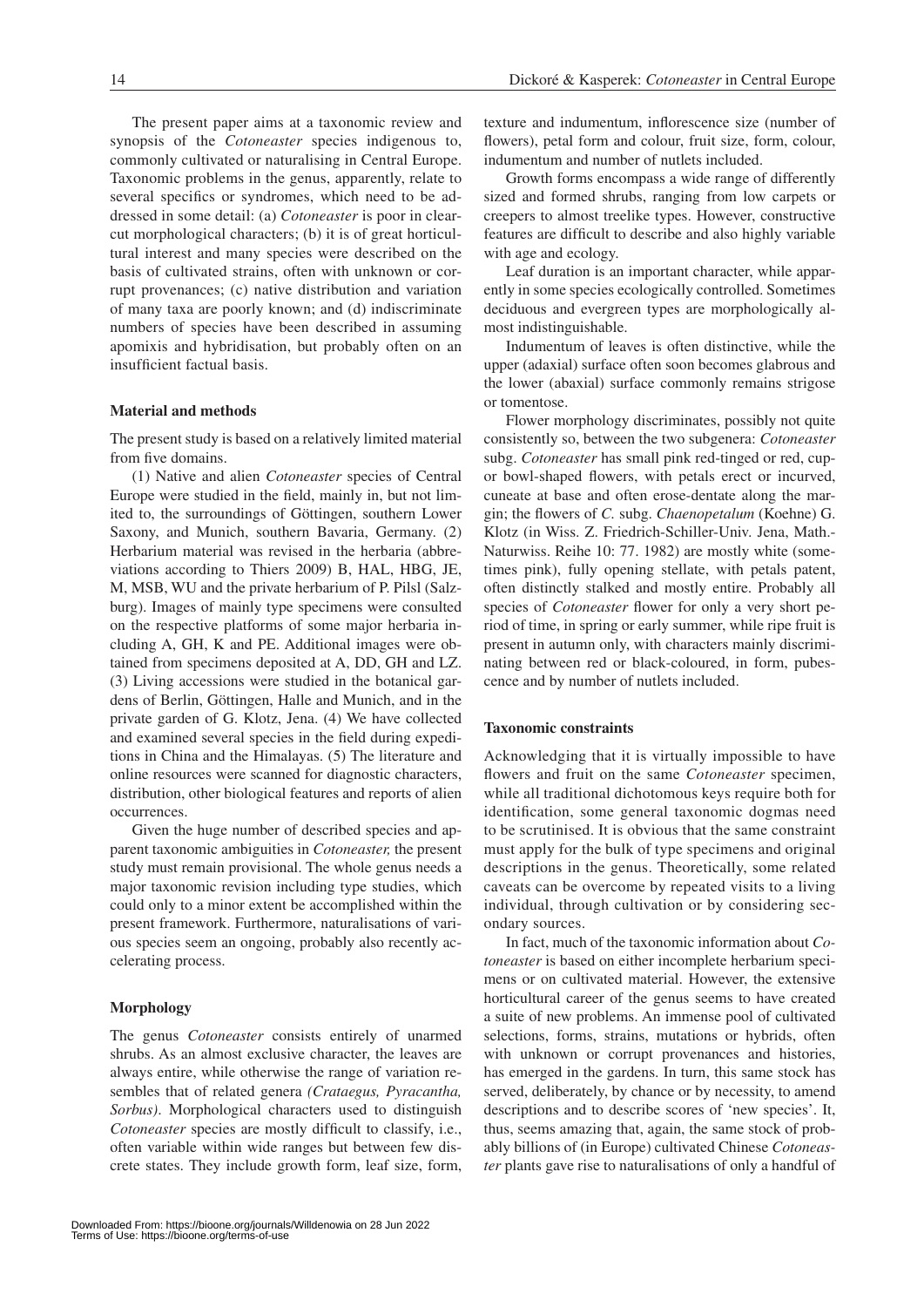The present paper aims at a taxonomic review and synopsis of the *Cotoneaster* species indigenous to, commonly cultivated or naturalising in Central Europe. Taxonomic problems in the genus, apparently, relate to several specifics or syndromes, which need to be addressed in some detail: (a) *Cotoneaster* is poor in clear-cut morphological characters; (b) it is of great horticultural interest and many species were described on the basis of cultivated strains, often with unknown or corrupt provenances; (c) native distribution and variation of many taxa are poorly known; and (d) indiscriminate numbers of species have been described in assuming apomixis and hybridisation, but probably often on an insufficient factual basis.

### Material and methods

The present study is based on a relatively limited material from five domains.

(1) Native and alien *Cotoneaster* species of Central Europe were studied in the field, mainly in, but not limited to, the surroundings of Göttingen, southern Lower Saxony, and Munich, southern Bavaria, Germany. (2) Herbarium material was revised in the herbaria (abbreviations according to Thiers 2009) B, HAL, HBG, JE, M, MSB, WU and the private herbarium of P. Pilsl (Salzburg). Images of mainly type specimens were consulted on the respective platforms of some major herbaria including A, GH, K and PE. Additional images were obtained from specimens deposited at A, DD, GH and LZ. (3) Living accessions were studied in the botanical gardens of Berlin, Göttingen, Halle and Munich, and in the private garden of G. Klotz, Jena. (4) We have collected and examined several species in the field during expeditions in China and the Himalayas. (5) The literature and online resources were scanned for diagnostic characters, distribution, other biological features and reports of alien occurrences.

Given the huge number of described species and apparent taxonomic ambiguities in *Cotoneaster,* the present study must remain provisional. The whole genus needs a major taxonomic revision including type studies, which could only to a minor extent be accomplished within the present framework. Furthermore, naturalisations of various species seem an ongoing, probably also recently accelerating process.

### Morphology

The genus *Cotoneaster* consists entirely of unarmed shrubs. As an almost exclusive character, the leaves are always entire, while otherwise the range of variation resembles that of related genera *(Crataegus, Pyracantha, Sorbus)*. Morphological characters used to distinguish *Cotoneaster* species are mostly difficult to classify, i.e., often variable within wide ranges but between few discrete states. They include growth form, leaf size, form, texture and indumentum, inflorescence size (number of flowers), petal form and colour, fruit size, form, colour, indumentum and number of nutlets included.

Growth forms encompass a wide range of differently sized and formed shrubs, ranging from low carpets or creepers to almost treelike types. However, constructive features are difficult to describe and also highly variable with age and ecology.

Leaf duration is an important character, while apparently in some species ecologically controlled. Sometimes deciduous and evergreen types are morphologically almost indistinguishable.

Indumentum of leaves is often distinctive, while the upper (adaxial) surface often soon becomes glabrous and the lower (abaxial) surface commonly remains strigose or tomentose.

Flower morphology discriminates, possibly not quite consistently so, between the two subgenera: *Cotoneaster* subg. *Cotoneaster* has small pink red-tinged or red, cup- or bowl-shaped flowers, with petals erect or incurved, cuneate at base and often erose-dentate along the margin; the flowers of *C.* subg. *Chaenopetalum* (Koehne) G. Klotz (in Wiss. Z. Friedrich-Schiller-Univ. Jena, Math.-Naturwiss. Reihe 10: 77. 1982) are mostly white (sometimes pink), fully opening stellate, with petals patent, often distinctly stalked and mostly entire. Probably all species of *Cotoneaster* flower for only a very short period of time, in spring or early summer, while ripe fruit is present in autumn only, with characters mainly discriminating between red or black-coloured, in form, pubescence and by number of nutlets included.

### Taxonomic constraints

Acknowledging that it is virtually impossible to have flowers and fruit on the same *Cotoneaster* specimen, while all traditional dichotomous keys require both for identification, some general taxonomic dogmas need to be scrutinised. It is obvious that the same constraint must apply for the bulk of type specimens and original descriptions in the genus. Theoretically, some related caveats can be overcome by repeated visits to a living individual, through cultivation or by considering secondary sources.

In fact, much of the taxonomic information about *Cotoneaster* is based on either incomplete herbarium specimens or on cultivated material. However, the extensive horticultural career of the genus seems to have created a suite of new problems. An immense pool of cultivated selections, forms, strains, mutations or hybrids, often with unknown or corrupt provenances and histories, has emerged in the gardens. In turn, this same stock has served, deliberately, by chance or by necessity, to amend descriptions and to describe scores of 'new species'. It, thus, seems amazing that, again, the same stock of probably billions of (in Europe) cultivated Chinese *Cotoneaster* plants gave rise to naturalisations of only a handful of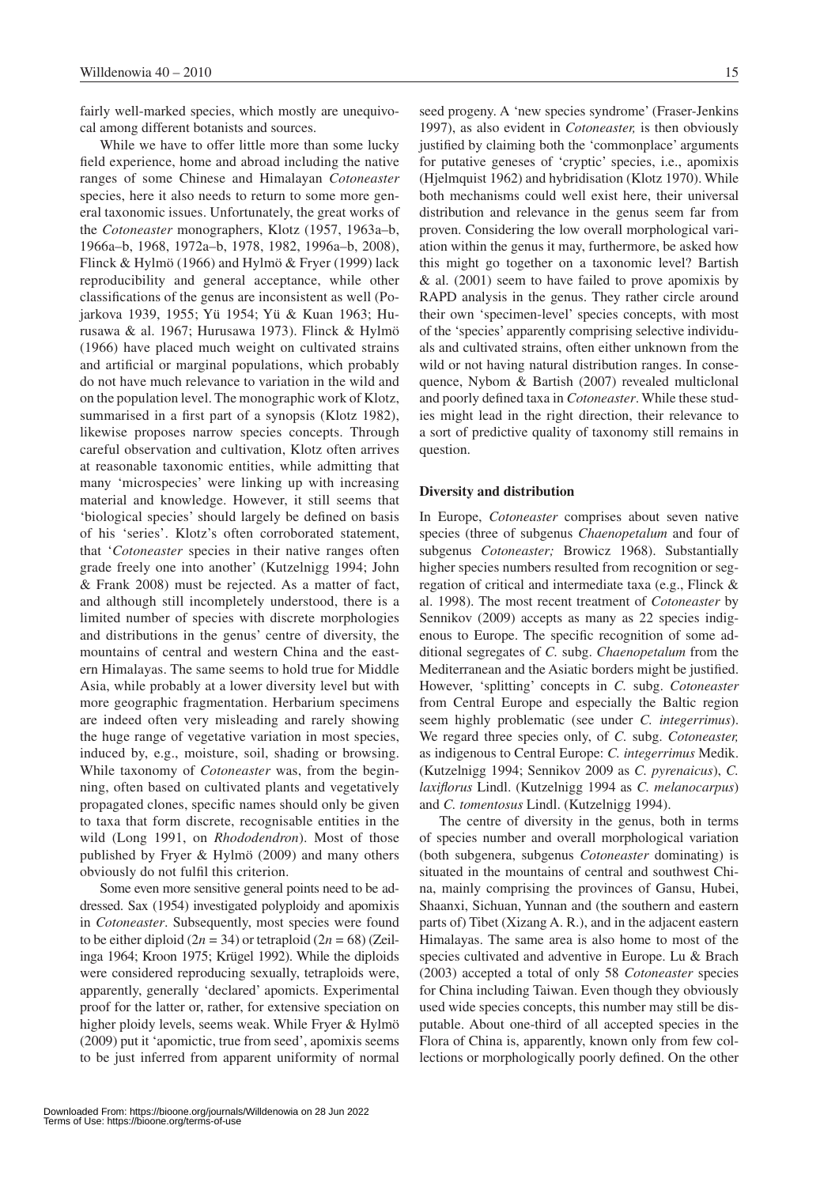fairly well-marked species, which mostly are unequivocal among different botanists and sources.

While we have to offer little more than some lucky field experience, home and abroad including the native ranges of some Chinese and Himalayan *Cotoneaster* species, here it also needs to return to some more general taxonomic issues. Unfortunately, the great works of the *Cotoneaster* monographers, Klotz (1957, 1963a–b, 1966a–b, 1968, 1972a–b, 1978, 1982, 1996a–b, 2008), Flinck & Hylmö (1966) and Hylmö & Fryer (1999) lack reproducibility and general acceptance, while other classifications of the genus are inconsistent as well (Pojarkova 1939, 1955; Yü 1954; Yü & Kuan 1963; Hurusawa & al. 1967; Hurusawa 1973). Flinck & Hylmö (1966) have placed much weight on cultivated strains and artificial or marginal populations, which probably do not have much relevance to variation in the wild and on the population level. The monographic work of Klotz, summarised in a first part of a synopsis (Klotz 1982), likewise proposes narrow species concepts. Through careful observation and cultivation, Klotz often arrives at reasonable taxonomic entities, while admitting that many 'microspecies' were linking up with increasing material and knowledge. However, it still seems that 'biological species' should largely be defined on basis of his 'series'. Klotz's often corroborated statement, that '*Cotoneaster* species in their native ranges often grade freely one into another' (Kutzelnigg 1994; John & Frank 2008) must be rejected. As a matter of fact, and although still incompletely understood, there is a limited number of species with discrete morphologies and distributions in the genus' centre of diversity, the mountains of central and western China and the eastern Himalayas. The same seems to hold true for Middle Asia, while probably at a lower diversity level but with more geographic fragmentation. Herbarium specimens are indeed often very misleading and rarely showing the huge range of vegetative variation in most species, induced by, e.g., moisture, soil, shading or browsing. While taxonomy of *Cotoneaster* was, from the beginning, often based on cultivated plants and vegetatively propagated clones, specific names should only be given to taxa that form discrete, recognisable entities in the wild (Long 1991, on *Rhododendron*). Most of those published by Fryer & Hylmö (2009) and many others obviously do not fulfil this criterion.

Some even more sensitive general points need to be addressed. Sax (1954) investigated polyploidy and apomixis in *Cotoneaster*. Subsequently, most species were found to be either diploid ($2n = 34$) or tetraploid ($2n = 68$) (Zeilinga 1964; Kroon 1975; Krügel 1992). While the diploids were considered reproducing sexually, tetraploids were, apparently, generally 'declared' apomicts. Experimental proof for the latter or, rather, for extensive speciation on higher ploidy levels, seems weak. While Fryer & Hylmö (2009) put it 'apomictic, true from seed', apomixis seems to be just inferred from apparent uniformity of normal seed progeny. A 'new species syndrome' (Fraser-Jenkins 1997), as also evident in *Cotoneaster,* is then obviously justified by claiming both the 'commonplace' arguments for putative geneses of 'cryptic' species, i.e., apomixis (Hjelmquist 1962) and hybridisation (Klotz 1970). While both mechanisms could well exist here, their universal distribution and relevance in the genus seem far from proven. Considering the low overall morphological variation within the genus it may, furthermore, be asked how this might go together on a taxonomic level? Bartish & al. (2001) seem to have failed to prove apomixis by RAPD analysis in the genus. They rather circle around their own 'specimen-level' species concepts, with most of the 'species' apparently comprising selective individuals and cultivated strains, often either unknown from the wild or not having natural distribution ranges. In consequence, Nybom & Bartish (2007) revealed multiclonal and poorly defined taxa in *Cotoneaster*. While these studies might lead in the right direction, their relevance to a sort of predictive quality of taxonomy still remains in question.

### Diversity and distribution

In Europe, *Cotoneaster* comprises about seven native species (three of subgenus *Chaenopetalum* and four of subgenus *Cotoneaster;* Browicz 1968). Substantially higher species numbers resulted from recognition or segregation of critical and intermediate taxa (e.g., Flinck & al. 1998). The most recent treatment of *Cotoneaster* by Sennikov (2009) accepts as many as 22 species indigenous to Europe. The specific recognition of some additional segregates of *C.* subg. *Chaenopetalum* from the Mediterranean and the Asiatic borders might be justified. However, 'splitting' concepts in *C.* subg. *Cotoneaster* from Central Europe and especially the Baltic region seem highly problematic (see under *C. integerrimus*). We regard three species only, of *C.* subg. *Cotoneaster,* as indigenous to Central Europe: *C. integerrimus* Medik. (Kutzelnigg 1994; Sennikov 2009 as *C. pyrenaicus*), *C. laxiflorus* Lindl. (Kutzelnigg 1994 as *C. melanocarpus*) and *C. tomentosus* Lindl. (Kutzelnigg 1994).

The centre of diversity in the genus, both in terms of species number and overall morphological variation (both subgenera, subgenus *Cotoneaster* dominating) is situated in the mountains of central and southwest China, mainly comprising the provinces of Gansu, Hubei, Shaanxi, Sichuan, Yunnan and (the southern and eastern parts of) Tibet (Xizang A. R.), and in the adjacent eastern Himalayas. The same area is also home to most of the species cultivated and adventive in Europe. Lu & Brach (2003) accepted a total of only 58 *Cotoneaster* species for China including Taiwan. Even though they obviously used wide species concepts, this number may still be disputable. About one-third of all accepted species in the Flora of China is, apparently, known only from few collections or morphologically poorly defined. On the other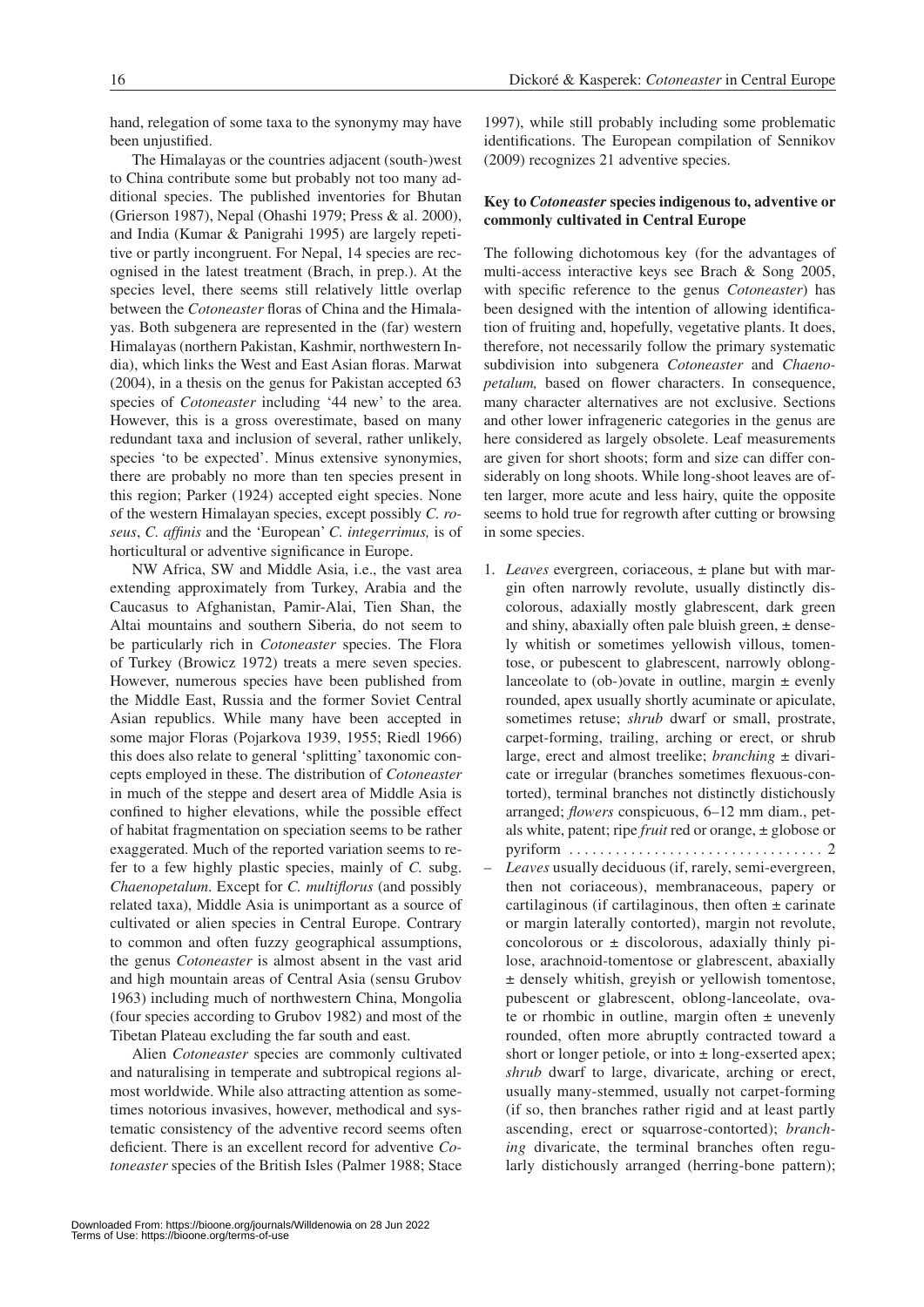hand, relegation of some taxa to the synonymy may have been unjustified.

The Himalayas or the countries adjacent (south-)west to China contribute some but probably not too many additional species. The published inventories for Bhutan (Grierson 1987), Nepal (Ohashi 1979; Press & al. 2000), and India (Kumar & Panigrahi 1995) are largely repetitive or partly incongruent. For Nepal, 14 species are recognised in the latest treatment (Brach, in prep.). At the species level, there seems still relatively little overlap between the *Cotoneaster* floras of China and the Himalayas. Both subgenera are represented in the (far) western Himalayas (northern Pakistan, Kashmir, northwestern India), which links the West and East Asian floras. Marwat (2004), in a thesis on the genus for Pakistan accepted 63 species of *Cotoneaster* including '44 new' to the area. However, this is a gross overestimate, based on many redundant taxa and inclusion of several, rather unlikely, species 'to be expected'. Minus extensive synonymies, there are probably no more than ten species present in this region; Parker (1924) accepted eight species. None of the western Himalayan species, except possibly *C. roseus*, *C. affinis* and the 'European' *C. integerrimus,* is of horticultural or adventive significance in Europe.

NW Africa, SW and Middle Asia, i.e., the vast area extending approximately from Turkey, Arabia and the Caucasus to Afghanistan, Pamir-Alai, Tien Shan, the Altai mountains and southern Siberia, do not seem to be particularly rich in *Cotoneaster* species. The Flora of Turkey (Browicz 1972) treats a mere seven species. However, numerous species have been published from the Middle East, Russia and the former Soviet Central Asian republics. While many have been accepted in some major Floras (Pojarkova 1939, 1955; Riedl 1966) this does also relate to general 'splitting' taxonomic concepts employed in these. The distribution of *Cotoneaster* in much of the steppe and desert area of Middle Asia is confined to higher elevations, while the possible effect of habitat fragmentation on speciation seems to be rather exaggerated. Much of the reported variation seems to refer to a few highly plastic species, mainly of *C.* subg. *Chaenopetalum*. Except for *C. multiflorus* (and possibly related taxa), Middle Asia is unimportant as a source of cultivated or alien species in Central Europe. Contrary to common and often fuzzy geographical assumptions, the genus *Cotoneaster* is almost absent in the vast arid and high mountain areas of Central Asia (sensu Grubov 1963) including much of northwestern China, Mongolia (four species according to Grubov 1982) and most of the Tibetan Plateau excluding the far south and east.

Alien *Cotoneaster* species are commonly cultivated and naturalising in temperate and subtropical regions almost worldwide. While also attracting attention as sometimes notorious invasives, however, methodical and systematic consistency of the adventive record seems often deficient. There is an excellent record for adventive *Cotoneaster* species of the British Isles (Palmer 1988; Stace 1997), while still probably including some problematic identifications. The European compilation of Sennikov (2009) recognizes 21 adventive species.

### Key to *Cotoneaster* species indigenous to, adventive or commonly cultivated in Central Europe

The following dichotomous key (for the advantages of multi-access interactive keys see Brach & Song 2005, with specific reference to the genus *Cotoneaster*) has been designed with the intention of allowing identification of fruiting and, hopefully, vegetative plants. It does, therefore, not necessarily follow the primary systematic subdivision into subgenera *Cotoneaster* and *Chaenopetalum,* based on flower characters. In consequence, many character alternatives are not exclusive. Sections and other lower infrageneric categories in the genus are here considered as largely obsolete. Leaf measurements are given for short shoots; form and size can differ considerably on long shoots. While long-shoot leaves are often larger, more acute and less hairy, quite the opposite seems to hold true for regrowth after cutting or browsing in some species.

1. *Leaves* evergreen, coriaceous, ± plane but with margin often narrowly revolute, usually distinctly discolorous, adaxially mostly glabrescent, dark green and shiny, abaxially often pale bluish green, ± densely whitish or sometimes yellowish villous, tomentose, or pubescent to glabrescent, narrowly oblong-lanceolate to (ob-)ovate in outline, margin ± evenly rounded, apex usually shortly acuminate or apiculate, sometimes retuse; *shrub* dwarf or small, prostrate, carpet-forming, trailing, arching or erect, or shrub large, erect and almost treelike; *branching* ± divaricate or irregular (branches sometimes flexuous-contorted), terminal branches not distinctly distichously arranged; *flowers* conspicuous, 6–12 mm diam., petals white, patent; ripe *fruit* red or orange, ± globose or pyriform . . . . . . . . . . . . . . . . . . . . . . . . . . . . . . . . . 2
– *Leaves* usually deciduous (if, rarely, semi-evergreen, then not coriaceous), membranaceous, papery or cartilaginous (if cartilaginous, then often ± carinate or margin laterally contorted), margin not revolute, concolorous or ± discolorous, adaxially thinly pilose, arachnoid-tomentose or glabrescent, abaxially ± densely whitish, greyish or yellowish tomentose, pubescent or glabrescent, oblong-lanceolate, ovate or rhombic in outline, margin often ± unevenly rounded, often more abruptly contracted toward a short or longer petiole, or into ± long-exserted apex; *shrub* dwarf to large, divaricate, arching or erect, usually many-stemmed, usually not carpet-forming (if so, then branches rather rigid and at least partly ascending, erect or squarrose-contorted); *branching* divaricate, the terminal branches often regularly distichously arranged (herring-bone pattern);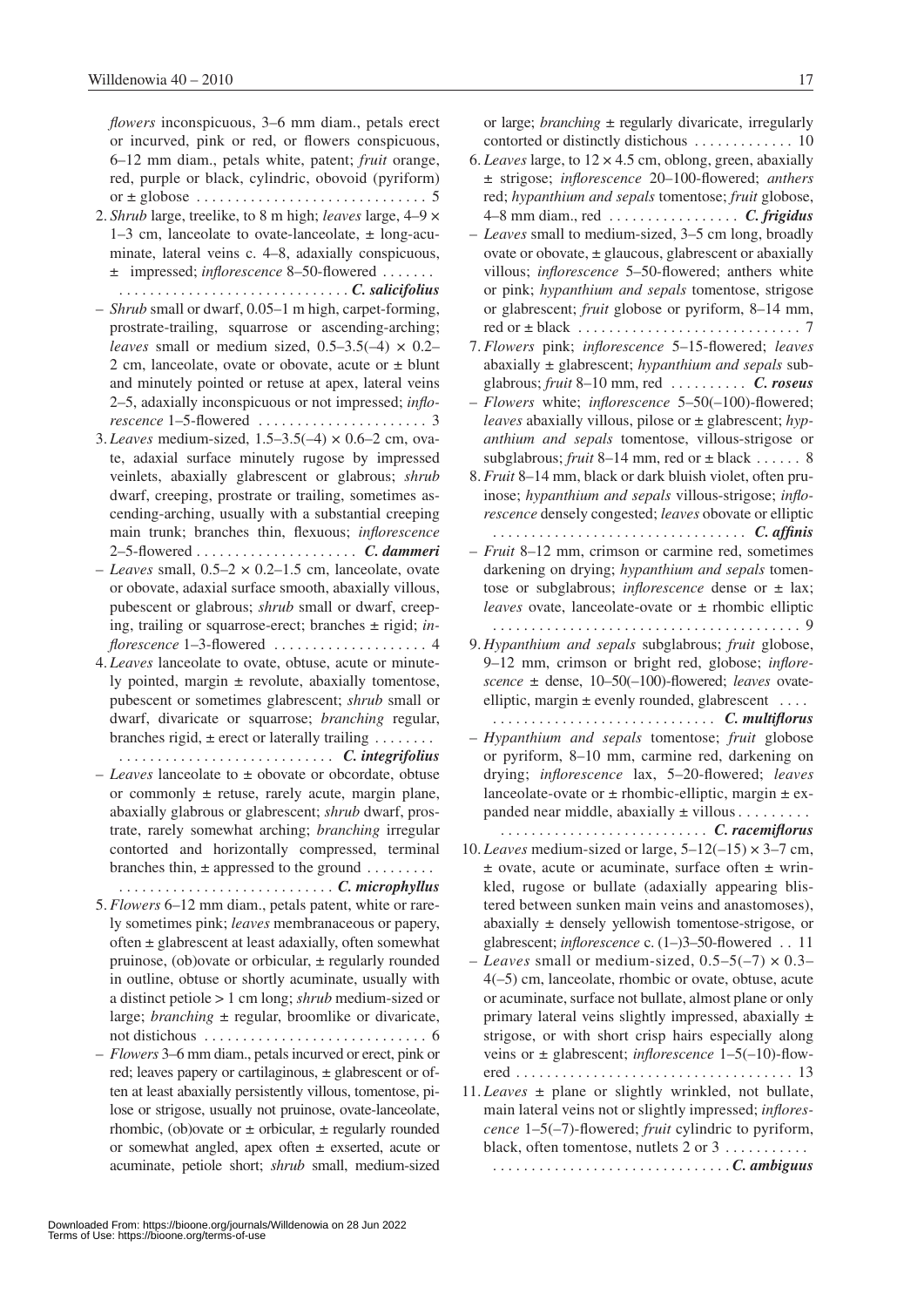*flowers* inconspicuous, 3–6 mm diam., petals erect or incurved, pink or red, or flowers conspicuous, 6–12 mm diam., petals white, patent; *fruit* orange, red, purple or black, cylindric, obovoid (pyriform) or ± globose . . . . . . . . . . . . . . . . . . . . . . . . . . . . . 5

2. *Shrub* large, treelike, to 8 m high; *leaves* large, 4–9 × 1–3 cm, lanceolate to ovate-lanceolate, ± long-acuminate, lateral veins c. 4–8, adaxially conspicuous, ± impressed; *inflorescence* 8–50-flowered . . . . . . . . . . . . . . . . . . . . . . . . . . . . . . . . . . . . . . ***C. salicifolius***

– *Shrub* small or dwarf, 0.05–1 m high, carpet-forming, prostrate-trailing, squarrose or ascending-arching; *leaves* small or medium sized, 0.5–3.5(–4) × 0.2–2 cm, lanceolate, ovate or obovate, acute or ± blunt and minutely pointed or retuse at apex, lateral veins 2–5, adaxially inconspicuous or not impressed; *inflorescence* 1–5-flowered . . . . . . . . . . . . . . . . . . . . . . 3

3. *Leaves* medium-sized, 1.5–3.5(–4) × 0.6–2 cm, ovate, adaxial surface minutely rugose by impressed veinlets, abaxially glabrescent or glabrous; *shrub* dwarf, creeping, prostrate or trailing, sometimes ascending-arching, usually with a substantial creeping main trunk; branches thin, flexuous; *inflorescence* 2–5-flowered . . . . . . . . . . . . . . . . . . . . . ***C. dammeri***

– *Leaves* small, 0.5–2 × 0.2–1.5 cm, lanceolate, ovate or obovate, adaxial surface smooth, abaxially villous, pubescent or glabrous; *shrub* small or dwarf, creeping, trailing or squarrose-erect; branches ± rigid; *inflorescence* 1–3-flowered . . . . . . . . . . . . . . . . . . . . 4

4. *Leaves* lanceolate to ovate, obtuse, acute or minutely pointed, margin ± revolute, abaxially tomentose, pubescent or sometimes glabrescent; *shrub* small or dwarf, divaricate or squarrose; *branching* regular, branches rigid, ± erect or laterally trailing . . . . . . . . . . . . . . . . . . . . . . . . . . . . . . . . . . . . ***C. integrifolius***

– *Leaves* lanceolate to ± obovate or obcordate, obtuse or commonly ± retuse, rarely acute, margin plane, abaxially glabrous or glabrescent; *shrub* dwarf, prostrate, rarely somewhat arching; *branching* irregular contorted and horizontally compressed, terminal branches thin, ± appressed to the ground . . . . . . . . . . . . . . . . . . . . . . . . . . . . . . . . . . . . . ***C. microphyllus***

5. *Flowers* 6–12 mm diam., petals patent, white or rarely sometimes pink; *leaves* membranaceous or papery, often ± glabrescent at least adaxially, often somewhat pruinose, (ob)ovate or orbicular, ± regularly rounded in outline, obtuse or shortly acuminate, usually with a distinct petiole > 1 cm long; *shrub* medium-sized or large; *branching* ± regular, broomlike or divaricate, not distichous . . . . . . . . . . . . . . . . . . . . . . . . . . . . . 6

– *Flowers* 3–6 mm diam., petals incurved or erect, pink or red; leaves papery or cartilaginous, ± glabrescent or often at least abaxially persistently villous, tomentose, pilose or strigose, usually not pruinose, ovate-lanceolate, rhombic, (ob)ovate or ± orbicular, ± regularly rounded or somewhat angled, apex often ± exserted, acute or acuminate, petiole short; *shrub* small, medium-sized or large; *branching* ± regularly divaricate, irregularly contorted or distinctly distichous . . . . . . . . . . . . . 10

6. *Leaves* large, to 12 × 4.5 cm, oblong, green, abaxially ± strigose; *inflorescence* 20–100-flowered; *anthers* red; *hypanthium and sepals* tomentose; *fruit* globose, 4–8 mm diam., red . . . . . . . . . . . . . . . . . ***C. frigidus***

– *Leaves* small to medium-sized, 3–5 cm long, broadly ovate or obovate, ± glaucous, glabrescent or abaxially villous; *inflorescence* 5–50-flowered; anthers white or pink; *hypanthium and sepals* tomentose, strigose or glabrescent; *fruit* globose or pyriform, 8–14 mm, red or ± black . . . . . . . . . . . . . . . . . . . . . . . . . . . . 7

7. *Flowers* pink; *inflorescence* 5–15-flowered; *leaves* abaxially ± glabrescent; *hypanthium and sepals* subglabrous; *fruit* 8–10 mm, red . . . . . . . . . . ***C. roseus***

– *Flowers* white; *inflorescence* 5–50(–100)-flowered; *leaves* abaxially villous, pilose or ± glabrescent; *hypanthium and sepals* tomentose, villous-strigose or subglabrous; *fruit* 8–14 mm, red or ± black . . . . . . 8

8. *Fruit* 8–14 mm, black or dark bluish violet, often pruinose; *hypanthium and sepals* villous-strigose; *inflorescence* densely congested; *leaves* obovate or elliptic . . . . . . . . . . . . . . . . . . . . . . . . . . . . . . . . . ***C. affinis***

– *Fruit* 8–12 mm, crimson or carmine red, sometimes darkening on drying; *hypanthium and sepals* tomentose or subglabrous; *inflorescence* dense or ± lax; *leaves* ovate, lanceolate-ovate or ± rhombic elliptic . . . . . . . . . . . . . . . . . . . . . . . . . . . . . . . . . . . . . . . . 9

9. *Hypanthium and sepals* subglabrous; *fruit* globose, 9–12 mm, crimson or bright red, globose; *inflorescence* ± dense, 10–50(–100)-flowered; *leaves* ovate-elliptic, margin ± evenly rounded, glabrescent . . . . . . . . . . . . . . . . . . . . . . . . . . . . . . . . . ***C. multiflorus***

– *Hypanthium and sepals* tomentose; *fruit* globose or pyriform, 8–10 mm, carmine red, darkening on drying; *inflorescence* lax, 5–20-flowered; *leaves* lanceolate-ovate or ± rhombic-elliptic, margin ± expanded near middle, abaxially ± villous . . . . . . . . . . . . . . . . . . . . . . . . . . . . . . . . . . . . ***C. racemiflorus***

10. *Leaves* medium-sized or large, 5–12(–15) × 3–7 cm, ± ovate, acute or acuminate, surface often ± wrinkled, rugose or bullate (adaxially appearing blistered between sunken main veins and anastomoses), abaxially ± densely yellowish tomentose-strigose, or glabrescent; *inflorescence* c. (1–)3–50-flowered . . 11

– *Leaves* small or medium-sized, 0.5–5(–7) × 0.3–4(–5) cm, lanceolate, rhombic or ovate, obtuse, acute or acuminate, surface not bullate, almost plane or only primary lateral veins slightly impressed, abaxially ± strigose, or with short crisp hairs especially along veins or ± glabrescent; *inflorescence* 1–5(–10)-flowered . . . . . . . . . . . . . . . . . . . . . . . . . . . . . . . . . . . . 13

11. *Leaves* ± plane or slightly wrinkled, not bullate, main lateral veins not or slightly impressed; *inflorescence* 1–5(–7)-flowered; *fruit* cylindric to pyriform, black, often tomentose, nutlets 2 or 3 . . . . . . . . . . . . . . . . . . . . . . . . . . . . . . . . . . . . . . . . . . ***C. ambiguus***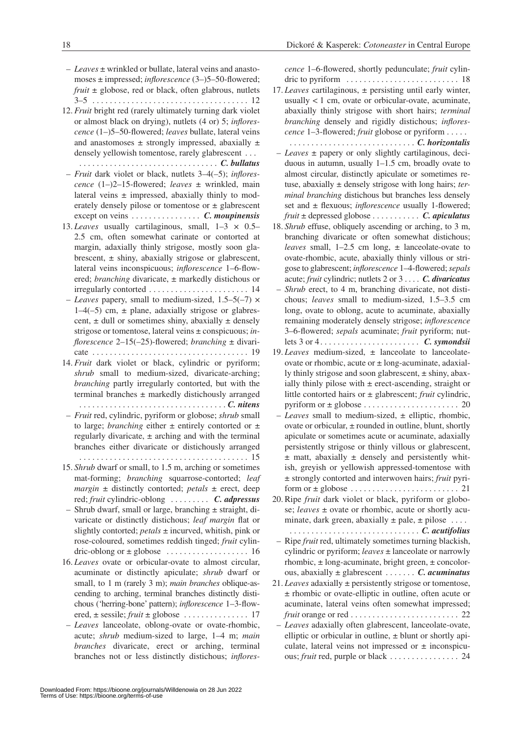– *Leaves* ± wrinkled or bullate, lateral veins and anastomoses ± impressed; *inflorescence* (3–)5–50-flowered; *fruit* ± globose, red or black, often glabrous, nutlets 3–5 . . . . . . . . . . . . . . . . . . . . . . . . . . . . . . . . . . . 12

12. *Fruit* bright red (rarely ultimately turning dark violet or almost black on drying), nutlets (4 or) 5; *inflorescence* (1–)5–50-flowered; *leaves* bullate, lateral veins and anastomoses ± strongly impressed, abaxially ± densely yellowish tomentose, rarely glabrescent . . . . . . . . . . . . . . . . . . . . . . . . . . . . . . . . . . . . ***C. bullatus***

– *Fruit* dark violet or black, nutlets 3–4(–5); *inflorescence* (1–)2–15-flowered; *leaves* ± wrinkled, main lateral veins ± impressed, abaxially thinly to moderately densely pilose or tomentose or ± glabrescent except on veins . . . . . . . . . . . . . . . . ***C. moupinensis***

13. *Leaves* usually cartilaginous, small, 1–3 × 0.5–2.5 cm, often somewhat carinate or contorted at margin, adaxially thinly strigose, mostly soon glabrescent, ± shiny, abaxially strigose or glabrescent, lateral veins inconspicuous; *inflorescence* 1–6-flowered; *branching* divaricate, ± markedly distichous or irregularly contorted . . . . . . . . . . . . . . . . . . . . . . . 14

– *Leaves* papery, small to medium-sized, 1.5–5(–7) × 1–4(–5) cm, ± plane, adaxially strigose or glabrescent, ± dull or sometimes shiny, abaxially ± densely strigose or tomentose, lateral veins ± conspicuous; *inflorescence* 2–15(–25)-flowered; *branching* ± divaricate . . . . . . . . . . . . . . . . . . . . . . . . . . . . . . . . . . . . 19

14. *Fruit* dark violet or black, cylindric or pyriform; *shrub* small to medium-sized, divaricate-arching; *branching* partly irregularly contorted, but with the terminal branches ± markedly distichously arranged . . . . . . . . . . . . . . . . . . . . . . . . . . . . . . . . . . ***C. nitens***

– *Fruit* red, cylindric, pyriform or globose; *shrub* small to large; *branching* either ± entirely contorted or ± regularly divaricate, ± arching and with the terminal branches either divaricate or distichously arranged . . . . . . . . . . . . . . . . . . . . . . . . . . . . . . . . . . . . . . . 15

15. *Shrub* dwarf or small, to 1.5 m, arching or sometimes mat-forming; *branching* squarrose-contorted; *leaf margin* ± distinctly contorted; *petals* ± erect, deep red; *fruit* cylindric-oblong . . . . . . . . . ***C. adpressus***

– Shrub dwarf, small or large, branching ± straight, divaricate or distinctly distichous; *leaf margin* flat or slightly contorted; *petals* ± incurved, whitish, pink or rose-coloured, sometimes reddish tinged; *fruit* cylindric-oblong or ± globose . . . . . . . . . . . . . . . . . . . 16

16. *Leaves* ovate or orbicular-ovate to almost circular, acuminate or distinctly apiculate; *shrub* dwarf or small, to 1 m (rarely 3 m); *main branches* oblique-ascending to arching, terminal branches distinctly distichous ('herring-bone' pattern); *inflorescence* 1–3-flowered, ± sessile; *fruit* ± globose . . . . . . . . . . . . . . . 17

– *Leaves* lanceolate, oblong-ovate or ovate-rhombic, acute; *shrub* medium-sized to large, 1–4 m; *main branches* divaricate, erect or arching, terminal branches not or less distinctly distichous; *inflorescence* 1–6-flowered, shortly pedunculate; *fruit* cylindric to pyriform . . . . . . . . . . . . . . . . . . . . . . . . . . 18

17. *Leaves* cartilaginous, ± persisting until early winter, usually < 1 cm, ovate or orbicular-ovate, acuminate, abaxially thinly strigose with short hairs; *terminal branching* densely and rigidly distichous; *inflorescence* 1–3-flowered; *fruit* globose or pyriform . . . . . . . . . . . . . . . . . . . . . . . . . . . . . . . . . . ***C. horizontalis***

– *Leaves* ± papery or only slightly cartilaginous, deciduous in autumn, usually 1–1.5 cm, broadly ovate to almost circular, distinctly apiculate or sometimes retuse, abaxially ± densely strigose with long hairs; *terminal branching* distichous but branches less densely set and ± flexuous; *inflorescence* usually 1-flowered; *fruit* ± depressed globose . . . . . . . . . . . ***C. apiculatus***

18. *Shrub* effuse, obliquely ascending or arching, to 3 m, branching divaricate or often somewhat distichous; *leaves* small, 1–2.5 cm long, ± lanceolate-ovate to ovate-rhombic, acute, abaxially thinly villous or strigose to glabrescent; *inflorescence* 1–4-flowered; *sepals* acute; *fruit* cylindric; nutlets 2 or 3 . . . . ***C. divaricatus***

– *Shrub* erect, to 4 m, branching divaricate, not distichous; *leaves* small to medium-sized, 1.5–3.5 cm long, ovate to oblong, acute to acuminate, abaxially remaining moderately densely strigose; *inflorescence* 3–6-flowered; *sepals* acuminate; *fruit* pyriform; nutlets 3 or 4 . . . . . . . . . . . . . . . . . . . . . . . ***C. symondsii***

19. *Leaves* medium-sized, ± lanceolate to lanceolate-ovate or rhombic, acute or ± long-acuminate, adaxially thinly strigose and soon glabrescent, ± shiny, abaxially thinly pilose with ± erect-ascending, straight or little contorted hairs or ± glabrescent; *fruit* cylindric, pyriform or ± globose . . . . . . . . . . . . . . . . . . . . . . 20

– *Leaves* small to medium-sized, ± elliptic, rhombic, ovate or orbicular, ± rounded in outline, blunt, shortly apiculate or sometimes acute or acuminate, adaxially persistently strigose or thinly villous or glabrescent, ± matt, abaxially ± densely and persistently whitish, greyish or yellowish appressed-tomentose with ± strongly contorted and interwoven hairs; *fruit* pyriform or ± globose . . . . . . . . . . . . . . . . . . . . . . . . . 21

20. Ripe *fruit* dark violet or black, pyriform or globose; *leaves* ± ovate or rhombic, acute or shortly acuminate, dark green, abaxially ± pale, ± pilose . . . . . . . . . . . . . . . . . . . . . . . . . . . . . . . . . . . . . . ***C. acutifolius***

– Ripe *fruit* red, ultimately sometimes turning blackish, cylindric or pyriform; *leaves* ± lanceolate or narrowly rhombic, ± long-acuminate, bright green, ± concolorous, abaxially ± glabrescent . . . . . . . ***C. acuminatus***

21. *Leaves* adaxially ± persistently strigose or tomentose, ± rhombic or ovate-elliptic in outline, often acute or acuminate, lateral veins often somewhat impressed; *fruit* orange or red . . . . . . . . . . . . . . . . . . . . . . . . . 22

– *Leaves* adaxially often glabrescent, lanceolate-ovate, elliptic or orbicular in outline, ± blunt or shortly apiculate, lateral veins not impressed or ± inconspicuous; *fruit* red, purple or black . . . . . . . . . . . . . . . . 24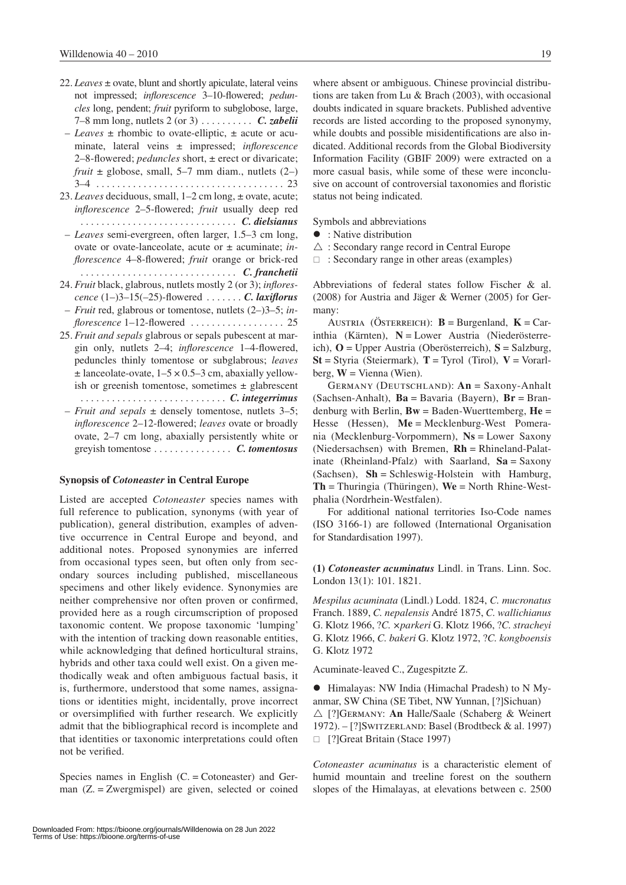22. *Leaves* ± ovate, blunt and shortly apiculate, lateral veins not impressed; *inflorescence* 3–10-flowered; *peduncles* long, pendent; *fruit* pyriform to subglobose, large, 7–8 mm long, nutlets 2 (or 3) . . . . . . . . . . ***C. zabelii***
– *Leaves* ± rhombic to ovate-elliptic, ± acute or acuminate, lateral veins ± impressed; *inflorescence* 2–8-flowered; *peduncles* short, ± erect or divaricate; *fruit* ± globose, small, 5–7 mm diam., nutlets (2–) 3–4 . . . . . . . . . . . . . . . . . . . . . . . . . . . . . . . . . . . 23
23. *Leaves* deciduous, small, 1–2 cm long, ± ovate, acute; *inflorescence* 2–5-flowered; *fruit* usually deep red . . . . . . . . . . . . . . . . . . . . . . . . . . . . . ***C. dielsianus***
– *Leaves* semi-evergreen, often larger, 1.5–3 cm long, ovate or ovate-lanceolate, acute or ± acuminate; *inflorescence* 4–8-flowered; *fruit* orange or brick-red . . . . . . . . . . . . . . . . . . . . . . . . . . . . . ***C. franchetii***
24. *Fruit* black, glabrous, nutlets mostly 2 (or 3); *inflorescence* (1–)3–15(–25)-flowered . . . . . . . ***C. laxiflorus***
– *Fruit* red, glabrous or tomentose, nutlets (2–)3–5; *inflorescence* 1–12-flowered . . . . . . . . . . . . . . . . . . 25
25. *Fruit and sepals* glabrous or sepals pubescent at margin only, nutlets 2–4; *inflorescence* 1–4-flowered, peduncles thinly tomentose or subglabrous; *leaves* ± lanceolate-ovate, 1–5 × 0.5–3 cm, abaxially yellowish or greenish tomentose, sometimes ± glabrescent . . . . . . . . . . . . . . . . . . . . . . . . . . . ***C. integerrimus***
– *Fruit and sepals* ± densely tomentose, nutlets 3–5; *inflorescence* 2–12-flowered; *leaves* ovate or broadly ovate, 2–7 cm long, abaxially persistently white or greyish tomentose . . . . . . . . . . . . . . . ***C. tomentosus***

## Synopsis of *Cotoneaster* in Central Europe

Listed are accepted *Cotoneaster* species names with full reference to publication, synonyms (with year of publication), general distribution, examples of adventive occurrence in Central Europe and beyond, and additional notes. Proposed synonymies are inferred from occasional types seen, but often only from secondary sources including published, miscellaneous specimens and other likely evidence. Synonymies are neither comprehensive nor often proven or confirmed, provided here as a rough circumscription of proposed taxonomic content. We propose taxonomic 'lumping' with the intention of tracking down reasonable entities, while acknowledging that defined horticultural strains, hybrids and other taxa could well exist. On a given methodically weak and often ambiguous factual basis, it is, furthermore, understood that some names, assignations or identities might, incidentally, prove incorrect or oversimplified with further research. We explicitly admit that the bibliographical record is incomplete and that identities or taxonomic interpretations could often not be verified.

Species names in English (C. = Cotoneaster) and German (Z. = Zwergmispel) are given, selected or coined where absent or ambiguous. Chinese provincial distributions are taken from Lu & Brach (2003), with occasional doubts indicated in square brackets. Published adventive records are listed according to the proposed synonymy, while doubts and possible misidentifications are also indicated. Additional records from the Global Biodiversity Information Facility (GBIF 2009) were extracted on a more casual basis, while some of these were inconclusive on account of controversial taxonomies and floristic status not being indicated.

Symbols and abbreviations

- ● : Native distribution
- △ : Secondary range record in Central Europe
- □ : Secondary range in other areas (examples)

Abbreviations of federal states follow Fischer & al. (2008) for Austria and Jäger & Werner (2005) for Germany:

Austria (Österreich): **B** = Burgenland, **K** = Carinthia (Kärnten), **N** = Lower Austria (Niederösterreich), **O** = Upper Austria (Oberösterreich), **S** = Salzburg, **St** = Styria (Steiermark), **T** = Tyrol (Tirol), **V** = Vorarlberg, **W** = Vienna (Wien).

Germany (Deutschland): **An** = Saxony-Anhalt (Sachsen-Anhalt), **Ba** = Bavaria (Bayern), **Br** = Brandenburg with Berlin, **Bw** = Baden-Wuerttemberg, **He** = Hesse (Hessen), **Me** = Mecklenburg-West Pomerania (Mecklenburg-Vorpommern), **Ns** = Lower Saxony (Niedersachsen) with Bremen, **Rh** = Rhineland-Palatinate (Rheinland-Pfalz) with Saarland, **Sa** = Saxony (Sachsen), **Sh** = Schleswig-Holstein with Hamburg, **Th** = Thuringia (Thüringen), **We** = North Rhine-Westphalia (Nordrhein-Westfalen).

For additional national territories Iso-Code names (ISO 3166-1) are followed (International Organisation for Standardisation 1997).

**(1)** ***Cotoneaster acuminatus*** **Lindl. in Trans. Linn. Soc. London 13(1): 101. 1821.**

*Mespilus acuminata* (Lindl.) Lodd. 1824, *C. mucronatus* Franch. 1889, *C. nepalensis* André 1875, *C. wallichianus* G. Klotz 1966, ?*C.* ×*parkeri* G. Klotz 1966, ?*C. stracheyi* G. Klotz 1966, *C. bakeri* G. Klotz 1972, ?*C. kongboensis* G. Klotz 1972

Acuminate-leaved C., Zugespitzte Z.

● Himalayas: NW India (Himachal Pradesh) to N Myanmar, SW China (SE Tibet, NW Yunnan, [?]Sichuan)
△ [?]Germany: **An** Halle/Saale (Schaberg & Weinert 1972). – [?]Switzerland: Basel (Brodtbeck & al. 1997)
□ [?]Great Britain (Stace 1997)

*Cotoneaster acuminatus* is a characteristic element of humid mountain and treeline forest on the southern slopes of the Himalayas, at elevations between c. 2500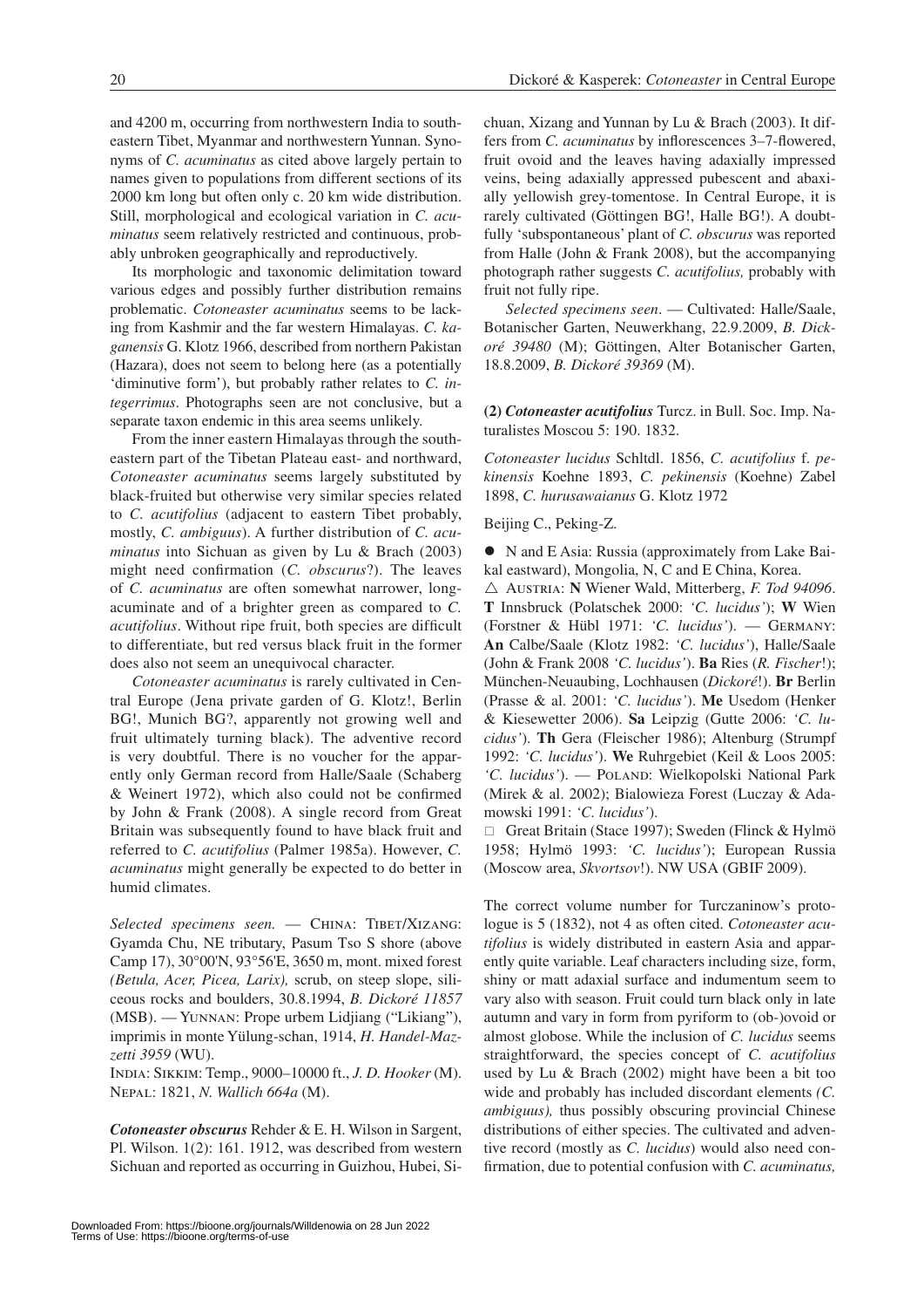and 4200 m, occurring from northwestern India to southeastern Tibet, Myanmar and northwestern Yunnan. Synonyms of *C. acuminatus* as cited above largely pertain to names given to populations from different sections of its 2000 km long but often only c. 20 km wide distribution. Still, morphological and ecological variation in *C. acuminatus* seem relatively restricted and continuous, probably unbroken geographically and reproductively.

Its morphologic and taxonomic delimitation toward various edges and possibly further distribution remains problematic. *Cotoneaster acuminatus* seems to be lacking from Kashmir and the far western Himalayas. *C. kaganensis* G. Klotz 1966, described from northern Pakistan (Hazara), does not seem to belong here (as a potentially 'diminutive form'), but probably rather relates to *C. integerrimus*. Photographs seen are not conclusive, but a separate taxon endemic in this area seems unlikely.

From the inner eastern Himalayas through the southeastern part of the Tibetan Plateau east- and northward, *Cotoneaster acuminatus* seems largely substituted by black-fruited but otherwise very similar species related to *C. acutifolius* (adjacent to eastern Tibet probably, mostly, *C. ambiguus*). A further distribution of *C. acuminatus* into Sichuan as given by Lu & Brach (2003) might need confirmation (*C. obscurus*?). The leaves of *C. acuminatus* are often somewhat narrower, long-acuminate and of a brighter green as compared to *C. acutifolius*. Without ripe fruit, both species are difficult to differentiate, but red versus black fruit in the former does also not seem an unequivocal character.

*Cotoneaster acuminatus* is rarely cultivated in Central Europe (Jena private garden of G. Klotz!, Berlin BG!, Munich BG?, apparently not growing well and fruit ultimately turning black). The adventive record is very doubtful. There is no voucher for the apparently only German record from Halle/Saale (Schaberg & Weinert 1972), which also could not be confirmed by John & Frank (2008). A single record from Great Britain was subsequently found to have black fruit and referred to *C. acutifolius* (Palmer 1985a). However, *C. acuminatus* might generally be expected to do better in humid climates.

*Selected specimens seen.* — China: Tibet/Xizang: Gyamda Chu, NE tributary, Pasum Tso S shore (above Camp 17), 30°00'N, 93°56'E, 3650 m, mont. mixed forest *(Betula, Acer, Picea, Larix),* scrub, on steep slope, siliceous rocks and boulders, 30.8.1994, *B. Dickoré 11857* (MSB). — Yunnan: Prope urbem Lidjiang ("Likiang"), imprimis in monte Yülung-schan, 1914, *H. Handel-Mazzetti 3959* (WU).

India: Sikkim: Temp., 9000–10000 ft., *J. D. Hooker* (M). Nepal: 1821, *N. Wallich 664a* (M).

***Cotoneaster obscurus*** Rehder & E. H. Wilson in Sargent, Pl. Wilson. 1(2): 161. 1912, was described from western Sichuan and reported as occurring in Guizhou, Hubei, Sichuan, Xizang and Yunnan by Lu & Brach (2003). It differs from *C. acuminatus* by inflorescences 3–7-flowered, fruit ovoid and the leaves having adaxially impressed veins, being adaxially appressed pubescent and abaxially yellowish grey-tomentose. In Central Europe, it is rarely cultivated (Göttingen BG!, Halle BG!). A doubtfully 'subspontaneous' plant of *C. obscurus* was reported from Halle (John & Frank 2008), but the accompanying photograph rather suggests *C. acutifolius,* probably with fruit not fully ripe.

*Selected specimens seen*. — Cultivated: Halle/Saale, Botanischer Garten, Neuwerkhang, 22.9.2009, *B. Dickoré 39480* (M); Göttingen, Alter Botanischer Garten, 18.8.2009, *B. Dickoré 39369* (M).

**(2)** ***Cotoneaster acutifolius*** Turcz. in Bull. Soc. Imp. Naturalistes Moscou 5: 190. 1832.

*Cotoneaster lucidus* Schltdl. 1856, *C. acutifolius* f. *pekinensis* Koehne 1893, *C. pekinensis* (Koehne) Zabel 1898, *C. hurusawaianus* G. Klotz 1972

Beijing C., Peking-Z.

● N and E Asia: Russia (approximately from Lake Baikal eastward), Mongolia, N, C and E China, Korea.

△ Austria: **N** Wiener Wald, Mitterberg, *F. Tod 94096*. **T** Innsbruck (Polatschek 2000: *'C. lucidus'*); **W** Wien (Forstner & Hübl 1971: *'C. lucidus'*). — Germany: **An** Calbe/Saale (Klotz 1982: *'C. lucidus'*), Halle/Saale (John & Frank 2008 *'C. lucidus'*). **Ba** Ries (*R. Fischer*!); München-Neuaubing, Lochhausen (*Dickoré*!). **Br** Berlin (Prasse & al. 2001: *'C. lucidus'*). **Me** Usedom (Henker & Kiesewetter 2006). **Sa** Leipzig (Gutte 2006: *'C. lucidus'*). **Th** Gera (Fleischer 1986); Altenburg (Strumpf 1992: *'C. lucidus'*). **We** Ruhrgebiet (Keil & Loos 2005: *'C. lucidus'*). — Poland: Wielkopolski National Park (Mirek & al. 2002); Bialowieza Forest (Luczay & Adamowski 1991: *'C. lucidus'*).

□ Great Britain (Stace 1997); Sweden (Flinck & Hylmö 1958; Hylmö 1993: *'C. lucidus'*); European Russia (Moscow area, *Skvortsov*!). NW USA (GBIF 2009).

The correct volume number for Turczaninow's protologue is 5 (1832), not 4 as often cited. *Cotoneaster acutifolius* is widely distributed in eastern Asia and apparently quite variable. Leaf characters including size, form, shiny or matt adaxial surface and indumentum seem to vary also with season. Fruit could turn black only in late autumn and vary in form from pyriform to (ob-)ovoid or almost globose. While the inclusion of *C. lucidus* seems straightforward, the species concept of *C. acutifolius* used by Lu & Brach (2002) might have been a bit too wide and probably has included discordant elements *(C. ambiguus),* thus possibly obscuring provincial Chinese distributions of either species. The cultivated and adventive record (mostly as *C. lucidus*) would also need confirmation, due to potential confusion with *C. acuminatus,*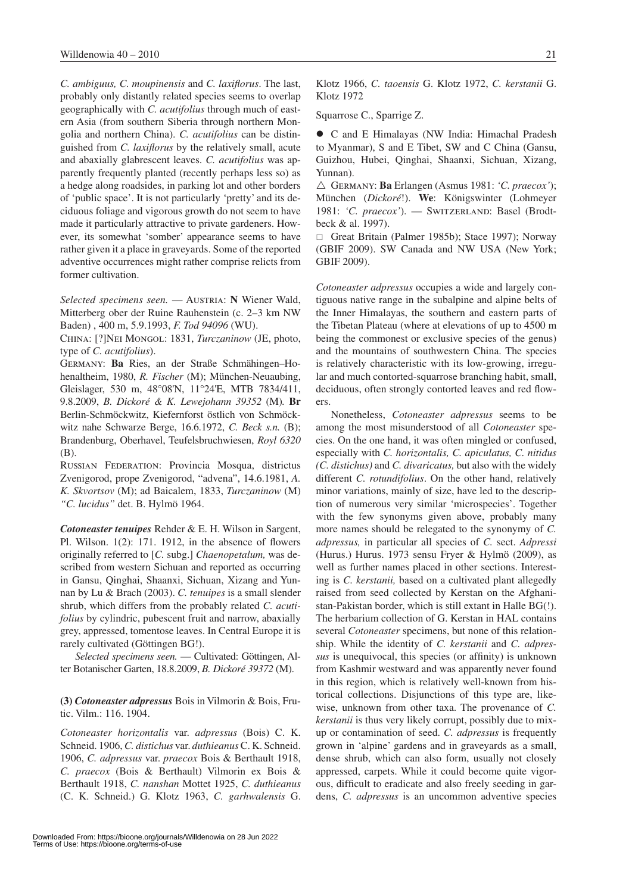*C. ambiguus, C. moupinensis* and *C. laxiflorus*. The last, probably only distantly related species seems to overlap geographically with *C. acutifolius* through much of eastern Asia (from southern Siberia through northern Mongolia and northern China). *C. acutifolius* can be distinguished from *C. laxiflorus* by the relatively small, acute and abaxially glabrescent leaves. *C. acutifolius* was apparently frequently planted (recently perhaps less so) as a hedge along roadsides, in parking lot and other borders of 'public space'. It is not particularly 'pretty' and its deciduous foliage and vigorous growth do not seem to have made it particularly attractive to private gardeners. However, its somewhat 'somber' appearance seems to have rather given it a place in graveyards. Some of the reported adventive occurrences might rather comprise relicts from former cultivation.

*Selected specimens seen.* — Austria: **N** Wiener Wald, Mitterberg ober der Ruine Rauhenstein (c. 2–3 km NW Baden) , 400 m, 5.9.1993, *F. Tod 94096* (WU).

China: [?]Nei Mongol: 1831, *Turczaninow* (JE, photo, type of *C. acutifolius*).

Germany: **Ba** Ries, an der Straße Schmähingen–Hohenaltheim, 1980, *R. Fischer* (M); München-Neuaubing, Gleislager, 530 m, 48°08'N, 11°24'E, MTB 7834/411, 9.8.2009, *B. Dickoré & K. Lewejohann 39352* (M)*.* **Br** Berlin-Schmöckwitz, Kiefernforst östlich von Schmöckwitz nahe Schwarze Berge, 16.6.1972, *C. Beck s.n.* (B); Brandenburg, Oberhavel, Teufelsbruchwiesen, *Royl 6320* (B).

Russian Federation: Provincia Mosqua, districtus Zvenigorod, prope Zvenigorod, "advena", 14.6.1981, *A. K. Skvortsov* (M); ad Baicalem, 1833, *Turczaninow* (M) *"C. lucidus"* det. B. Hylmö 1964.

***Cotoneaster tenuipes*** Rehder & E. H. Wilson in Sargent, Pl. Wilson. 1(2): 171. 1912, in the absence of flowers originally referred to [*C.* subg.] *Chaenopetalum,* was described from western Sichuan and reported as occurring in Gansu, Qinghai, Shaanxi, Sichuan, Xizang and Yunnan by Lu & Brach (2003). *C. tenuipes* is a small slender shrub, which differs from the probably related *C. acutifolius* by cylindric, pubescent fruit and narrow, abaxially grey, appressed, tomentose leaves. In Central Europe it is rarely cultivated (Göttingen BG!).

*Selected specimens seen.* — Cultivated: Göttingen, Alter Botanischer Garten, 18.8.2009, *B. Dickoré 39372* (M).

**(3)** ***Cotoneaster adpressus*** Bois in Vilmorin & Bois, Frutic. Vilm.: 116. 1904.

*Cotoneaster horizontalis* var. *adpressus* (Bois) C. K. Schneid. 1906, *C. distichus* var. *duthieanus* C. K. Schneid. 1906, *C. adpressus* var. *praecox* Bois & Berthault 1918, *C. praecox* (Bois & Berthault) Vilmorin ex Bois & Berthault 1918, *C. nanshan* Mottet 1925, *C. duthieanus* (C. K. Schneid.) G. Klotz 1963, *C. garhwalensis* G. Klotz 1966, *C. taoensis* G. Klotz 1972, *C. kerstanii* G. Klotz 1972

Squarrose C., Sparrige Z.

● C and E Himalayas (NW India: Himachal Pradesh to Myanmar), S and E Tibet, SW and C China (Gansu, Guizhou, Hubei, Qinghai, Shaanxi, Sichuan, Xizang, Yunnan).

△ Germany: **Ba** Erlangen (Asmus 1981: *'C. praecox'*); München (*Dickoré*!). **We**: Königswinter (Lohmeyer 1981: *'C. praecox'*). — Switzerland: Basel (Brodtbeck & al. 1997).

□ Great Britain (Palmer 1985b); Stace 1997); Norway (GBIF 2009). SW Canada and NW USA (New York; GBIF 2009).

*Cotoneaster adpressus* occupies a wide and largely contiguous native range in the subalpine and alpine belts of the Inner Himalayas, the southern and eastern parts of the Tibetan Plateau (where at elevations of up to 4500 m being the commonest or exclusive species of the genus) and the mountains of southwestern China. The species is relatively characteristic with its low-growing, irregular and much contorted-squarrose branching habit, small, deciduous, often strongly contorted leaves and red flowers.

Nonetheless, *Cotoneaster adpressus* seems to be among the most misunderstood of all *Cotoneaster* species. On the one hand, it was often mingled or confused, especially with *C. horizontalis, C. apiculatus, C. nitidus (C. distichus)* and *C. divaricatus,* but also with the widely different *C. rotundifolius*. On the other hand, relatively minor variations, mainly of size, have led to the description of numerous very similar 'microspecies'. Together with the few synonyms given above, probably many more names should be relegated to the synonymy of *C. adpressus,* in particular all species of *C.* sect. *Adpressi* (Hurus.) Hurus. 1973 sensu Fryer & Hylmö (2009), as well as further names placed in other sections. Interesting is *C. kerstanii,* based on a cultivated plant allegedly raised from seed collected by Kerstan on the Afghanistan-Pakistan border, which is still extant in Halle BG(!). The herbarium collection of G. Kerstan in HAL contains several *Cotoneaster* specimens, but none of this relationship. While the identity of *C. kerstanii* and *C. adpressus* is unequivocal, this species (or affinity) is unknown from Kashmir westward and was apparently never found in this region, which is relatively well-known from historical collections. Disjunctions of this type are, likewise, unknown from other taxa. The provenance of *C. kerstanii* is thus very likely corrupt, possibly due to mix-up or contamination of seed. *C. adpressus* is frequently grown in 'alpine' gardens and in graveyards as a small, dense shrub, which can also form, usually not closely appressed, carpets. While it could become quite vigorous, difficult to eradicate and also freely seeding in gardens, *C. adpressus* is an uncommon adventive species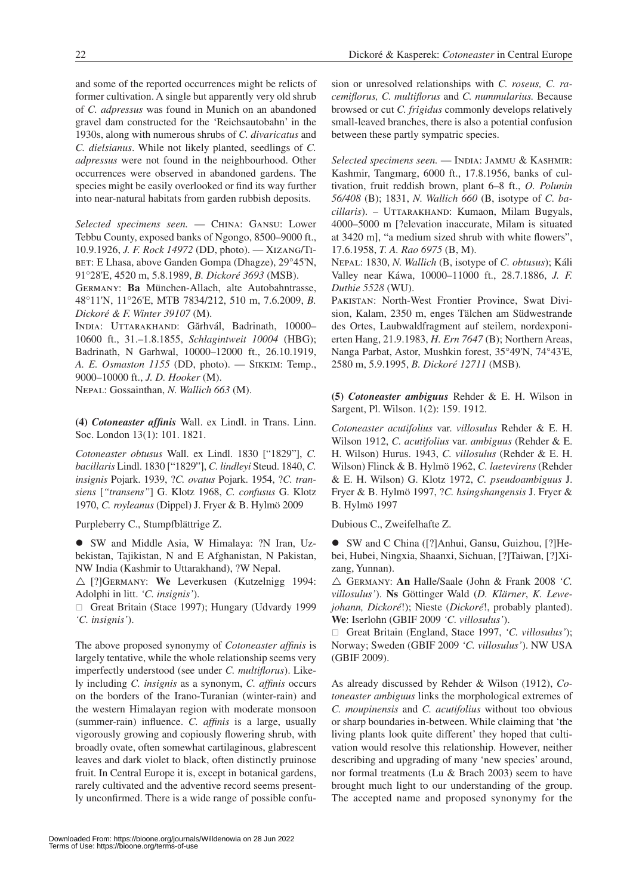and some of the reported occurrences might be relicts of former cultivation. A single but apparently very old shrub of *C. adpressus* was found in Munich on an abandoned gravel dam constructed for the 'Reichsautobahn' in the 1930s, along with numerous shrubs of *C. divaricatus* and *C. dielsianus*. While not likely planted, seedlings of *C. adpressus* were not found in the neighbourhood. Other occurrences were observed in abandoned gardens. The species might be easily overlooked or find its way further into near-natural habitats from garden rubbish deposits.

*Selected specimens seen.* — China: Gansu: Lower Tebbu County, exposed banks of Ngongo, 8500–9000 ft., 10.9.1926, *J. F. Rock 14972* (DD, photo). — Xizang/Tibet: E Lhasa, above Ganden Gompa (Dhagze), 29°45'N, 91°28'E, 4520 m, 5.8.1989, *B. Dickoré 3693* (MSB).

Germany: **Ba** München-Allach, alte Autobahntrasse, 48°11'N, 11°26'E, MTB 7834/212, 510 m, 7.6.2009, *B. Dickoré & F. Winter 39107* (M).

India: Uttarakhand: Gărhvál, Badrinath, 10000–10600 ft., 31.–1.8.1855, *Schlagintweit 10004* (HBG); Badrinath, N Garhwal, 10000–12000 ft., 26.10.1919, *A. E. Osmaston 1155* (DD, photo). — Sikkim: Temp., 9000–10000 ft., *J. D. Hooker* (M).

Nepal: Gossainthan, *N. Wallich 663* (M).

**(4)** ***Cotoneaster affinis*** Wall. ex Lindl. in Trans. Linn. Soc. London 13(1): 101. 1821.

*Cotoneaster obtusus* Wall. ex Lindl. 1830 ["1829"], *C. bacillaris* Lindl. 1830 ["1829"], *C. lindleyi* Steud. 1840, *C. insignis* Pojark. 1939, ?*C. ovatus* Pojark. 1954, ?*C. transiens* [*"transens"*] G. Klotz 1968, *C. confusus* G. Klotz 1970, *C. royleanus* (Dippel) J. Fryer & B. Hylmö 2009

Purpleberry C., Stumpfblättrige Z.

● SW and Middle Asia, W Himalaya: ?N Iran, Uzbekistan, Tajikistan, N and E Afghanistan, N Pakistan, NW India (Kashmir to Uttarakhand), ?W Nepal.

△ [?]Germany: **We** Leverkusen (Kutzelnigg 1994: Adolphi in litt. *'C. insignis'*).

□ Great Britain (Stace 1997); Hungary (Udvardy 1999 *'C. insignis'*).

The above proposed synonymy of *Cotoneaster affinis* is largely tentative, while the whole relationship seems very imperfectly understood (see under *C. multiflorus*). Likely including *C. insignis* as a synonym, *C. affinis* occurs on the borders of the Irano-Turanian (winter-rain) and the western Himalayan region with moderate monsoon (summer-rain) influence. *C. affinis* is a large, usually vigorously growing and copiously flowering shrub, with broadly ovate, often somewhat cartilaginous, glabrescent leaves and dark violet to black, often distinctly pruinose fruit. In Central Europe it is, except in botanical gardens, rarely cultivated and the adventive record seems presently unconfirmed. There is a wide range of possible confusion or unresolved relationships with *C. roseus, C. racemiflorus, C. multiflorus* and *C. nummularius.* Because browsed or cut *C. frigidus* commonly develops relatively small-leaved branches, there is also a potential confusion between these partly sympatric species.

*Selected specimens seen.* — India: Jammu & Kashmir: Kashmir, Tangmarg, 6000 ft., 17.8.1956, banks of cultivation, fruit reddish brown, plant 6–8 ft., *O. Polunin 56/408* (B); 1831, *N. Wallich 660* (B, isotype of *C. bacillaris*). – Uttarakhand: Kumaon, Milam Bugyals, 4000–5000 m [?elevation inaccurate, Milam is situated at 3420 m], "a medium sized shrub with white flowers", 17.6.1958, *T. A. Rao 6975* (B, M).

Nepal: 1830, *N. Wallich* (B, isotype of *C. obtusus*); Káli Valley near Káwa, 10000–11000 ft., 28.7.1886, *J. F. Duthie 5528* (WU).

Pakistan: North-West Frontier Province, Swat Division, Kalam, 2350 m, enges Tälchen am Südwestrande des Ortes, Laubwaldfragment auf steilem, nordexponierten Hang, 21.9.1983, *H. Ern 7647* (B); Northern Areas, Nanga Parbat, Astor, Mushkin forest, 35°49'N, 74°43'E, 2580 m, 5.9.1995, *B. Dickoré 12711* (MSB).

**(5)** ***Cotoneaster ambiguus*** Rehder & E. H. Wilson in Sargent, Pl. Wilson. 1(2): 159. 1912.

*Cotoneaster acutifolius* var. *villosulus* Rehder & E. H. Wilson 1912, *C. acutifolius* var. *ambiguus* (Rehder & E. H. Wilson) Hurus. 1943, *C. villosulus* (Rehder & E. H. Wilson) Flinck & B. Hylmö 1962, *C. laetevirens* (Rehder & E. H. Wilson) G. Klotz 1972, *C. pseudoambiguus* J. Fryer & B. Hylmö 1997, ?*C. hsingshangensis* J. Fryer & B. Hylmö 1997

Dubious C., Zweifelhafte Z.

● SW and C China ([?]Anhui, Gansu, Guizhou, [?]Hebei, Hubei, Ningxia, Shaanxi, Sichuan, [?]Taiwan, [?]Xizang, Yunnan).

△ Germany: **An** Halle/Saale (John & Frank 2008 *'C. villosulus'*). **Ns** Göttinger Wald (*D. Klärner*, *K. Lewejohann, Dickoré*!); Nieste (*Dickoré*!, probably planted). **We**: Iserlohn (GBIF 2009 *'C. villosulus'*).

□ Great Britain (England, Stace 1997, *'C. villosulus'*); Norway; Sweden (GBIF 2009 *'C. villosulus'*). NW USA (GBIF 2009).

As already discussed by Rehder & Wilson (1912), *Cotoneaster ambiguus* links the morphological extremes of *C. moupinensis* and *C. acutifolius* without too obvious or sharp boundaries in-between. While claiming that 'the living plants look quite different' they hoped that cultivation would resolve this relationship. However, neither describing and upgrading of many 'new species' around, nor formal treatments (Lu & Brach 2003) seem to have brought much light to our understanding of the group. The accepted name and proposed synonymy for the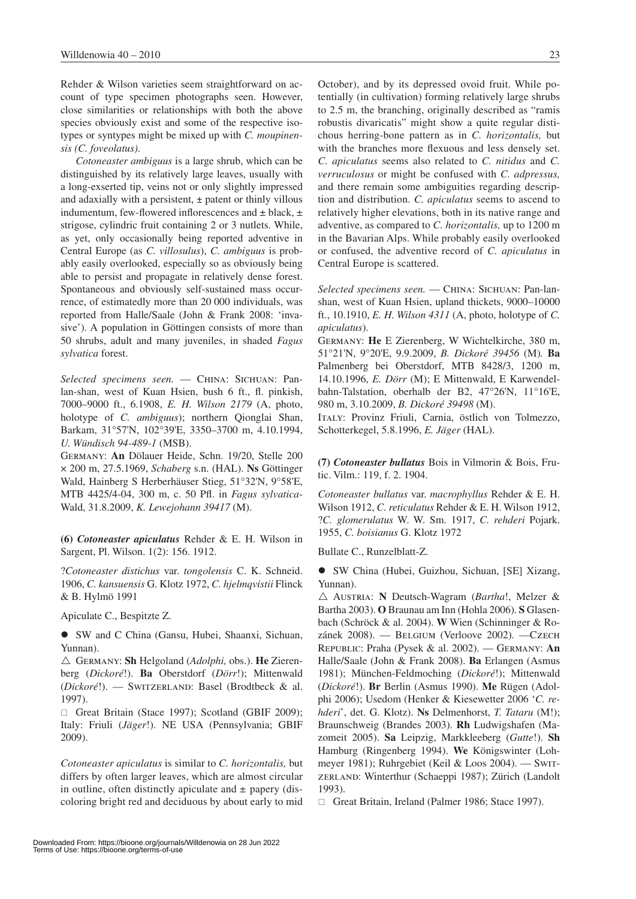Rehder & Wilson varieties seem straightforward on account of type specimen photographs seen. However, close similarities or relationships with both the above species obviously exist and some of the respective isotypes or syntypes might be mixed up with *C. moupinensis (C. foveolatus)*.

*Cotoneaster ambiguus* is a large shrub, which can be distinguished by its relatively large leaves, usually with a long-exserted tip, veins not or only slightly impressed and adaxially with a persistent, ± patent or thinly villous indumentum, few-flowered inflorescences and ± black, ± strigose, cylindric fruit containing 2 or 3 nutlets. While, as yet, only occasionally being reported adventive in Central Europe (as *C. villosulus*), *C. ambiguus* is probably easily overlooked, especially so as obviously being able to persist and propagate in relatively dense forest. Spontaneous and obviously self-sustained mass occurrence, of estimatedly more than 20 000 individuals, was reported from Halle/Saale (John & Frank 2008: 'invasive'). A population in Göttingen consists of more than 50 shrubs, adult and many juveniles, in shaded *Fagus sylvatica* forest.

*Selected specimens seen.* — China: Sichuan: Panlan-shan, west of Kuan Hsien, bush 6 ft., fl. pinkish, 7000–9000 ft., 6.1908, *E. H. Wilson 2179* (A, photo, holotype of *C. ambiguus*); northern Qionglai Shan, Barkam, 31°57'N, 102°39'E, 3350–3700 m, 4.10.1994, *U. Wündisch 94-489-1* (MSB).

Germany: **An** Dölauer Heide, Schn. 19/20, Stelle 200 × 200 m, 27.5.1969, *Schaberg* s.n. (HAL). **Ns** Göttinger Wald, Hainberg S Herberhäuser Stieg, 51°32'N, 9°58'E, MTB 4425/4-04, 300 m, c. 50 Pfl. in *Fagus sylvatica*-Wald, 31.8.2009, *K. Lewejohann 39417* (M).

**(6) *Cotoneaster apiculatus*** Rehder & E. H. Wilson in Sargent, Pl. Wilson. 1(2): 156. 1912.

?*Cotoneaster distichus* var. *tongolensis* C. K. Schneid. 1906, *C. kansuensis* G. Klotz 1972, *C. hjelmqvistii* Flinck & B. Hylmö 1991

Apiculate C., Bespitzte Z.

● SW and C China (Gansu, Hubei, Shaanxi, Sichuan, Yunnan).

△ Germany: **Sh** Helgoland (*Adolphi,* obs.). **He** Zierenberg (*Dickoré*!). **Ba** Oberstdorf (*Dörr*!); Mittenwald (*Dickoré*!). — Switzerland: Basel (Brodtbeck & al. 1997).

□ Great Britain (Stace 1997); Scotland (GBIF 2009); Italy: Friuli (*Jäger*!). NE USA (Pennsylvania; GBIF 2009).

*Cotoneaster apiculatus* is similar to *C. horizontalis,* but differs by often larger leaves, which are almost circular in outline, often distinctly apiculate and ± papery (discoloring bright red and deciduous by about early to mid October), and by its depressed ovoid fruit. While potentially (in cultivation) forming relatively large shrubs to 2.5 m, the branching, originally described as "ramis robustis divaricatis" might show a quite regular distichous herring-bone pattern as in *C. horizontalis,* but with the branches more flexuous and less densely set. *C. apiculatus* seems also related to *C. nitidus* and *C. verruculosus* or might be confused with *C. adpressus,* and there remain some ambiguities regarding description and distribution. *C. apiculatus* seems to ascend to relatively higher elevations, both in its native range and adventive, as compared to *C. horizontalis,* up to 1200 m in the Bavarian Alps. While probably easily overlooked or confused, the adventive record of *C. apiculatus* in Central Europe is scattered.

*Selected specimens seen.* — China: Sichuan: Pan-lan-shan, west of Kuan Hsien, upland thickets, 9000–10000 ft., 10.1910, *E. H. Wilson 4311* (A, photo, holotype of *C. apiculatus*).

Germany: **He** E Zierenberg, W Wichtelkirche, 380 m, 51°21'N, 9°20'E, 9.9.2009, *B. Dickoré 39456* (M)*.* **Ba** Palmenberg bei Oberstdorf, MTB 8428/3, 1200 m, 14.10.1996, *E. Dörr* (M); E Mittenwald, E Karwendelbahn-Talstation, oberhalb der B2, 47°26'N, 11°16'E, 980 m, 3.10.2009, *B. Dickoré 39498* (M).

Italy: Provinz Friuli, Carnia, östlich von Tolmezzo, Schotterkegel, 5.8.1996, *E. Jäger* (HAL).

**(7) *Cotoneaster bullatus*** Bois in Vilmorin & Bois, Frutic. Vilm.: 119, f. 2. 1904.

*Cotoneaster bullatus* var. *macrophyllus* Rehder & E. H. Wilson 1912, *C. reticulatus* Rehder & E. H. Wilson 1912, ?*C. glomerulatus* W. W. Sm. 1917, *C. rehderi* Pojark. 1955, *C. boisianus* G. Klotz 1972

Bullate C., Runzelblatt-Z.

● SW China (Hubei, Guizhou, Sichuan, [SE] Xizang, Yunnan).

△ Austria: **N** Deutsch-Wagram (*Bartha*!, Melzer & Bartha 2003). **O** Braunau am Inn (Hohla 2006). **S** Glasenbach (Schröck & al. 2004). **W** Wien (Schinninger & Rozánek 2008). — Belgium (Verloove 2002). —Czech Republic: Praha (Pysek & al. 2002). — Germany: **An** Halle/Saale (John & Frank 2008). **Ba** Erlangen (Asmus 1981); München-Feldmoching (*Dickoré*!); Mittenwald (*Dickoré*!). **Br** Berlin (Asmus 1990). **Me** Rügen (Adolphi 2006); Usedom (Henker & Kiesewetter 2006 '*C. rehderi*', det. G. Klotz). **Ns** Delmenhorst, *T. Tataru* (M!); Braunschweig (Brandes 2003). **Rh** Ludwigshafen (Mazomeit 2005). **Sa** Leipzig, Markkleeberg (*Gutte*!). **Sh** Hamburg (Ringenberg 1994). **We** Königswinter (Lohmeyer 1981); Ruhrgebiet (Keil & Loos 2004). — Switzerland: Winterthur (Schaeppi 1987); Zürich (Landolt 1993).

□ Great Britain, Ireland (Palmer 1986; Stace 1997).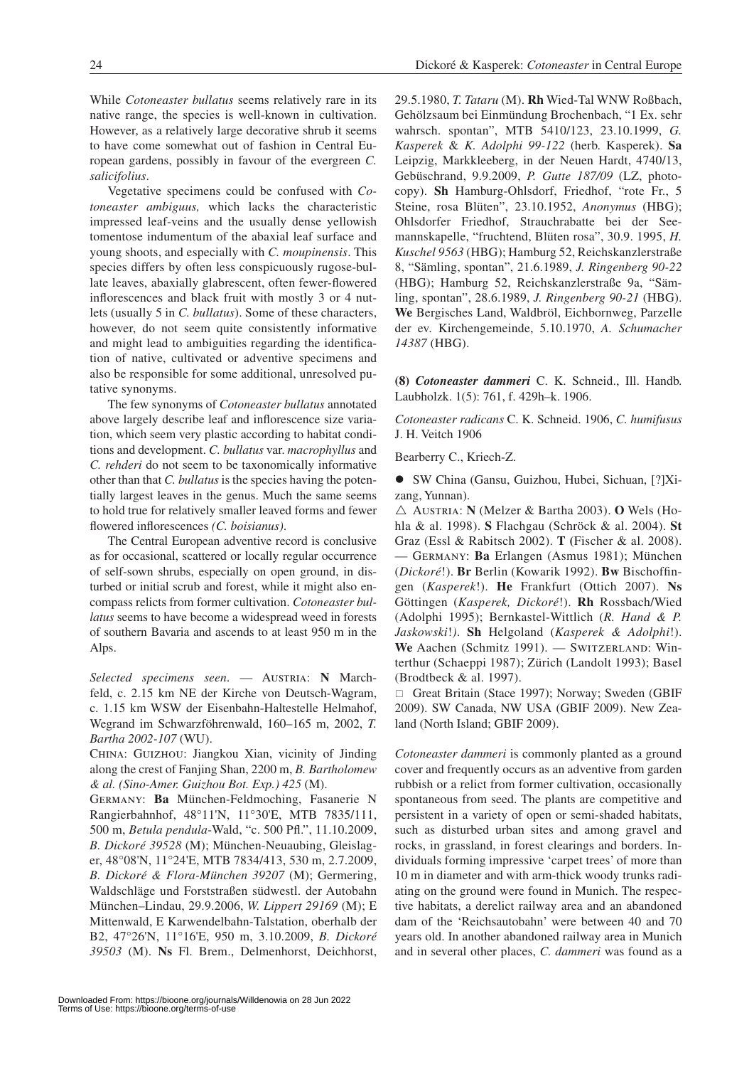While *Cotoneaster bullatus* seems relatively rare in its native range, the species is well-known in cultivation. However, as a relatively large decorative shrub it seems to have come somewhat out of fashion in Central European gardens, possibly in favour of the evergreen *C. salicifolius*.

Vegetative specimens could be confused with *Cotoneaster ambiguus,* which lacks the characteristic impressed leaf-veins and the usually dense yellowish tomentose indumentum of the abaxial leaf surface and young shoots, and especially with *C. moupinensis*. This species differs by often less conspicuously rugose-bullate leaves, abaxially glabrescent, often fewer-flowered inflorescences and black fruit with mostly 3 or 4 nutlets (usually 5 in *C. bullatus*). Some of these characters, however, do not seem quite consistently informative and might lead to ambiguities regarding the identification of native, cultivated or adventive specimens and also be responsible for some additional, unresolved putative synonyms.

The few synonyms of *Cotoneaster bullatus* annotated above largely describe leaf and inflorescence size variation, which seem very plastic according to habitat conditions and development. *C. bullatus* var. *macrophyllus* and *C. rehderi* do not seem to be taxonomically informative other than that *C. bullatus* is the species having the potentially largest leaves in the genus. Much the same seems to hold true for relatively smaller leaved forms and fewer flowered inflorescences *(C. boisianus)*.

The Central European adventive record is conclusive as for occasional, scattered or locally regular occurrence of self-sown shrubs, especially on open ground, in disturbed or initial scrub and forest, while it might also encompass relicts from former cultivation. *Cotoneaster bullatus* seems to have become a widespread weed in forests of southern Bavaria and ascends to at least 950 m in the Alps.

*Selected specimens seen.* — Austria: **N** Marchfeld, c. 2.15 km NE der Kirche von Deutsch-Wagram, c. 1.15 km WSW der Eisenbahn-Haltestelle Helmahof, Wegrand im Schwarzföhrenwald, 160–165 m, 2002, *T. Bartha 2002-107* (WU).

China: Guizhou: Jiangkou Xian, vicinity of Jinding along the crest of Fanjing Shan, 2200 m, *B. Bartholomew & al. (Sino-Amer. Guizhou Bot. Exp.) 425* (M).

Germany: **Ba** München-Feldmoching, Fasanerie N Rangierbahnhof, 48°11'N, 11°30'E, MTB 7835/111, 500 m, *Betula pendula*-Wald, "c. 500 Pfl.", 11.10.2009, *B. Dickoré 39528* (M); München-Neuaubing, Gleislager, 48°08'N, 11°24'E, MTB 7834/413, 530 m, 2.7.2009, *B. Dickoré & Flora-München 39207* (M); Germering, Waldschläge und Forststraßen südwestl. der Autobahn München–Lindau, 29.9.2006, *W. Lippert 29169* (M); E Mittenwald, E Karwendelbahn-Talstation, oberhalb der B2, 47°26'N, 11°16'E, 950 m, 3.10.2009, *B. Dickoré 39503* (M). **Ns** Fl. Brem., Delmenhorst, Deichhorst, 29.5.1980, *T. Tataru* (M). **Rh** Wied-Tal WNW Roßbach, Gehölzsaum bei Einmündung Brochenbach, "1 Ex. sehr wahrsch. spontan", MTB 5410/123, 23.10.1999, *G. Kasperek* & *K. Adolphi 99-122* (herb. Kasperek). **Sa** Leipzig, Markkleeberg, in der Neuen Hardt, 4740/13, Gebüschrand, 9.9.2009, *P. Gutte 187/09* (LZ, photocopy). **Sh** Hamburg-Ohlsdorf, Friedhof, "rote Fr., 5 Steine, rosa Blüten", 23.10.1952, *Anonymus* (HBG); Ohlsdorfer Friedhof, Strauchrabatte bei der Seemannskapelle, "fruchtend, Blüten rosa", 30.9. 1995, *H. Kuschel 9563* (HBG); Hamburg 52, Reichskanzlerstraße 8, "Sämling, spontan", 21.6.1989, *J. Ringenberg 90-22* (HBG); Hamburg 52, Reichskanzlerstraße 9a, "Sämling, spontan", 28.6.1989, *J. Ringenberg 90-21* (HBG). **We** Bergisches Land, Waldbröl, Eichbornweg, Parzelle der ev. Kirchengemeinde, 5.10.1970, *A. Schumacher 14387* (HBG).

**(8)** ***Cotoneaster dammeri*** C. K. Schneid., Ill. Handb. Laubholzk. 1(5): 761, f. 429h–k. 1906.

*Cotoneaster radicans* C. K. Schneid. 1906, *C. humifusus* J. H. Veitch 1906

Bearberry C., Kriech-Z.

● SW China (Gansu, Guizhou, Hubei, Sichuan, [?]Xizang, Yunnan).

△ Austria: **N** (Melzer & Bartha 2003). **O** Wels (Hohla & al. 1998). **S** Flachgau (Schröck & al. 2004). **St** Graz (Essl & Rabitsch 2002). **T** (Fischer & al. 2008). — Germany: **Ba** Erlangen (Asmus 1981); München (*Dickoré*!). **Br** Berlin (Kowarik 1992). **Bw** Bischoffingen (*Kasperek*!). **He** Frankfurt (Ottich 2007). **Ns** Göttingen (*Kasperek, Dickoré*!). **Rh** Rossbach/Wied (Adolphi 1995); Bernkastel-Wittlich (*R. Hand & P. Jaskowski*!). **Sh** Helgoland (*Kasperek & Adolphi*!). **We** Aachen (Schmitz 1991). — Switzerland: Winterthur (Schaeppi 1987); Zürich (Landolt 1993); Basel (Brodtbeck & al. 1997).

□ Great Britain (Stace 1997); Norway; Sweden (GBIF 2009). SW Canada, NW USA (GBIF 2009). New Zealand (North Island; GBIF 2009).

*Cotoneaster dammeri* is commonly planted as a ground cover and frequently occurs as an adventive from garden rubbish or a relict from former cultivation, occasionally spontaneous from seed. The plants are competitive and persistent in a variety of open or semi-shaded habitats, such as disturbed urban sites and among gravel and rocks, in grassland, in forest clearings and borders. Individuals forming impressive 'carpet trees' of more than 10 m in diameter and with arm-thick woody trunks radiating on the ground were found in Munich. The respective habitats, a derelict railway area and an abandoned dam of the 'Reichsautobahn' were between 40 and 70 years old. In another abandoned railway area in Munich and in several other places, *C. dammeri* was found as a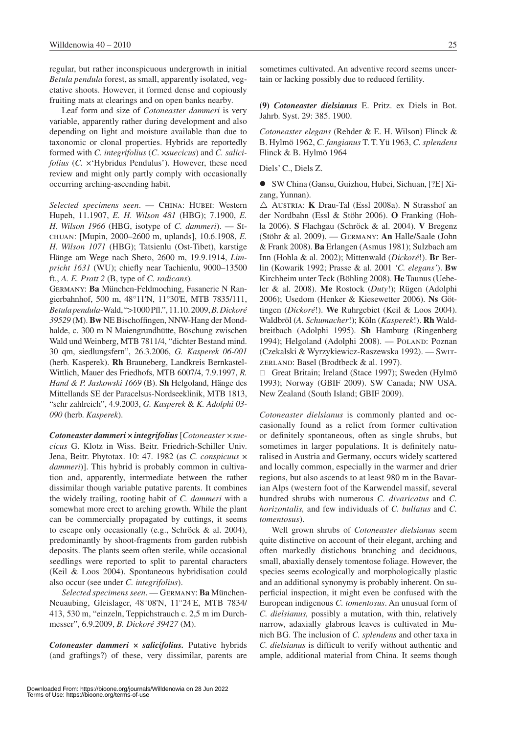regular, but rather inconspicuous undergrowth in initial *Betula pendula* forest, as small, apparently isolated, vegetative shoots. However, it formed dense and copiously fruiting mats at clearings and on open banks nearby.

Leaf form and size of *Cotoneaster dammeri* is very variable, apparently rather during development and also depending on light and moisture available than due to taxonomic or clonal properties. Hybrids are reportedly formed with *C. integrifolius* (*C.* ×*suecicus*) and *C. salicifolius* (*C.* ×'Hybridus Pendulus'). However, these need review and might only partly comply with occasionally occurring arching-ascending habit.

*Selected specimens seen*. — China: Hubei: Western Hupeh, 11.1907, *E. H. Wilson 481* (HBG); 7.1900, *E. H. Wilson 1966* (HBG, isotype of *C. dammeri*). — Sichuan: [Mupin, 2000–2600 m, uplands], 10.6.1908, *E. H. Wilson 1071* (HBG); Tatsienlu (Ost-Tibet), karstige Hänge am Wege nach Sheto, 2600 m, 19.9.1914, *Limpricht 1631* (WU); chiefly near Tachienlu, 9000–13500 ft., *A. E. Pratt 2* (B, type of *C. radicans*).

Germany: **Ba** München-Feldmoching, Fasanerie N Rangierbahnhof, 500 m, 48°11'N, 11°30'E, MTB 7835/111, *Betula pendula*-Wald, ">1000 Pfl.", 11.10.2009, *B. Dickoré 39529* (M). **Bw** NE Bischoffingen, NNW-Hang der Mondhalde, c. 300 m N Maiengrundhütte, Böschung zwischen Wald und Weinberg, MTB 7811/4, "dichter Bestand mind. 30 qm, siedlungsfern", 26.3.2006, *G. Kasperek 06-001* (herb. Kasperek). **Rh** Brauneberg, Landkreis Bernkastel-Wittlich, Mauer des Friedhofs, MTB 6007/4, 7.9.1997, *R. Hand & P. Jaskowski 1669* (B). **Sh** Helgoland, Hänge des Mittellands SE der Paracelsus-Nordseeklinik, MTB 1813, "sehr zahlreich", 4.9.2003, *G. Kasperek & K. Adolphi 03-090* (herb. *Kasperek*).

***Cotoneaster dammeri* × *integrifolius*** [*Cotoneaster* ×*suecicus* G. Klotz in Wiss. Beitr. Friedrich-Schiller Univ. Jena, Beitr. Phytotax. 10: 47. 1982 (as *C. conspicuus* × *dammeri*)]. This hybrid is probably common in cultivation and, apparently, intermediate between the rather dissimilar though variable putative parents. It combines the widely trailing, rooting habit of *C. dammeri* with a somewhat more erect to arching growth. While the plant can be commercially propagated by cuttings, it seems to escape only occasionally (e.g., Schröck & al. 2004), predominantly by shoot-fragments from garden rubbish deposits. The plants seem often sterile, while occasional seedlings were reported to split to parental characters (Keil & Loos 2004). Spontaneous hybridisation could also occur (see under *C. integrifolius*).

*Selected specimens seen*. — Germany: **Ba** München-Neuaubing, Gleislager, 48°08'N, 11°24'E, MTB 7834/413, 530 m, "einzeln, Teppichstrauch c. 2,5 m im Durchmesser", 6.9.2009, *B. Dickoré 39427* (M).

***Cotoneaster dammeri* × *salicifolius*.** Putative hybrids (and graftings?) of these, very dissimilar, parents are sometimes cultivated. An adventive record seems uncertain or lacking possibly due to reduced fertility.

**(9) *Cotoneaster dielsianus*** E. Pritz. ex Diels in Bot. Jahrb. Syst. 29: 385. 1900.

*Cotoneaster elegans* (Rehder & E. H. Wilson) Flinck & B. Hylmö 1962, *C. fangianus* T. T. Yü 1963, *C. splendens* Flinck & B. Hylmö 1964

Diels' C., Diels Z.

● SW China (Gansu, Guizhou, Hubei, Sichuan, [?E] Xizang, Yunnan).

△ Austria: **K** Drau-Tal (Essl 2008a). **N** Strasshof an der Nordbahn (Essl & Stöhr 2006). **O** Franking (Hohla 2006). **S** Flachgau (Schröck & al. 2004). **V** Bregenz (Stöhr & al. 2009). — Germany: **An** Halle/Saale (John & Frank 2008). **Ba** Erlangen (Asmus 1981); Sulzbach am Inn (Hohla & al. 2002); Mittenwald (*Dickoré*!). **Br** Berlin (Kowarik 1992; Prasse & al. 2001 *'C. elegans'*). **Bw** Kirchheim unter Teck (Böhling 2008). **He** Taunus (Uebeler & al. 2008). **Me** Rostock (*Duty*!); Rügen (Adolphi 2006); Usedom (Henker & Kiesewetter 2006). **Ns** Göttingen (*Dickoré*!). **We** Ruhrgebiet (Keil & Loos 2004). Waldbröl (*A. Schumacher*!); Köln (*Kasperek*!). **Rh** Waldbreitbach (Adolphi 1995). **Sh** Hamburg (Ringenberg 1994); Helgoland (Adolphi 2008). — Poland: Poznan (Czekalski & Wyrzykiewicz-Raszewska 1992). — Switzerland: Basel (Brodtbeck & al. 1997).

□ Great Britain; Ireland (Stace 1997); Sweden (Hylmö 1993); Norway (GBIF 2009). SW Canada; NW USA. New Zealand (South Island; GBIF 2009).

*Cotoneaster dielsianus* is commonly planted and occasionally found as a relict from former cultivation or definitely spontaneous, often as single shrubs, but sometimes in larger populations. It is definitely naturalised in Austria and Germany, occurs widely scattered and locally common, especially in the warmer and drier regions, but also ascends to at least 980 m in the Bavarian Alps (western foot of the Karwendel massif, several hundred shrubs with numerous *C. divaricatus* and *C. horizontalis,* and few individuals of *C. bullatus* and *C. tomentosus*).

Well grown shrubs of *Cotoneaster dielsianus* seem quite distinctive on account of their elegant, arching and often markedly distichous branching and deciduous, small, abaxially densely tomentose foliage. However, the species seems ecologically and morphologically plastic and an additional synonymy is probably inherent. On superficial inspection, it might even be confused with the European indigenous *C. tomentosus*. An unusual form of *C. dielsianus,* possibly a mutation, with thin, relatively narrow, adaxially glabrous leaves is cultivated in Munich BG. The inclusion of *C. splendens* and other taxa in *C. dielsianus* is difficult to verify without authentic and ample, additional material from China. It seems though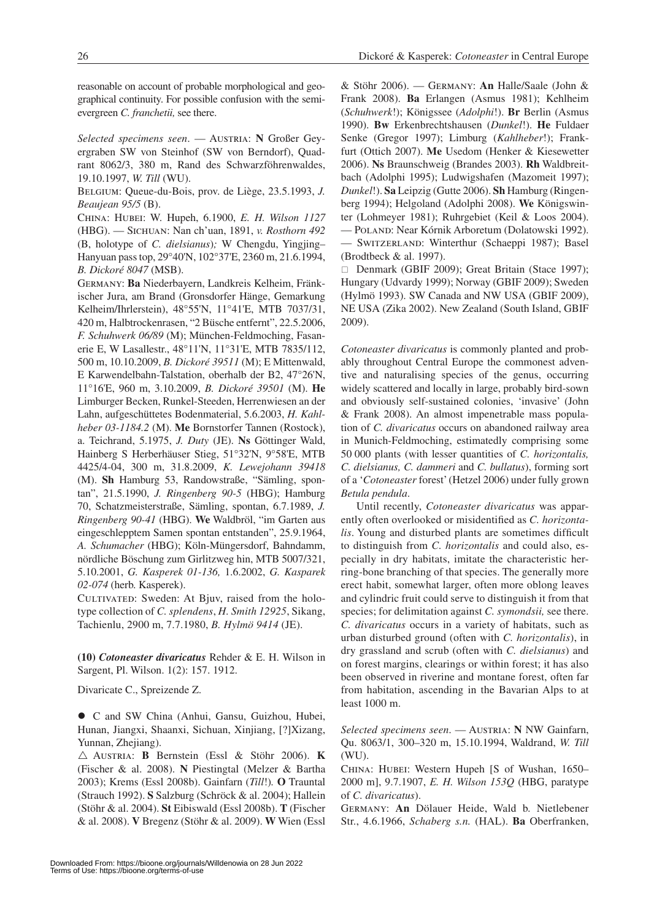reasonable on account of probable morphological and geographical continuity. For possible confusion with the semi-evergreen *C. franchetii,* see there.

*Selected specimens seen*. — Austria: **N** Großer Geyergraben SW von Steinhof (SW von Berndorf), Quadrant 8062/3, 380 m, Rand des Schwarzföhrenwaldes, 19.10.1997, *W. Till* (WU).

Belgium: Queue-du-Bois, prov. de Liège, 23.5.1993, *J. Beaujean 95/5* (B).

China: Hubei: W. Hupeh, 6.1900, *E. H. Wilson 1127* (HBG). — Sichuan: Nan ch'uan, 1891, *v. Rosthorn 492* (B, holotype of *C. dielsianus*)*;* W Chengdu, Yingjing–Hanyuan pass top, 29°40'N, 102°37'E, 2360 m, 21.6.1994, *B. Dickoré 8047* (MSB).

Germany: **Ba** Niederbayern, Landkreis Kelheim, Fränkischer Jura, am Brand (Gronsdorfer Hänge, Gemarkung Kelheim/Ihrlerstein), 48°55'N, 11°41'E, MTB 7037/31, 420 m, Halbtrockenrasen, "2 Büsche entfernt", 22.5.2006, *F. Schuhwerk 06/89* (M); München-Feldmoching, Fasanerie E, W Lasallestr., 48°11'N, 11°31'E, MTB 7835/112, 500 m, 10.10.2009, *B. Dickoré 39511* (M); E Mittenwald, E Karwendelbahn-Talstation, oberhalb der B2, 47°26'N, 11°16'E, 960 m, 3.10.2009, *B. Dickoré 39501* (M). **He** Limburger Becken, Runkel-Steeden, Herrenwiesen an der Lahn, aufgeschüttetes Bodenmaterial, 5.6.2003, *H. Kahlheber 03-1184.2* (M). **Me** Bornstorfer Tannen (Rostock), a. Teichrand, 5.1975, *J. Duty* (JE). **Ns** Göttinger Wald, Hainberg S Herberhäuser Stieg, 51°32'N, 9°58'E, MTB 4425/4-04, 300 m, 31.8.2009, *K. Lewejohann 39418* (M). **Sh** Hamburg 53, Randowstraße, "Sämling, spontan", 21.5.1990, *J. Ringenberg 90-5* (HBG); Hamburg 70, Schatzmeisterstraße, Sämling, spontan, 6.7.1989, *J. Ringenberg 90-41* (HBG). **We** Waldbröl, "im Garten aus eingeschlepptem Samen spontan entstanden", 25.9.1964, *A. Schumacher* (HBG); Köln-Müngersdorf, Bahndamm, nördliche Böschung zum Girlitzweg hin, MTB 5007/321, 5.10.2001, *G. Kasperek 01-136,* 1.6.2002, *G. Kasparek 02-074* (herb. Kasperek).

Cultivated: Sweden: At Bjuv, raised from the holotype collection of *C. splendens*, *H. Smith 12925*, Sikang, Tachienlu, 2900 m, 7.7.1980, *B. Hylmö 9414* (JE).

**(10)** ***Cotoneaster divaricatus*** Rehder & E. H. Wilson in Sargent, Pl. Wilson. 1(2): 157. 1912.

Divaricate C., Spreizende Z.

● C and SW China (Anhui, Gansu, Guizhou, Hubei, Hunan, Jiangxi, Shaanxi, Sichuan, Xinjiang, [?]Xizang, Yunnan, Zhejiang).

△ Austria: **B** Bernstein (Essl & Stöhr 2006). **K** (Fischer & al. 2008). **N** Piestingtal (Melzer & Bartha 2003); Krems (Essl 2008b). Gainfarn (*Till*!)*.* **O** Trauntal (Strauch 1992). **S** Salzburg (Schröck & al. 2004); Hallein (Stöhr & al. 2004). **St** Eibiswald (Essl 2008b). **T** (Fischer & al. 2008). **V** Bregenz (Stöhr & al. 2009). **W** Wien (Essl & Stöhr 2006). — Germany: **An** Halle/Saale (John & Frank 2008). **Ba** Erlangen (Asmus 1981); Kehlheim (*Schuhwerk*!); Königssee (*Adolphi*!). **Br** Berlin (Asmus 1990). **Bw** Erkenbrechtshausen (*Dunkel*!). **He** Fuldaer Senke (Gregor 1997); Limburg (*Kahlheber*!); Frankfurt (Ottich 2007). **Me** Usedom (Henker & Kiesewetter 2006). **Ns** Braunschweig (Brandes 2003). **Rh** Waldbreitbach (Adolphi 1995); Ludwigshafen (Mazomeit 1997); *Dunkel*!). **Sa** Leipzig (Gutte 2006). **Sh** Hamburg (Ringenberg 1994); Helgoland (Adolphi 2008). **We** Königswinter (Lohmeyer 1981); Ruhrgebiet (Keil & Loos 2004). — Poland: Near Kórnik Arboretum (Dolatowski 1992). — Switzerland: Winterthur (Schaeppi 1987); Basel (Brodtbeck & al. 1997).

□ Denmark (GBIF 2009); Great Britain (Stace 1997); Hungary (Udvardy 1999); Norway (GBIF 2009); Sweden (Hylmö 1993). SW Canada and NW USA (GBIF 2009), NE USA (Zika 2002). New Zealand (South Island, GBIF 2009).

*Cotoneaster divaricatus* is commonly planted and probably throughout Central Europe the commonest adventive and naturalising species of the genus, occurring widely scattered and locally in large, probably bird-sown and obviously self-sustained colonies, 'invasive' (John & Frank 2008). An almost impenetrable mass population of *C. divaricatus* occurs on abandoned railway area in Munich-Feldmoching, estimatedly comprising some 50 000 plants (with lesser quantities of *C. horizontalis, C. dielsianus, C. dammeri* and *C. bullatus*), forming sort of a '*Cotoneaster* forest' (Hetzel 2006) under fully grown *Betula pendula*.

Until recently, *Cotoneaster divaricatus* was apparently often overlooked or misidentified as *C. horizontalis*. Young and disturbed plants are sometimes difficult to distinguish from *C. horizontalis* and could also, especially in dry habitats, imitate the characteristic herring-bone branching of that species. The generally more erect habit, somewhat larger, often more oblong leaves and cylindric fruit could serve to distinguish it from that species; for delimitation against *C. symondsii,* see there. *C. divaricatus* occurs in a variety of habitats, such as urban disturbed ground (often with *C. horizontalis*), in dry grassland and scrub (often with *C. dielsianus*) and on forest margins, clearings or within forest; it has also been observed in riverine and montane forest, often far from habitation, ascending in the Bavarian Alps to at least 1000 m.

*Selected specimens seen*. — Austria: **N** NW Gainfarn, Qu. 8063/1, 300–320 m, 15.10.1994, Waldrand, *W. Till* (WU).

China: Hubei: Western Hupeh [S of Wushan, 1650–2000 m], 9.7.1907, *E. H. Wilson 153Q* (HBG, paratype of *C. divaricatus*).

Germany: **An** Dölauer Heide, Wald b. Nietlebener Str., 4.6.1966, *Schaberg s.n.* (HAL). **Ba** Oberfranken,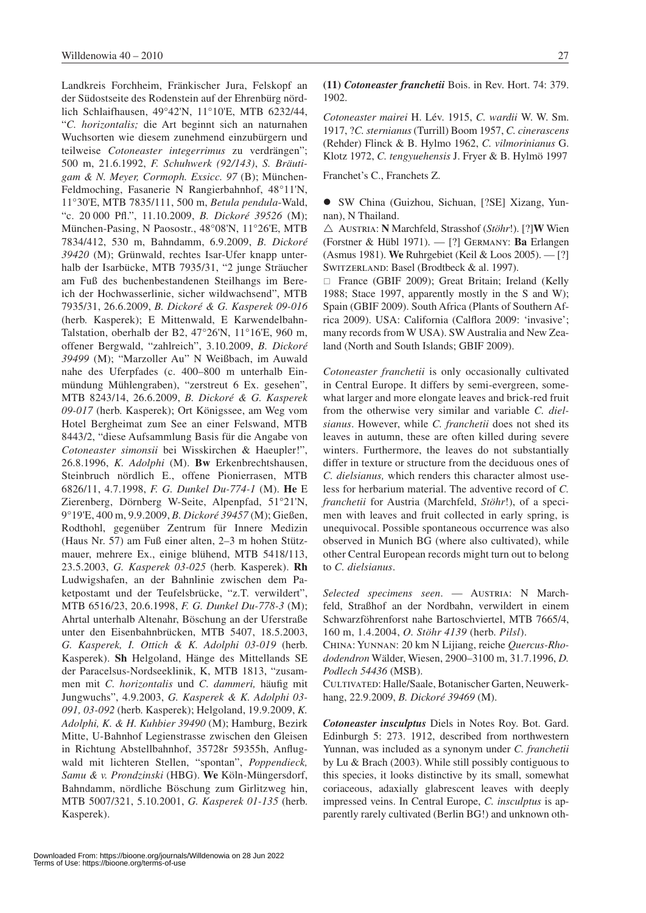Landkreis Forchheim, Fränkischer Jura, Felskopf an der Südostseite des Rodenstein auf der Ehrenbürg nördlich Schlaifhausen, 49°42'N, 11°10'E, MTB 6232/44, "*C. horizontalis;* die Art beginnt sich an naturnahen Wuchsorten wie diesem zunehmend einzubürgern und teilweise *Cotoneaster integerrimus* zu verdrängen"; 500 m, 21.6.1992, *F. Schuhwerk (92/143)*, *S. Bräutigam & N. Meyer, Cormoph. Exsicc. 97* (B); München-Feldmoching, Fasanerie N Rangierbahnhof, 48°11'N, 11°30'E, MTB 7835/111, 500 m, *Betula pendula*-Wald, "c. 20 000 Pfl.", 11.10.2009, *B. Dickoré 39526* (M); München-Pasing, N Paosostr., 48°08'N, 11°26'E, MTB 7834/412, 530 m, Bahndamm, 6.9.2009, *B. Dickoré 39420* (M); Grünwald, rechtes Isar-Ufer knapp unterhalb der Isarbücke, MTB 7935/31, "2 junge Sträucher am Fuß des buchenbestandenen Steilhangs im Bereich der Hochwasserlinie, sicher wildwachsend", MTB 7935/31, 26.6.2009, *B. Dickoré & G. Kasperek 09-016* (herb. Kasperek); E Mittenwald, E Karwendelbahn-Talstation, oberhalb der B2, 47°26'N, 11°16'E, 960 m, offener Bergwald, "zahlreich", 3.10.2009, *B. Dickoré 39499* (M); "Marzoller Au" N Weißbach, im Auwald nahe des Uferpfades (c. 400–800 m unterhalb Einmündung Mühlengraben), "zerstreut 6 Ex. gesehen", MTB 8243/14, 26.6.2009, *B. Dickoré & G. Kasperek 09-017* (herb. Kasperek); Ort Königssee, am Weg vom Hotel Bergheimat zum See an einer Felswand, MTB 8443/2, "diese Aufsammlung Basis für die Angabe von *Cotoneaster simonsii* bei Wisskirchen & Haeupler!", 26.8.1996, *K. Adolphi* (M). **Bw** Erkenbrechtshausen, Steinbruch nördlich E., offene Pionierrasen, MTB 6826/11, 4.7.1998, *F. G. Dunkel Du-774-1* (M). **He** E Zierenberg, Dörnberg W-Seite, Alpenpfad, 51°21'N, 9°19'E, 400 m, 9.9.2009, *B. Dickoré 39457* (M); Gießen, Rodthohl, gegenüber Zentrum für Innere Medizin (Haus Nr. 57) am Fuß einer alten, 2–3 m hohen Stützmauer, mehrere Ex., einige blühend, MTB 5418/113, 23.5.2003, *G. Kasperek 03-025* (herb. Kasperek). **Rh** Ludwigshafen, an der Bahnlinie zwischen dem Paketpostamt und der Teufelsbrücke, "z.T. verwildert", MTB 6516/23, 20.6.1998, *F. G. Dunkel Du-778-3* (M); Ahrtal unterhalb Altenahr, Böschung an der Uferstraße unter den Eisenbahnbrücken, MTB 5407, 18.5.2003, *G. Kasperek, I. Ottich & K. Adolphi 03-019* (herb. Kasperek). **Sh** Helgoland, Hänge des Mittellands SE der Paracelsus-Nordseeklinik, K, MTB 1813, "zusammen mit *C. horizontalis* und *C. dammeri,* häufig mit Jungwuchs", 4.9.2003, *G. Kasperek & K. Adolphi 03-091, 03-092* (herb. Kasperek); Helgoland, 19.9.2009, *K. Adolphi, K. & H. Kuhbier 39490* (M); Hamburg, Bezirk Mitte, U-Bahnhof Legienstrasse zwischen den Gleisen in Richtung Abstellbahnhof, 35728r 59355h, Anflugwald mit lichteren Stellen, "spontan", *Poppendieck, Samu & v. Prondzinski* (HBG). **We** Köln-Müngersdorf, Bahndamm, nördliche Böschung zum Girlitzweg hin, MTB 5007/321, 5.10.2001, *G. Kasperek 01-135* (herb. Kasperek).

**(11)** ***Cotoneaster franchetii*** Bois. in Rev. Hort. 74: 379. 1902.

*Cotoneaster mairei* H. Lév. 1915, *C. wardii* W. W. Sm. 1917, ?*C. sternianus* (Turrill) Boom 1957, *C. cinerascens* (Rehder) Flinck & B. Hylmo 1962, *C. vilmorinianus* G. Klotz 1972, *C. tengyuehensis* J. Fryer & B. Hylmö 1997

Franchet's C., Franchets Z.

● SW China (Guizhou, Sichuan, [?SE] Xizang, Yunnan), N Thailand.

△ Austria: **N** Marchfeld, Strasshof (*Stöhr*!). [?]**W** Wien (Forstner & Hübl 1971). — [?] Germany: **Ba** Erlangen (Asmus 1981). **We** Ruhrgebiet (Keil & Loos 2005). — [?] Switzerland: Basel (Brodtbeck & al. 1997).

□ France (GBIF 2009); Great Britain; Ireland (Kelly 1988; Stace 1997, apparently mostly in the S and W); Spain (GBIF 2009). South Africa (Plants of Southern Africa 2009). USA: California (Calflora 2009: 'invasive'; many records from W USA). SW Australia and New Zealand (North and South Islands; GBIF 2009).

*Cotoneaster franchetii* is only occasionally cultivated in Central Europe. It differs by semi-evergreen, somewhat larger and more elongate leaves and brick-red fruit from the otherwise very similar and variable *C. dielsianus*. However, while *C. franchetii* does not shed its leaves in autumn, these are often killed during severe winters. Furthermore, the leaves do not substantially differ in texture or structure from the deciduous ones of *C. dielsianus,* which renders this character almost useless for herbarium material. The adventive record of *C. franchetii* for Austria (Marchfeld, *Stöhr*!), of a specimen with leaves and fruit collected in early spring, is unequivocal. Possible spontaneous occurrence was also observed in Munich BG (where also cultivated), while other Central European records might turn out to belong to *C. dielsianus*.

*Selected specimens seen*. — Austria: N Marchfeld, Straßhof an der Nordbahn, verwildert in einem Schwarzföhrenforst nahe Bartoschviertel, MTB 7665/4, 160 m, 1.4.2004, *O. Stöhr 4139* (herb. *Pilsl*).

China: Yunnan: 20 km N Lijiang, reiche *Quercus-Rhododendron* Wälder, Wiesen, 2900–3100 m, 31.7.1996, *D. Podlech 54436* (MSB).

Cultivated: Halle/Saale, Botanischer Garten, Neuwerkhang, 22.9.2009, *B. Dickoré 39469* (M).

***Cotoneaster insculptus*** Diels in Notes Roy. Bot. Gard. Edinburgh 5: 273. 1912, described from northwestern Yunnan, was included as a synonym under *C. franchetii* by Lu & Brach (2003). While still possibly contiguous to this species, it looks distinctive by its small, somewhat coriaceous, adaxially glabrescent leaves with deeply impressed veins. In Central Europe, *C. insculptus* is apparently rarely cultivated (Berlin BG!) and unknown oth-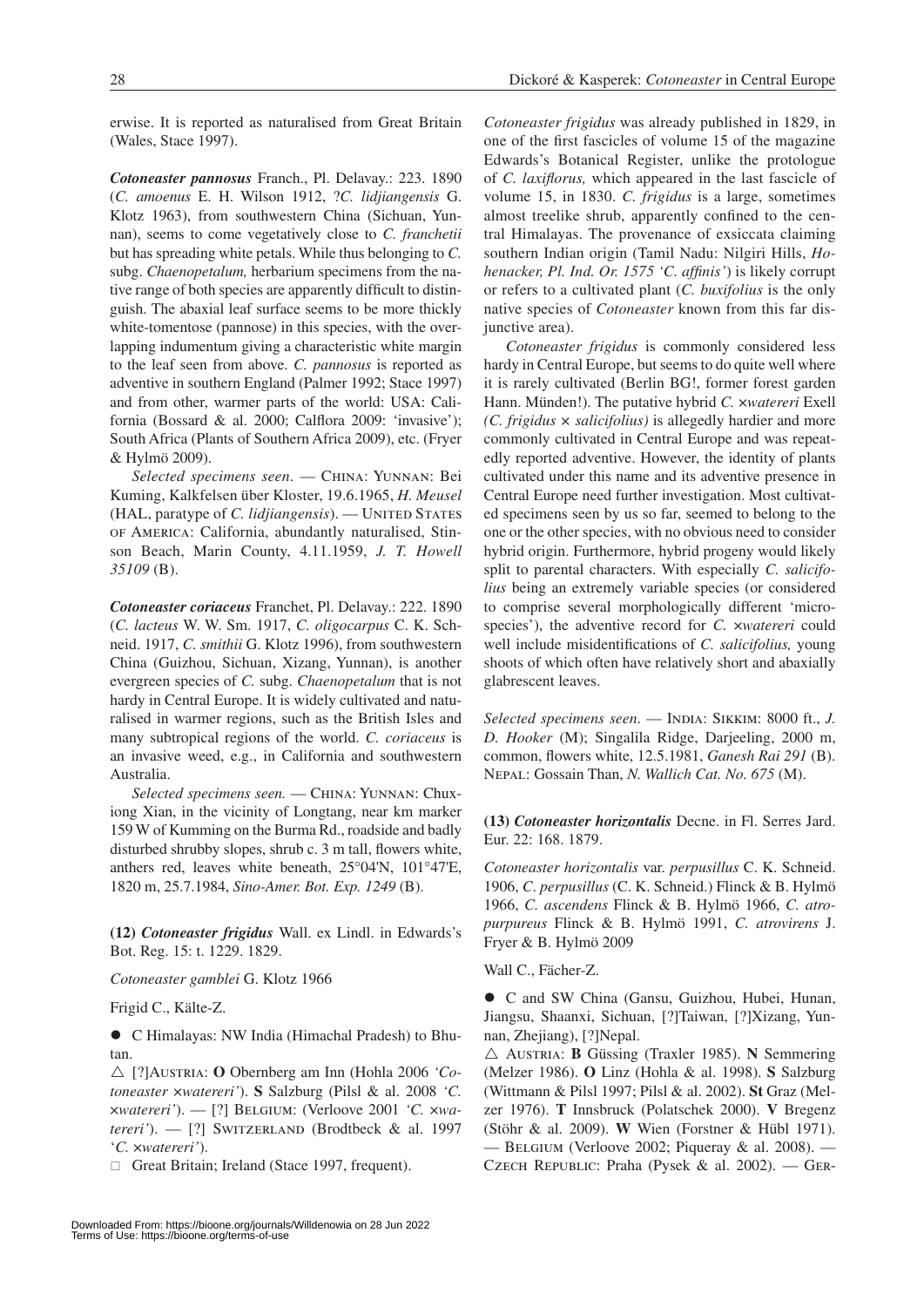erwise. It is reported as naturalised from Great Britain (Wales, Stace 1997).

***Cotoneaster pannosus*** Franch., Pl. Delavay.: 223. 1890 (*C. amoenus* E. H. Wilson 1912, ?*C. lidjiangensis* G. Klotz 1963), from southwestern China (Sichuan, Yunnan), seems to come vegetatively close to *C. franchetii* but has spreading white petals. While thus belonging to *C.* subg. *Chaenopetalum,* herbarium specimens from the native range of both species are apparently difficult to distinguish. The abaxial leaf surface seems to be more thickly white-tomentose (pannose) in this species, with the overlapping indumentum giving a characteristic white margin to the leaf seen from above. *C. pannosus* is reported as adventive in southern England (Palmer 1992; Stace 1997) and from other, warmer parts of the world: USA: California (Bossard & al. 2000; Calflora 2009: 'invasive'); South Africa (Plants of Southern Africa 2009), etc. (Fryer & Hylmö 2009).

*Selected specimens seen*. — China: Yunnan: Bei Kuming, Kalkfelsen über Kloster, 19.6.1965, *H. Meusel* (HAL, paratype of *C. lidjiangensis*). — United States of America: California, abundantly naturalised, Stinson Beach, Marin County, 4.11.1959, *J. T. Howell 35109* (B).

***Cotoneaster coriaceus*** Franchet, Pl. Delavay.: 222. 1890 (*C. lacteus* W. W. Sm. 1917, *C. oligocarpus* C. K. Schneid. 1917, *C. smithii* G. Klotz 1996), from southwestern China (Guizhou, Sichuan, Xizang, Yunnan), is another evergreen species of *C.* subg. *Chaenopetalum* that is not hardy in Central Europe. It is widely cultivated and naturalised in warmer regions, such as the British Isles and many subtropical regions of the world. *C. coriaceus* is an invasive weed, e.g., in California and southwestern Australia.

*Selected specimens seen.* — China: Yunnan: Chuxiong Xian, in the vicinity of Longtang, near km marker 159 W of Kumming on the Burma Rd., roadside and badly disturbed shrubby slopes, shrub c. 3 m tall, flowers white, anthers red, leaves white beneath, 25°04'N, 101°47'E, 1820 m, 25.7.1984, *Sino-Amer. Bot. Exp. 1249* (B).

**(12) *Cotoneaster frigidus*** Wall. ex Lindl. in Edwards's Bot. Reg. 15: t. 1229. 1829.

*Cotoneaster gamblei* G. Klotz 1966

Frigid C., Kälte-Z.

● C Himalayas: NW India (Himachal Pradesh) to Bhutan.

△ [?]Austria: **O** Obernberg am Inn (Hohla 2006 *'Cotoneaster ×watereri'*). **S** Salzburg (Pilsl & al. 2008 *'C. ×watereri'*). — [?] Belgium: (Verloove 2001 *'C. ×watereri'*). — [?] Switzerland (Brodtbeck & al. 1997 '*C. ×watereri'*).

□ Great Britain; Ireland (Stace 1997, frequent).

*Cotoneaster frigidus* was already published in 1829, in one of the first fascicles of volume 15 of the magazine Edwards's Botanical Register, unlike the protologue of *C. laxiflorus,* which appeared in the last fascicle of volume 15, in 1830. *C. frigidus* is a large, sometimes almost treelike shrub, apparently confined to the central Himalayas. The provenance of exsiccata claiming southern Indian origin (Tamil Nadu: Nilgiri Hills, *Hohenacker, Pl. Ind. Or. 1575 'C. affinis'*) is likely corrupt or refers to a cultivated plant (*C. buxifolius* is the only native species of *Cotoneaster* known from this far disjunctive area).

*Cotoneaster frigidus* is commonly considered less hardy in Central Europe, but seems to do quite well where it is rarely cultivated (Berlin BG!, former forest garden Hann. Münden!). The putative hybrid *C. ×watereri* Exell *(C. frigidus × salicifolius)* is allegedly hardier and more commonly cultivated in Central Europe and was repeatedly reported adventive. However, the identity of plants cultivated under this name and its adventive presence in Central Europe need further investigation. Most cultivated specimens seen by us so far, seemed to belong to the one or the other species, with no obvious need to consider hybrid origin. Furthermore, hybrid progeny would likely split to parental characters. With especially *C. salicifolius* being an extremely variable species (or considered to comprise several morphologically different 'microspecies'), the adventive record for *C. ×watereri* could well include misidentifications of *C. salicifolius,* young shoots of which often have relatively short and abaxially glabrescent leaves.

*Selected specimens seen*. — India: Sikkim: 8000 ft., *J. D. Hooker* (M); Singalila Ridge, Darjeeling, 2000 m, common, flowers white, 12.5.1981, *Ganesh Rai 291* (B). Nepal: Gossain Than, *N. Wallich Cat. No. 675* (M).

**(13) *Cotoneaster horizontalis*** Decne. in Fl. Serres Jard. Eur. 22: 168. 1879.

*Cotoneaster horizontalis* var. *perpusillus* C. K. Schneid. 1906, *C. perpusillus* (C. K. Schneid.) Flinck & B. Hylmö 1966, *C. ascendens* Flinck & B. Hylmö 1966, *C. atropurpureus* Flinck & B. Hylmö 1991, *C. atrovirens* J. Fryer & B. Hylmö 2009

Wall C., Fächer-Z.

● C and SW China (Gansu, Guizhou, Hubei, Hunan, Jiangsu, Shaanxi, Sichuan, [?]Taiwan, [?]Xizang, Yunnan, Zhejiang), [?]Nepal.

△ Austria: **B** Güssing (Traxler 1985). **N** Semmering (Melzer 1986). **O** Linz (Hohla & al. 1998). **S** Salzburg (Wittmann & Pilsl 1997; Pilsl & al. 2002). **St** Graz (Melzer 1976). **T** Innsbruck (Polatschek 2000). **V** Bregenz (Stöhr & al. 2009). **W** Wien (Forstner & Hübl 1971). — Belgium (Verloove 2002; Piqueray & al. 2008). — Czech Republic: Praha (Pysek & al. 2002). — Ger-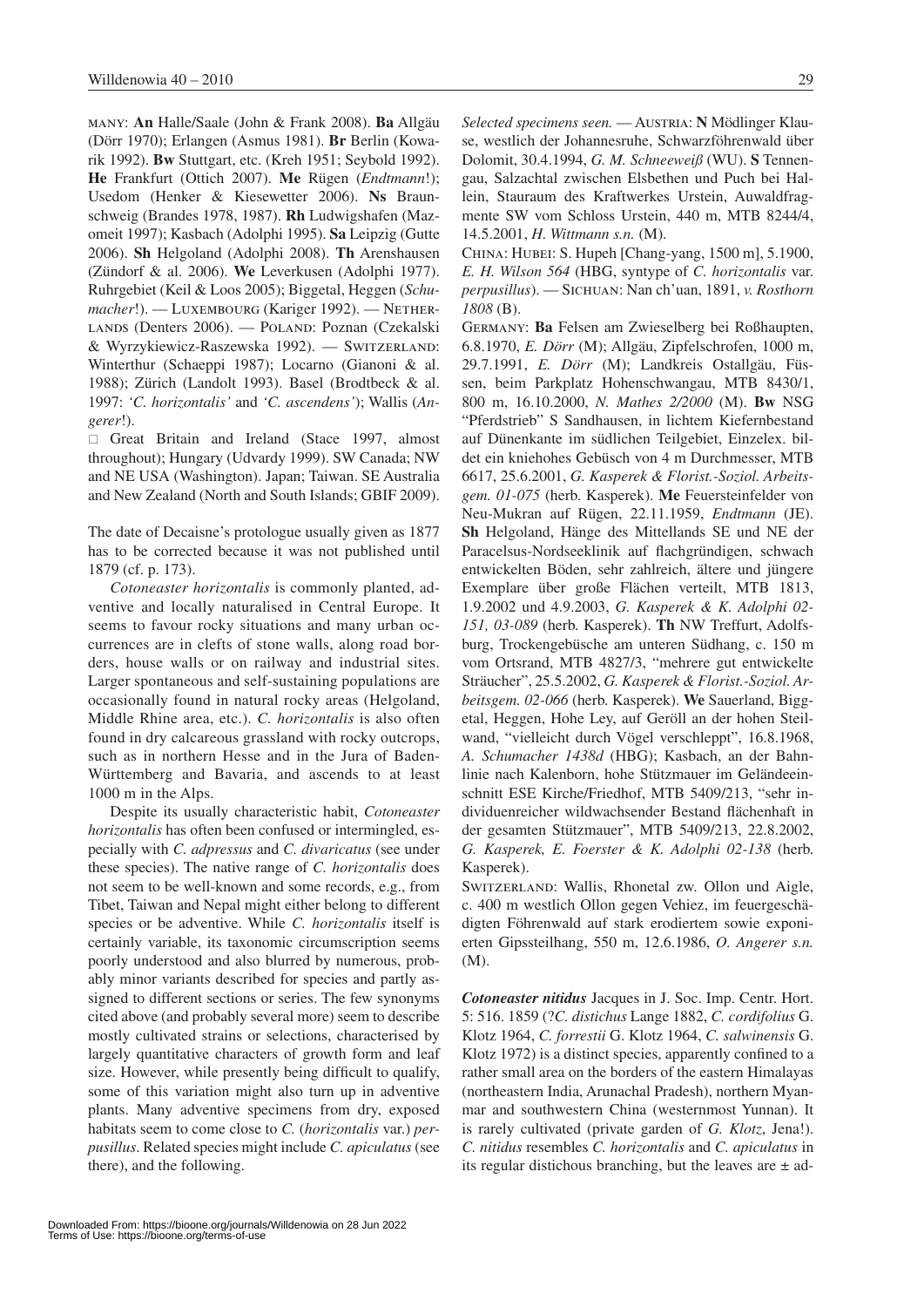many: **An** Halle/Saale (John & Frank 2008). **Ba** Allgäu (Dörr 1970); Erlangen (Asmus 1981). **Br** Berlin (Kowarik 1992). **Bw** Stuttgart, etc. (Kreh 1951; Seybold 1992). **He** Frankfurt (Ottich 2007). **Me** Rügen (*Endtmann*!); Usedom (Henker & Kiesewetter 2006). **Ns** Braunschweig (Brandes 1978, 1987). **Rh** Ludwigshafen (Mazomeit 1997); Kasbach (Adolphi 1995). **Sa** Leipzig (Gutte 2006). **Sh** Helgoland (Adolphi 2008). **Th** Arenshausen (Zündorf & al. 2006). **We** Leverkusen (Adolphi 1977). Ruhrgebiet (Keil & Loos 2005); Biggetal, Heggen (*Schumacher*!). — Luxembourg (Kariger 1992). — Netherlands (Denters 2006). — Poland: Poznan (Czekalski & Wyrzykiewicz-Raszewska 1992). — Switzerland: Winterthur (Schaeppi 1987); Locarno (Gianoni & al. 1988); Zürich (Landolt 1993). Basel (Brodtbeck & al. 1997: *'C. horizontalis'* and *'C. ascendens'*); Wallis (*Angerer*!).

□ Great Britain and Ireland (Stace 1997, almost throughout); Hungary (Udvardy 1999). SW Canada; NW and NE USA (Washington). Japan; Taiwan. SE Australia and New Zealand (North and South Islands; GBIF 2009).

The date of Decaisne's protologue usually given as 1877 has to be corrected because it was not published until 1879 (cf. p. 173).

*Cotoneaster horizontalis* is commonly planted, adventive and locally naturalised in Central Europe. It seems to favour rocky situations and many urban occurrences are in clefts of stone walls, along road borders, house walls or on railway and industrial sites. Larger spontaneous and self-sustaining populations are occasionally found in natural rocky areas (Helgoland, Middle Rhine area, etc.). *C. horizontalis* is also often found in dry calcareous grassland with rocky outcrops, such as in northern Hesse and in the Jura of Baden-Württemberg and Bavaria, and ascends to at least 1000 m in the Alps.

Despite its usually characteristic habit, *Cotoneaster horizontalis* has often been confused or intermingled, especially with *C. adpressus* and *C. divaricatus* (see under these species). The native range of *C. horizontalis* does not seem to be well-known and some records, e.g., from Tibet, Taiwan and Nepal might either belong to different species or be adventive. While *C. horizontalis* itself is certainly variable, its taxonomic circumscription seems poorly understood and also blurred by numerous, probably minor variants described for species and partly assigned to different sections or series. The few synonyms cited above (and probably several more) seem to describe mostly cultivated strains or selections, characterised by largely quantitative characters of growth form and leaf size. However, while presently being difficult to qualify, some of this variation might also turn up in adventive plants. Many adventive specimens from dry, exposed habitats seem to come close to *C.* (*horizontalis* var.) *perpusillus*. Related species might include *C. apiculatus* (see there), and the following.

*Selected specimens seen.* — Austria: **N** Mödlinger Klause, westlich der Johannesruhe, Schwarzföhrenwald über Dolomit, 30.4.1994, *G. M. Schneeweiß* (WU). **S** Tennengau, Salzachtal zwischen Elsbethen und Puch bei Hallein, Stauraum des Kraftwerkes Urstein, Auwaldfragmente SW vom Schloss Urstein, 440 m, MTB 8244/4, 14.5.2001, *H. Wittmann s.n.* (M).

China: Hubei: S. Hupeh [Chang-yang, 1500 m], 5.1900, *E. H. Wilson 564* (HBG, syntype of *C. horizontalis* var. *perpusillus*). — Sichuan: Nan ch'uan, 1891, *v. Rosthorn 1808* (B).

Germany: **Ba** Felsen am Zwieselberg bei Roßhaupten, 6.8.1970, *E. Dörr* (M); Allgäu, Zipfelschrofen, 1000 m, 29.7.1991, *E. Dörr* (M); Landkreis Ostallgäu, Füssen, beim Parkplatz Hohenschwangau, MTB 8430/1, 800 m, 16.10.2000, *N. Mathes 2/2000* (M). **Bw** NSG "Pferdstrieb" S Sandhausen, in lichtem Kiefernbestand auf Dünenkante im südlichen Teilgebiet, Einzelex. bildet ein kniehohes Gebüsch von 4 m Durchmesser, MTB 6617, 25.6.2001, *G. Kasperek & Florist.-Soziol. Arbeitsgem. 01-075* (herb. Kasperek). **Me** Feuersteinfelder von Neu-Mukran auf Rügen, 22.11.1959, *Endtmann* (JE). **Sh** Helgoland, Hänge des Mittellands SE und NE der Paracelsus-Nordseeklinik auf flachgründigen, schwach entwickelten Böden, sehr zahlreich, ältere und jüngere Exemplare über große Flächen verteilt, MTB 1813, 1.9.2002 und 4.9.2003, *G. Kasperek & K. Adolphi 02-151, 03-089* (herb. Kasperek). **Th** NW Treffurt, Adolfsburg, Trockengebüsche am unteren Südhang, c. 150 m vom Ortsrand, MTB 4827/3, "mehrere gut entwickelte Sträucher", 25.5.2002, *G. Kasperek & Florist.-Soziol. Arbeitsgem. 02-066* (herb. Kasperek). **We** Sauerland, Biggetal, Heggen, Hohe Ley, auf Geröll an der hohen Steilwand, "vielleicht durch Vögel verschleppt", 16.8.1968, *A. Schumacher 1438d* (HBG); Kasbach, an der Bahnlinie nach Kalenborn, hohe Stützmauer im Geländeeinschnitt ESE Kirche/Friedhof, MTB 5409/213, "sehr individuenreicher wildwachsender Bestand flächenhaft in der gesamten Stützmauer", MTB 5409/213, 22.8.2002, *G. Kasperek, E. Foerster & K. Adolphi 02-138* (herb. Kasperek).

Switzerland: Wallis, Rhonetal zw. Ollon und Aigle, c. 400 m westlich Ollon gegen Vehiez, im feuergeschädigten Föhrenwald auf stark erodiertem sowie exponierten Gipssteilhang, 550 m, 12.6.1986, *O. Angerer s.n.* (M).

***Cotoneaster nitidus*** Jacques in J. Soc. Imp. Centr. Hort. 5: 516. 1859 (?*C. distichus* Lange 1882, *C. cordifolius* G. Klotz 1964, *C. forrestii* G. Klotz 1964, *C. salwinensis* G. Klotz 1972) is a distinct species, apparently confined to a rather small area on the borders of the eastern Himalayas (northeastern India, Arunachal Pradesh), northern Myanmar and southwestern China (westernmost Yunnan). It is rarely cultivated (private garden of *G. Klotz*, Jena!). *C. nitidus* resembles *C. horizontalis* and *C. apiculatus* in its regular distichous branching, but the leaves are ± ad-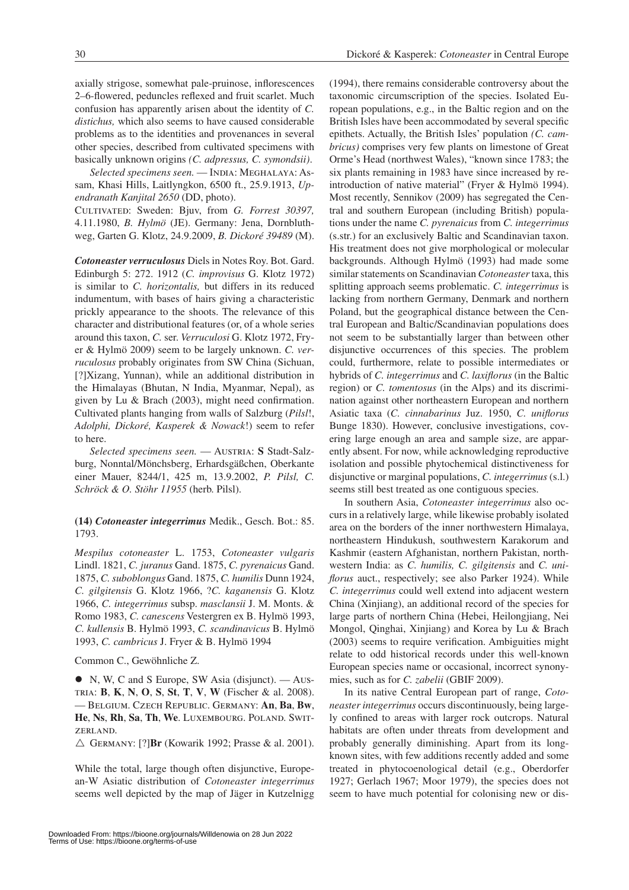axially strigose, somewhat pale-pruinose, inflorescences 2–6-flowered, peduncles reflexed and fruit scarlet. Much confusion has apparently arisen about the identity of *C. distichus,* which also seems to have caused considerable problems as to the identities and provenances in several other species, described from cultivated specimens with basically unknown origins *(C. adpressus, C. symondsii)*.

*Selected specimens seen.* — India: Meghalaya: Assam, Khasi Hills, Laitlyngkon, 6500 ft., 25.9.1913, *Upendranath Kanjital 2650* (DD, photo).

Cultivated: Sweden: Bjuv, from *G. Forrest 30397,* 4.11.1980, *B. Hylmö* (JE). Germany: Jena, Dornbluthweg, Garten G. Klotz, 24.9.2009, *B. Dickoré 39489* (M).

***Cotoneaster verruculosus*** Diels in Notes Roy. Bot. Gard. Edinburgh 5: 272. 1912 (*C. improvisus* G. Klotz 1972) is similar to *C. horizontalis,* but differs in its reduced indumentum, with bases of hairs giving a characteristic prickly appearance to the shoots. The relevance of this character and distributional features (or, of a whole series around this taxon, *C.* ser. *Verruculosi* G. Klotz 1972, Fryer & Hylmö 2009) seem to be largely unknown. *C. verruculosus* probably originates from SW China (Sichuan, [?]Xizang, Yunnan), while an additional distribution in the Himalayas (Bhutan, N India, Myanmar, Nepal), as given by Lu & Brach (2003), might need confirmation. Cultivated plants hanging from walls of Salzburg (*Pilsl*!, *Adolphi, Dickoré, Kasperek & Nowack*!) seem to refer to here.

*Selected specimens seen.* — Austria: **S** Stadt-Salzburg, Nonntal/Mönchsberg, Erhardsgäßchen, Oberkante einer Mauer, 8244/1, 425 m, 13.9.2002, *P. Pilsl, C. Schröck & O. Stöhr 11955* (herb. Pilsl).

**(14)** ***Cotoneaster integerrimus*** Medik., Gesch. Bot.: 85. 1793.

*Mespilus cotoneaster* L. 1753, *Cotoneaster vulgaris* Lindl. 1821, *C. juranus* Gand. 1875, *C. pyrenaicus* Gand. 1875, *C. suboblongus* Gand. 1875, *C. humilis* Dunn 1924, *C. gilgitensis* G. Klotz 1966, ?*C. kaganensis* G. Klotz 1966, *C. integerrimus* subsp. *masclansii* J. M. Monts. & Romo 1983, *C. canescens* Vestergren ex B. Hylmö 1993, *C. kullensis* B. Hylmö 1993, *C. scandinavicus* B. Hylmö 1993, *C. cambricus* J. Fryer & B. Hylmö 1994

Common C., Gewöhnliche Z.

● N, W, C and S Europe, SW Asia (disjunct). — Austria: **B**, **K**, **N**, **O**, **S**, **St**, **T**, **V**, **W** (Fischer & al. 2008). — Belgium. Czech Republic. Germany: **An**, **Ba**, **Bw**, **He**, **Ns**, **Rh**, **Sa**, **Th**, **We**. Luxembourg. Poland. Switzerland.

△ Germany: [?]**Br** (Kowarik 1992; Prasse & al. 2001).

While the total, large though often disjunctive, European-W Asiatic distribution of *Cotoneaster integerrimus* seems well depicted by the map of Jäger in Kutzelnigg (1994), there remains considerable controversy about the taxonomic circumscription of the species. Isolated European populations, e.g., in the Baltic region and on the British Isles have been accommodated by several specific epithets. Actually, the British Isles' population *(C. cambricus)* comprises very few plants on limestone of Great Orme's Head (northwest Wales), "known since 1783; the six plants remaining in 1983 have since increased by reintroduction of native material" (Fryer & Hylmö 1994). Most recently, Sennikov (2009) has segregated the Central and southern European (including British) populations under the name *C. pyrenaicus* from *C. integerrimus* (s.str.) for an exclusively Baltic and Scandinavian taxon. His treatment does not give morphological or molecular backgrounds. Although Hylmö (1993) had made some similar statements on Scandinavian *Cotoneaster* taxa, this splitting approach seems problematic. *C. integerrimus* is lacking from northern Germany, Denmark and northern Poland, but the geographical distance between the Central European and Baltic/Scandinavian populations does not seem to be substantially larger than between other disjunctive occurrences of this species. The problem could, furthermore, relate to possible intermediates or hybrids of *C. integerrimus* and *C. laxiflorus* (in the Baltic region) or *C. tomentosus* (in the Alps) and its discrimination against other northeastern European and northern Asiatic taxa (*C. cinnabarinus* Juz. 1950, *C. uniflorus* Bunge 1830). However, conclusive investigations, covering large enough an area and sample size, are apparently absent. For now, while acknowledging reproductive isolation and possible phytochemical distinctiveness for disjunctive or marginal populations, *C. integerrimus* (s.l.) seems still best treated as one contiguous species.

In southern Asia, *Cotoneaster integerrimus* also occurs in a relatively large, while likewise probably isolated area on the borders of the inner northwestern Himalaya, northeastern Hindukush, southwestern Karakorum and Kashmir (eastern Afghanistan, northern Pakistan, northwestern India: as *C. humilis, C. gilgitensis* and *C. uniflorus* auct., respectively; see also Parker 1924). While *C. integerrimus* could well extend into adjacent western China (Xinjiang), an additional record of the species for large parts of northern China (Hebei, Heilongjiang, Nei Mongol, Qinghai, Xinjiang) and Korea by Lu & Brach (2003) seems to require verification. Ambiguities might relate to odd historical records under this well-known European species name or occasional, incorrect synonymies, such as for *C. zabelii* (GBIF 2009).

In its native Central European part of range, *Cotoneaster integerrimus* occurs discontinuously, being largely confined to areas with larger rock outcrops. Natural habitats are often under threats from development and probably generally diminishing. Apart from its long-known sites, with few additions recently added and some treated in phytocoenological detail (e.g., Oberdorfer 1927; Gerlach 1967; Moor 1979), the species does not seem to have much potential for colonising new or dis-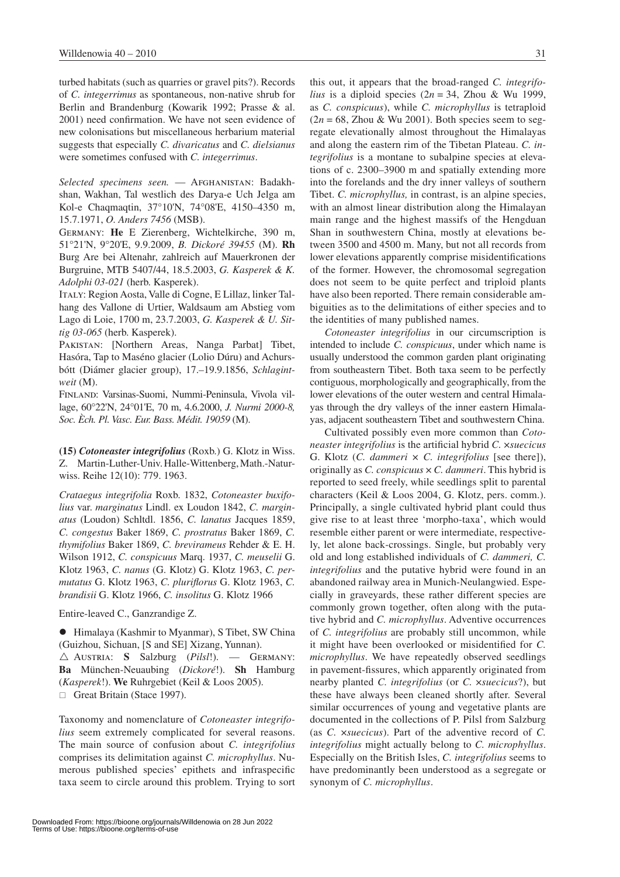turbed habitats (such as quarries or gravel pits?). Records of *C. integerrimus* as spontaneous, non-native shrub for Berlin and Brandenburg (Kowarik 1992; Prasse & al. 2001) need confirmation. We have not seen evidence of new colonisations but miscellaneous herbarium material suggests that especially *C. divaricatus* and *C. dielsianus* were sometimes confused with *C. integerrimus*.

*Selected specimens seen.* — Afghanistan: Badakhshan, Wakhan, Tal westlich des Darya-e Uch Jelga am Kol-e Chaqmaqtin, 37°10'N, 74°08'E, 4150–4350 m, 15.7.1971, *O. Anders 7456* (MSB).

Germany: **He** E Zierenberg, Wichtelkirche, 390 m, 51°21'N, 9°20'E, 9.9.2009, *B. Dickoré 39455* (M). **Rh** Burg Are bei Altenahr, zahlreich auf Mauerkronen der Burgruine, MTB 5407/44, 18.5.2003, *G. Kasperek & K. Adolphi 03-021* (herb. Kasperek).

Italy: Region Aosta, Valle di Cogne, E Lillaz, linker Talhang des Vallone di Urtier, Waldsaum am Abstieg vom Lago di Loie, 1700 m, 23.7.2003, *G. Kasperek & U. Sittig 03-065* (herb. Kasperek).

Pakistan: [Northern Areas, Nanga Parbat] Tibet, Hasóra, Tap to Maséno glacier (Lolio Dúru) and Achursbótt (Diámer glacier group), 17.–19.9.1856, *Schlagintweit* (M).

Finland: Varsinas-Suomi, Nummi-Peninsula, Vivola village, 60°22'N, 24°01'E, 70 m, 4.6.2000, *J. Nurmi 2000-8, Soc. Èch. Pl. Vasc. Eur. Bass. Médit. 19059* (M).

**(15)** ***Cotoneaster integrifolius*** (Roxb.) G. Klotz in Wiss. Z. Martin-Luther-Univ. Halle-Wittenberg, Math.-Naturwiss. Reihe 12(10): 779. 1963.

*Crataegus integrifolia* Roxb. 1832, *Cotoneaster buxifolius* var. *marginatus* Lindl. ex Loudon 1842, *C. marginatus* (Loudon) Schltdl. 1856, *C. lanatus* Jacques 1859, *C. congestus* Baker 1869, *C. prostratus* Baker 1869, *C. thymifolius* Baker 1869, *C. brevirameus* Rehder & E. H. Wilson 1912, *C. conspicuus* Marq. 1937, *C. meuselii* G. Klotz 1963, *C. nanus* (G. Klotz) G. Klotz 1963, *C. permutatus* G. Klotz 1963, *C. pluriflorus* G. Klotz 1963, *C. brandisii* G. Klotz 1966, *C. insolitus* G. Klotz 1966

Entire-leaved C., Ganzrandige Z.

● Himalaya (Kashmir to Myanmar), S Tibet, SW China (Guizhou, Sichuan, [S and SE] Xizang, Yunnan).
△ Austria: **S** Salzburg (*Pilsl*!). — Germany: **Ba** München-Neuaubing (*Dickoré*!). **Sh** Hamburg (*Kasperek*!). **We** Ruhrgebiet (Keil & Loos 2005).
□ Great Britain (Stace 1997).

Taxonomy and nomenclature of *Cotoneaster integrifolius* seem extremely complicated for several reasons. The main source of confusion about *C. integrifolius* comprises its delimitation against *C. microphyllus*. Numerous published species' epithets and infraspecific taxa seem to circle around this problem. Trying to sort this out, it appears that the broad-ranged *C. integrifolius* is a diploid species ($2n = 34$, Zhou & Wu 1999, as *C. conspicuus*), while *C. microphyllus* is tetraploid ($2n = 68$, Zhou & Wu 2001). Both species seem to segregate elevationally almost throughout the Himalayas and along the eastern rim of the Tibetan Plateau. *C. integrifolius* is a montane to subalpine species at elevations of c. 2300–3900 m and spatially extending more into the forelands and the dry inner valleys of southern Tibet. *C. microphyllus,* in contrast, is an alpine species, with an almost linear distribution along the Himalayan main range and the highest massifs of the Hengduan Shan in southwestern China, mostly at elevations between 3500 and 4500 m. Many, but not all records from lower elevations apparently comprise misidentifications of the former. However, the chromosomal segregation does not seem to be quite perfect and triploid plants have also been reported. There remain considerable ambiguities as to the delimitations of either species and to the identities of many published names.

*Cotoneaster integrifolius* in our circumscription is intended to include *C. conspicuus*, under which name is usually understood the common garden plant originating from southeastern Tibet. Both taxa seem to be perfectly contiguous, morphologically and geographically, from the lower elevations of the outer western and central Himalayas through the dry valleys of the inner eastern Himalayas, adjacent southeastern Tibet and southwestern China.

Cultivated possibly even more common than *Cotoneaster integrifolius* is the artificial hybrid *C.* ×*suecicus* G. Klotz (*C. dammeri* × *C. integrifolius* [see there]), originally as *C. conspicuus* × *C. dammeri*. This hybrid is reported to seed freely, while seedlings split to parental characters (Keil & Loos 2004, G. Klotz, pers. comm.). Principally, a single cultivated hybrid plant could thus give rise to at least three 'morpho-taxa', which would resemble either parent or were intermediate, respectively, let alone back-crossings. Single, but probably very old and long established individuals of *C. dammeri, C. integrifolius* and the putative hybrid were found in an abandoned railway area in Munich-Neulangwied. Especially in graveyards, these rather different species are commonly grown together, often along with the putative hybrid and *C. microphyllus*. Adventive occurrences of *C. integrifolius* are probably still uncommon, while it might have been overlooked or misidentified for *C. microphyllus*. We have repeatedly observed seedlings in pavement-fissures, which apparently originated from nearby planted *C. integrifolius* (or *C.* ×*suecicus*?), but these have always been cleaned shortly after. Several similar occurrences of young and vegetative plants are documented in the collections of P. Pilsl from Salzburg (as *C.* ×*suecicus*). Part of the adventive record of *C. integrifolius* might actually belong to *C. microphyllus*. Especially on the British Isles, *C. integrifolius* seems to have predominantly been understood as a segregate or synonym of *C. microphyllus*.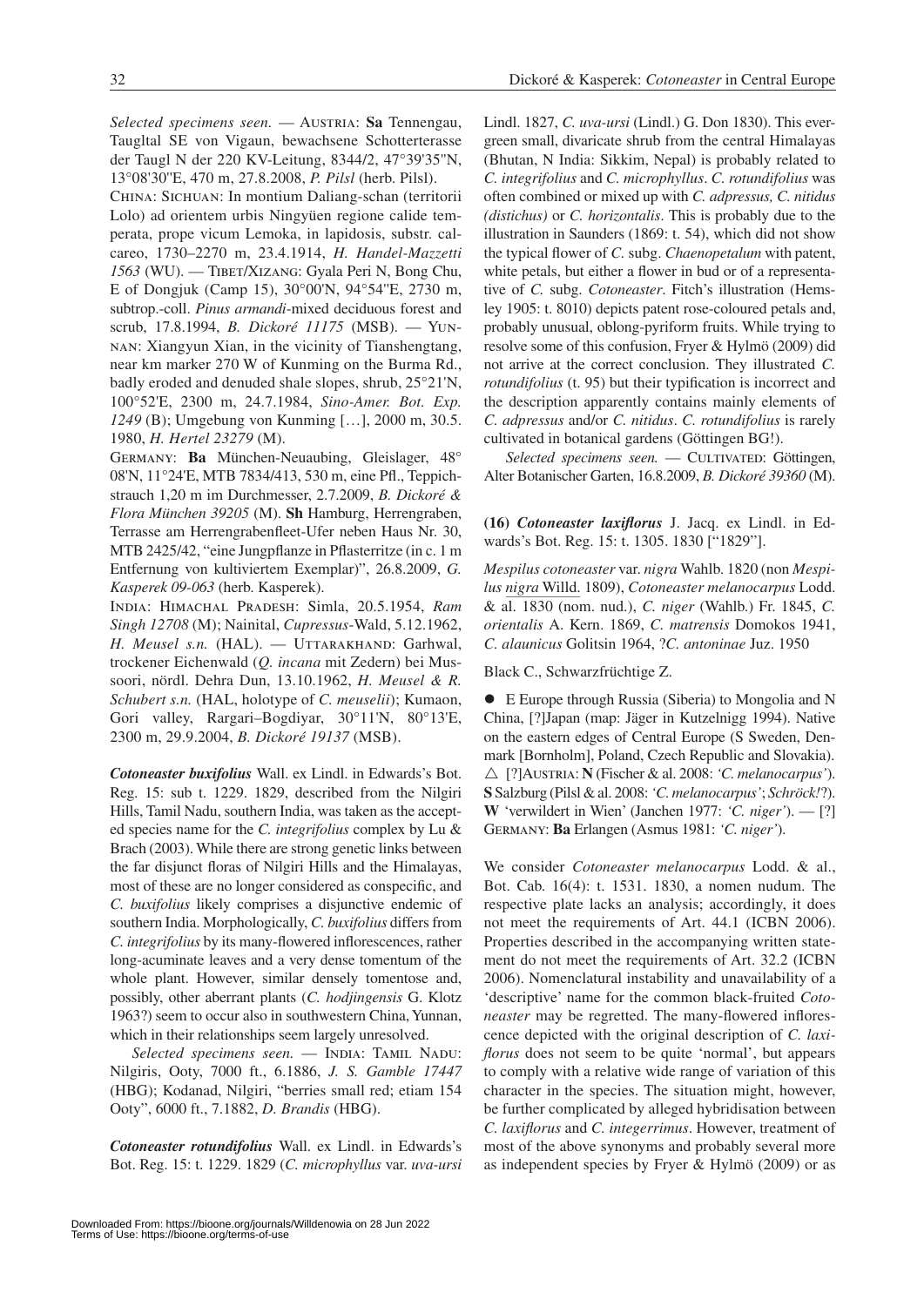*Selected specimens seen.* — Austria: **Sa** Tennengau, Taugltal SE von Vigaun, bewachsene Schotterterasse der Taugl N der 220 KV-Leitung, 8344/2, 47°39'35''N, 13°08'30''E, 470 m, 27.8.2008, *P. Pilsl* (herb. Pilsl).

China: Sichuan: In montium Daliang-schan (territorii Lolo) ad orientem urbis Ningyüen regione calide temperata, prope vicum Lemoka, in lapidosis, substr. calcareo, 1730–2270 m, 23.4.1914, *H. Handel-Mazzetti 1563* (WU). — Tibet/Xizang: Gyala Peri N, Bong Chu, E of Dongjuk (Camp 15), 30°00'N, 94°54''E, 2730 m, subtrop.-coll. *Pinus armandi*-mixed deciduous forest and scrub, 17.8.1994, *B. Dickoré 11175* (MSB). — Yunnan: Xiangyun Xian, in the vicinity of Tianshengtang, near km marker 270 W of Kunming on the Burma Rd., badly eroded and denuded shale slopes, shrub, 25°21'N, 100°52'E, 2300 m, 24.7.1984, *Sino-Amer. Bot. Exp. 1249* (B); Umgebung von Kunming […], 2000 m, 30.5. 1980, *H. Hertel 23279* (M).

Germany: **Ba** München-Neuaubing, Gleislager, 48° 08'N, 11°24'E, MTB 7834/413, 530 m, eine Pfl., Teppichstrauch 1,20 m im Durchmesser, 2.7.2009, *B. Dickoré & Flora München 39205* (M). **Sh** Hamburg, Herrengraben, Terrasse am Herrengrabenfleet-Ufer neben Haus Nr. 30, MTB 2425/42, "eine Jungpflanze in Pflasterritze (in c. 1 m Entfernung von kultiviertem Exemplar)", 26.8.2009, *G. Kasperek 09-063* (herb. Kasperek).

India: Himachal Pradesh: Simla, 20.5.1954, *Ram Singh 12708* (M); Nainital, *Cupressus*-Wald, 5.12.1962, *H. Meusel s.n.* (HAL). — Uttarakhand: Garhwal, trockener Eichenwald (*Q. incana* mit Zedern) bei Mussoori, nördl. Dehra Dun, 13.10.1962, *H. Meusel & R. Schubert s.n.* (HAL, holotype of *C. meuselii*); Kumaon, Gori valley, Rargari–Bogdiyar, 30°11'N, 80°13'E, 2300 m, 29.9.2004, *B. Dickoré 19137* (MSB).

***Cotoneaster buxifolius*** Wall. ex Lindl. in Edwards's Bot. Reg. 15: sub t. 1229. 1829, described from the Nilgiri Hills, Tamil Nadu, southern India, was taken as the accepted species name for the *C. integrifolius* complex by Lu & Brach (2003). While there are strong genetic links between the far disjunct floras of Nilgiri Hills and the Himalayas, most of these are no longer considered as conspecific, and *C. buxifolius* likely comprises a disjunctive endemic of southern India. Morphologically, *C. buxifolius* differs from *C. integrifolius* by its many-flowered inflorescences, rather long-acuminate leaves and a very dense tomentum of the whole plant. However, similar densely tomentose and, possibly, other aberrant plants (*C. hodjingensis* G. Klotz 1963?) seem to occur also in southwestern China, Yunnan, which in their relationships seem largely unresolved.

*Selected specimens seen.* — India: Tamil Nadu: Nilgiris, Ooty, 7000 ft., 6.1886, *J. S. Gamble 17447* (HBG); Kodanad, Nilgiri, "berries small red; etiam 154 Ooty", 6000 ft., 7.1882, *D. Brandis* (HBG).

***Cotoneaster rotundifolius*** Wall. ex Lindl. in Edwards's Bot. Reg. 15: t. 1229. 1829 (*C. microphyllus* var. *uva-ursi* Lindl. 1827, *C. uva-ursi* (Lindl.) G. Don 1830). This evergreen small, divaricate shrub from the central Himalayas (Bhutan, N India: Sikkim, Nepal) is probably related to *C. integrifolius* and *C. microphyllus*. *C. rotundifolius* was often combined or mixed up with *C. adpressus, C. nitidus (distichus)* or *C. horizontalis*. This is probably due to the illustration in Saunders (1869: t. 54), which did not show the typical flower of *C.* subg. *Chaenopetalum* with patent, white petals, but either a flower in bud or of a representative of *C.* subg. *Cotoneaster*. Fitch's illustration (Hemsley 1905: t. 8010) depicts patent rose-coloured petals and, probably unusual, oblong-pyriform fruits. While trying to resolve some of this confusion, Fryer & Hylmö (2009) did not arrive at the correct conclusion. They illustrated *C. rotundifolius* (t. 95) but their typification is incorrect and the description apparently contains mainly elements of *C. adpressus* and/or *C. nitidus*. *C. rotundifolius* is rarely cultivated in botanical gardens (Göttingen BG!).

*Selected specimens seen.* — Cultivated: Göttingen, Alter Botanischer Garten, 16.8.2009, *B. Dickoré 39360* (M).

**(16) *Cotoneaster laxiflorus*** J. Jacq. ex Lindl. in Edwards's Bot. Reg. 15: t. 1305. 1830 ["1829"].

*Mespilus cotoneaster* var. *nigra* Wahlb. 1820 (non *Mespilus nigra* Willd. 1809), *Cotoneaster melanocarpus* Lodd. & al. 1830 (nom. nud.), *C. niger* (Wahlb.) Fr. 1845, *C. orientalis* A. Kern. 1869, *C. matrensis* Domokos 1941, *C. alaunicus* Golitsin 1964, ?*C. antoninae* Juz. 1950

Black C., Schwarzfrüchtige Z.

● E Europe through Russia (Siberia) to Mongolia and N China, [?]Japan (map: Jäger in Kutzelnigg 1994). Native on the eastern edges of Central Europe (S Sweden, Denmark [Bornholm], Poland, Czech Republic and Slovakia). △ [?]Austria: **N** (Fischer & al. 2008: *'C. melanocarpus'*). **S** Salzburg (Pilsl & al. 2008: *'C. melanocarpus'*; *Schröck!*?). **W** 'verwildert in Wien' (Janchen 1977: *'C. niger'*). — [?] Germany: **Ba** Erlangen (Asmus 1981: *'C. niger'*).

We consider *Cotoneaster melanocarpus* Lodd. & al., Bot. Cab. 16(4): t. 1531. 1830, a nomen nudum. The respective plate lacks an analysis; accordingly, it does not meet the requirements of Art. 44.1 (ICBN 2006). Properties described in the accompanying written statement do not meet the requirements of Art. 32.2 (ICBN 2006). Nomenclatural instability and unavailability of a 'descriptive' name for the common black-fruited *Cotoneaster* may be regretted. The many-flowered inflorescence depicted with the original description of *C. laxiflorus* does not seem to be quite 'normal', but appears to comply with a relative wide range of variation of this character in the species. The situation might, however, be further complicated by alleged hybridisation between *C. laxiflorus* and *C. integerrimus*. However, treatment of most of the above synonyms and probably several more as independent species by Fryer & Hylmö (2009) or as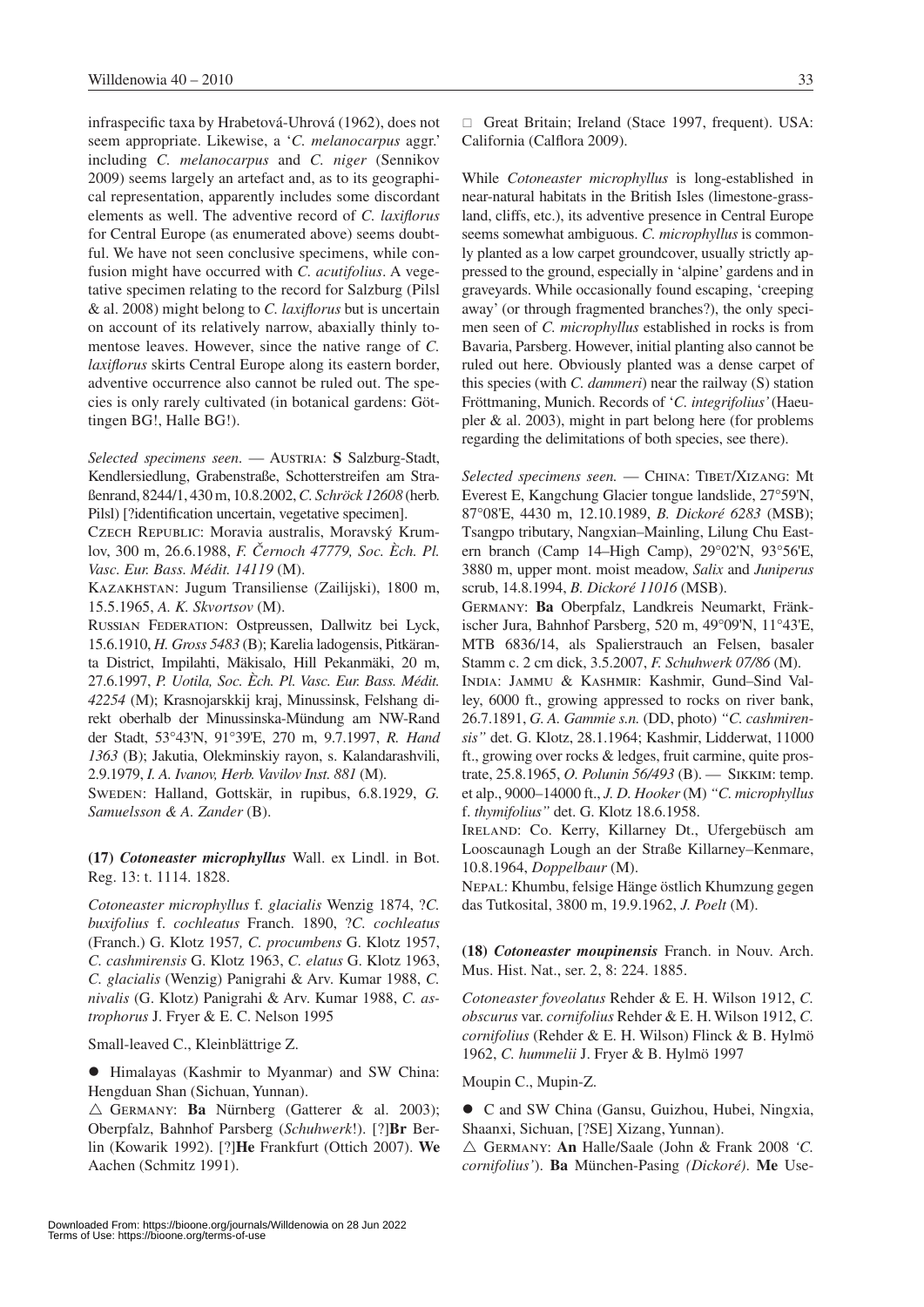infraspecific taxa by Hrabetová-Uhrová (1962), does not seem appropriate. Likewise, a '*C. melanocarpus* aggr.' including *C. melanocarpus* and *C. niger* (Sennikov 2009) seems largely an artefact and, as to its geographical representation, apparently includes some discordant elements as well. The adventive record of *C. laxiflorus* for Central Europe (as enumerated above) seems doubtful. We have not seen conclusive specimens, while confusion might have occurred with *C. acutifolius*. A vegetative specimen relating to the record for Salzburg (Pilsl & al. 2008) might belong to *C. laxiflorus* but is uncertain on account of its relatively narrow, abaxially thinly tomentose leaves. However, since the native range of *C. laxiflorus* skirts Central Europe along its eastern border, adventive occurrence also cannot be ruled out. The species is only rarely cultivated (in botanical gardens: Göttingen BG!, Halle BG!).

*Selected specimens seen*. — Austria: **S** Salzburg-Stadt, Kendlersiedlung, Grabenstraße, Schotterstreifen am Straßenrand, 8244/1, 430 m, 10.8.2002, *C. Schröck 12608* (herb. Pilsl) [?identification uncertain, vegetative specimen].

Czech Republic: Moravia australis, Moravský Krumlov, 300 m, 26.6.1988, *F. Černoch 47779, Soc. Èch. Pl. Vasc. Eur. Bass. Médit. 14119* (M).

Kazakhstan: Jugum Transiliense (Zailijski), 1800 m, 15.5.1965, *A. K. Skvortsov* (M).

Russian Federation: Ostpreussen, Dallwitz bei Lyck, 15.6.1910, *H. Gross 5483* (B); Karelia ladogensis, Pitkäranta District, Impilahti, Mäkisalo, Hill Pekanmäki, 20 m, 27.6.1997, *P. Uotila, Soc. Èch. Pl. Vasc. Eur. Bass. Médit. 42254* (M); Krasnojarskkij kraj, Minussinsk, Felshang direkt oberhalb der Minussinska-Mündung am NW-Rand der Stadt, 53°43'N, 91°39'E, 270 m, 9.7.1997, *R. Hand 1363* (B); Jakutia, Olekminskiy rayon, s. Kalandarashvili, 2.9.1979, *I. A. Ivanov, Herb. Vavilov Inst. 881* (M).

Sweden: Halland, Gottskär, in rupibus, 6.8.1929, *G. Samuelsson & A. Zander* (B).

**(17)** ***Cotoneaster microphyllus*** Wall. ex Lindl. in Bot. Reg. 13: t. 1114. 1828.

*Cotoneaster microphyllus* f. *glacialis* Wenzig 1874, ?*C. buxifolius* f. *cochleatus* Franch. 1890, ?*C. cochleatus* (Franch.) G. Klotz 1957, *C. procumbens* G. Klotz 1957, *C. cashmirensis* G. Klotz 1963, *C. elatus* G. Klotz 1963, *C. glacialis* (Wenzig) Panigrahi & Arv. Kumar 1988, *C. nivalis* (G. Klotz) Panigrahi & Arv. Kumar 1988, *C. astrophorus* J. Fryer & E. C. Nelson 1995

Small-leaved C., Kleinblättrige Z.

● Himalayas (Kashmir to Myanmar) and SW China: Hengduan Shan (Sichuan, Yunnan).

△ Germany: **Ba** Nürnberg (Gatterer & al. 2003); Oberpfalz, Bahnhof Parsberg (*Schuhwerk*!). [?]**Br** Berlin (Kowarik 1992). [?]**He** Frankfurt (Ottich 2007). **We** Aachen (Schmitz 1991).

□ Great Britain; Ireland (Stace 1997, frequent). USA: California (Calflora 2009).

While *Cotoneaster microphyllus* is long-established in near-natural habitats in the British Isles (limestone-grassland, cliffs, etc.), its adventive presence in Central Europe seems somewhat ambiguous. *C. microphyllus* is commonly planted as a low carpet groundcover, usually strictly appressed to the ground, especially in 'alpine' gardens and in graveyards. While occasionally found escaping, 'creeping away' (or through fragmented branches?), the only specimen seen of *C. microphyllus* established in rocks is from Bavaria, Parsberg. However, initial planting also cannot be ruled out here. Obviously planted was a dense carpet of this species (with *C. dammeri*) near the railway (S) station Fröttmaning, Munich. Records of '*C. integrifolius'* (Haeupler & al. 2003), might in part belong here (for problems regarding the delimitations of both species, see there).

*Selected specimens seen.* — China: Tibet/Xizang: Mt Everest E, Kangchung Glacier tongue landslide, 27°59'N, 87°08'E, 4430 m, 12.10.1989, *B. Dickoré 6283* (MSB); Tsangpo tributary, Nangxian–Mainling, Lilung Chu Eastern branch (Camp 14–High Camp), 29°02'N, 93°56'E, 3880 m, upper mont. moist meadow, *Salix* and *Juniperus* scrub, 14.8.1994, *B. Dickoré 11016* (MSB).

Germany: **Ba** Oberpfalz, Landkreis Neumarkt, Fränkischer Jura, Bahnhof Parsberg, 520 m, 49°09'N, 11°43'E, MTB 6836/14, als Spalierstrauch an Felsen, basaler Stamm c. 2 cm dick, 3.5.2007, *F. Schuhwerk 07/86* (M).

India: Jammu & Kashmir: Kashmir, Gund–Sind Valley, 6000 ft., growing appressed to rocks on river bank, 26.7.1891, *G. A. Gammie s.n.* (DD, photo) *"C. cashmirensis"* det. G. Klotz, 28.1.1964; Kashmir, Lidderwat, 11000 ft., growing over rocks & ledges, fruit carmine, quite prostrate, 25.8.1965, *O. Polunin 56/493* (B). — Sikkim: temp. et alp., 9000–14000 ft., *J. D. Hooker* (M) *"C. microphyllus* f. *thymifolius"* det. G. Klotz 18.6.1958.

Ireland: Co. Kerry, Killarney Dt., Ufergebüsch am Looscaunagh Lough an der Straße Killarney–Kenmare, 10.8.1964, *Doppelbaur* (M).

Nepal: Khumbu, felsige Hänge östlich Khumzung gegen das Tutkosital, 3800 m, 19.9.1962, *J. Poelt* (M).

**(18)** ***Cotoneaster moupinensis*** Franch. in Nouv. Arch. Mus. Hist. Nat., ser. 2, 8: 224. 1885.

*Cotoneaster foveolatus* Rehder & E. H. Wilson 1912, *C. obscurus* var. *cornifolius* Rehder & E. H. Wilson 1912, *C. cornifolius* (Rehder & E. H. Wilson) Flinck & B. Hylmö 1962, *C. hummelii* J. Fryer & B. Hylmö 1997

Moupin C., Mupin-Z.

● C and SW China (Gansu, Guizhou, Hubei, Ningxia, Shaanxi, Sichuan, [?SE] Xizang, Yunnan).

△ Germany: **An** Halle/Saale (John & Frank 2008 *'C. cornifolius'*). **Ba** München-Pasing *(Dickoré)*. **Me** Use-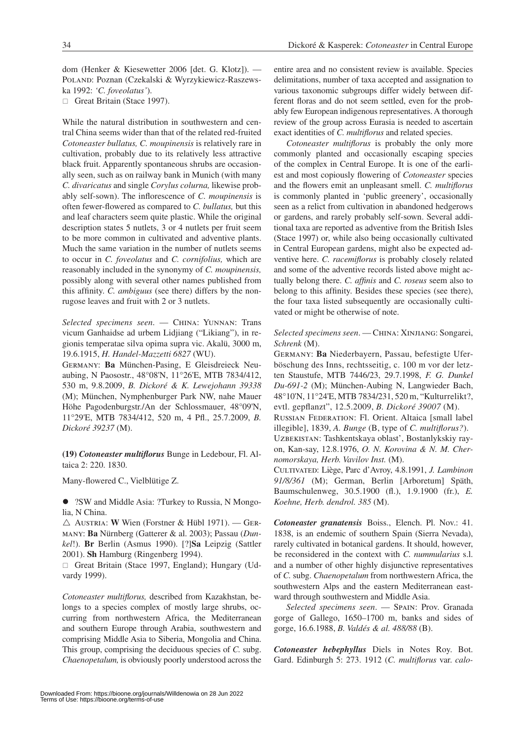dom (Henker & Kiesewetter 2006 [det. G. Klotz]). — Poland: Poznan (Czekalski & Wyrzykiewicz-Raszewska 1992: *'C. foveolatus'*).

□ Great Britain (Stace 1997).

While the natural distribution in southwestern and central China seems wider than that of the related red-fruited *Cotoneaster bullatus, C. moupinensis* is relatively rare in cultivation, probably due to its relatively less attractive black fruit. Apparently spontaneous shrubs are occasionally seen, such as on railway bank in Munich (with many *C. divaricatus* and single *Corylus colurna,* likewise probably self-sown). The inflorescence of *C. moupinensis* is often fewer-flowered as compared to *C. bullatus,* but this and leaf characters seem quite plastic. While the original description states 5 nutlets, 3 or 4 nutlets per fruit seem to be more common in cultivated and adventive plants. Much the same variation in the number of nutlets seems to occur in *C. foveolatus* and *C. cornifolius,* which are reasonably included in the synonymy of *C. moupinensis,* possibly along with several other names published from this affinity. *C. ambiguus* (see there) differs by the non-rugose leaves and fruit with 2 or 3 nutlets.

*Selected specimens seen*. — China: Yunnan: Trans vicum Ganhaidse ad urbem Lidjiang ("Likiang"), in regionis temperatae silva opima supra vic. Akalü, 3000 m, 19.6.1915, *H. Handel-Mazzetti 6827* (WU).

Germany: **Ba** München-Pasing, E Gleisdreieck Neuaubing, N Paosostr., 48°08'N, 11°26'E, MTB 7834/412, 530 m, 9.8.2009, *B. Dickoré & K. Lewejohann 39338* (M); München, Nymphenburger Park NW, nahe Mauer Höhe Pagodenburgstr./An der Schlossmauer, 48°09'N, 11°29'E, MTB 7834/412, 520 m, 4 Pfl., 25.7.2009, *B. Dickoré 39237* (M).

**(19)** ***Cotoneaster multiflorus*** Bunge in Ledebour, Fl. Altaica 2: 220. 1830.

Many-flowered C., Vielblütige Z.

● ?SW and Middle Asia: ?Turkey to Russia, N Mongolia, N China.

△ Austria: **W** Wien (Forstner & Hübl 1971). — Germany: **Ba** Nürnberg (Gatterer & al. 2003); Passau (*Dunkel*!). **Br** Berlin (Asmus 1990). [?]**Sa** Leipzig (Sattler 2001). **Sh** Hamburg (Ringenberg 1994).

□ Great Britain (Stace 1997, England); Hungary (Udvardy 1999).

*Cotoneaster multiflorus,* described from Kazakhstan, belongs to a species complex of mostly large shrubs, occurring from northwestern Africa, the Mediterranean and southern Europe through Arabia, southwestern and comprising Middle Asia to Siberia, Mongolia and China. This group, comprising the deciduous species of *C.* subg. *Chaenopetalum,* is obviously poorly understood across the entire area and no consistent review is available. Species delimitations, number of taxa accepted and assignation to various taxonomic subgroups differ widely between different floras and do not seem settled, even for the probably few European indigenous representatives. A thorough review of the group across Eurasia is needed to ascertain exact identities of *C. multiflorus* and related species.

*Cotoneaster multiflorus* is probably the only more commonly planted and occasionally escaping species of the complex in Central Europe. It is one of the earliest and most copiously flowering of *Cotoneaster* species and the flowers emit an unpleasant smell. *C. multiflorus* is commonly planted in 'public greenery', occasionally seen as a relict from cultivation in abandoned hedgerows or gardens, and rarely probably self-sown. Several additional taxa are reported as adventive from the British Isles (Stace 1997) or, while also being occasionally cultivated in Central European gardens, might also be expected adventive here. *C. racemiflorus* is probably closely related and some of the adventive records listed above might actually belong there. *C. affinis* and *C. roseus* seem also to belong to this affinity. Besides these species (see there), the four taxa listed subsequently are occasionally cultivated or might be otherwise of note.

*Selected specimens seen*. — China: Xinjiang: Songarei, *Schrenk* (M).

Germany: **Ba** Niederbayern, Passau, befestigte Uferböschung des Inns, rechtsseitig, c. 100 m vor der letzten Staustufe, MTB 7446/23, 29.7.1998, *F. G. Dunkel Du-691-2* (M); München-Aubing N, Langwieder Bach, 48°10'N, 11°24'E, MTB 7834/231, 520 m, "Kulturrelikt?, evtl. gepflanzt", 12.5.2009, *B. Dickoré 39007* (M).

Russian Federation: Fl. Orient. Altaica [small label illegible], 1839, *A. Bunge* (B, type of *C. multiflorus?*).

Uzbekistan: Tashkentskaya oblast', Bostanlykskiy rayon, Kan-say, 12.8.1976, *O. N. Korovina & N. M. Chernomorskaya, Herb. Vavilov Inst.* (M).

Cultivated: Liège, Parc d'Avroy, 4.8.1991, *J. Lambinon 91/8/361* (M); German, Berlin [Arboretum] Späth, Baumschulenweg, 30.5.1900 (fl.), 1.9.1900 (fr.), *E. Koehne, Herb. dendrol. 385* (M).

***Cotoneaster granatensis*** Boiss., Elench. Pl. Nov.: 41. 1838, is an endemic of southern Spain (Sierra Nevada), rarely cultivated in botanical gardens. It should, however, be reconsidered in the context with *C. nummularius* s.l. and a number of other highly disjunctive representatives of *C.* subg. *Chaenopetalum* from northwestern Africa, the southwestern Alps and the eastern Mediterranean eastward through southwestern and Middle Asia.

*Selected specimens seen*. — Spain: Prov. Granada gorge of Gallego, 1650–1700 m, banks and sides of gorge, 16.6.1988, *B. Valdés & al. 488/88* (B).

***Cotoneaster hebephyllus*** Diels in Notes Roy. Bot. Gard. Edinburgh 5: 273. 1912 (*C. multiflorus* var. *calo-*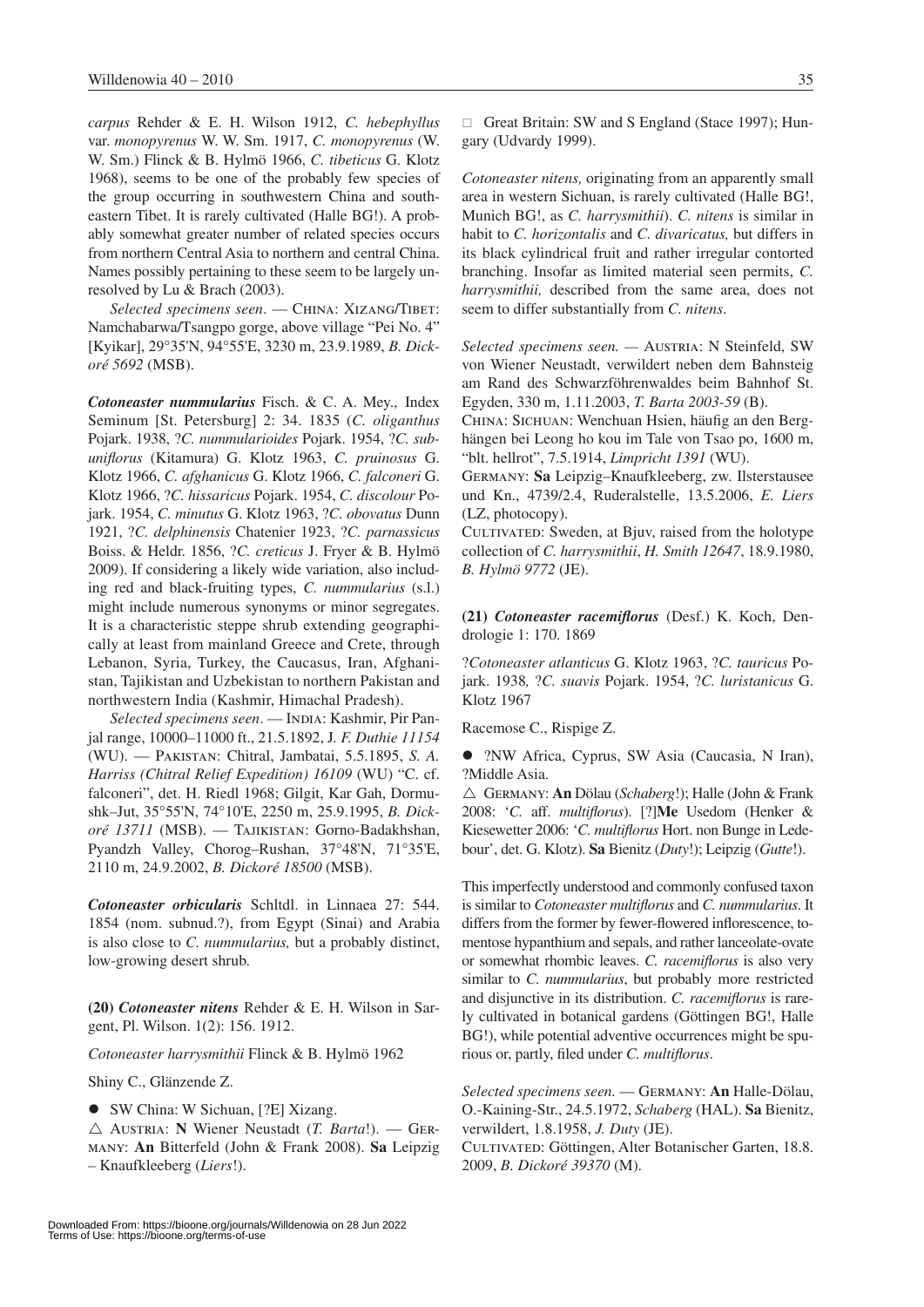*carpus* Rehder & E. H. Wilson 1912, *C. hebephyllus* var. *monopyrenus* W. W. Sm. 1917, *C. monopyrenus* (W. W. Sm.) Flinck & B. Hylmö 1966, *C. tibeticus* G. Klotz 1968), seems to be one of the probably few species of the group occurring in southwestern China and southeastern Tibet. It is rarely cultivated (Halle BG!). A probably somewhat greater number of related species occurs from northern Central Asia to northern and central China. Names possibly pertaining to these seem to be largely unresolved by Lu & Brach (2003).

*Selected specimens seen*. — China: Xizang/Tibet: Namchabarwa/Tsangpo gorge, above village "Pei No. 4" [Kyikar], 29°35'N, 94°55'E, 3230 m, 23.9.1989, *B. Dickoré 5692* (MSB).

***Cotoneaster nummularius*** Fisch. & C. A. Mey., Index Seminum [St. Petersburg] 2: 34. 1835 (*C. oliganthus* Pojark. 1938, ?*C. nummularioides* Pojark. 1954, ?*C. submiflorus* (Kitamura) G. Klotz 1963, *C. pruinosus* G. Klotz 1966, *C. afghanicus* G. Klotz 1966, *C. falconeri* G. Klotz 1966, ?*C. hissaricus* Pojark. 1954, *C. discolour* Pojark. 1954, *C. minutus* G. Klotz 1963, ?*C. obovatus* Dunn 1921, ?*C. delphinensis* Chatenier 1923, ?*C. parnassicus* Boiss. & Heldr. 1856, ?*C. creticus* J. Fryer & B. Hylmö 2009). If considering a likely wide variation, also including red and black-fruiting types, *C. nummularius* (s.l.) might include numerous synonyms or minor segregates. It is a characteristic steppe shrub extending geographically at least from mainland Greece and Crete, through Lebanon, Syria, Turkey, the Caucasus, Iran, Afghanistan, Tajikistan and Uzbekistan to northern Pakistan and northwestern India (Kashmir, Himachal Pradesh).

*Selected specimens seen*. — India: Kashmir, Pir Panjal range, 10000–11000 ft., 21.5.1892, J*. F. Duthie 11154* (WU). — Pakistan: Chitral, Jambatai, 5.5.1895, *S. A. Harriss (Chitral Relief Expedition) 16109* (WU) "C. cf. falconeri", det. H. Riedl 1968; Gilgit, Kar Gah, Dormushk–Jut, 35°55'N, 74°10'E, 2250 m, 25.9.1995, *B. Dickoré 13711* (MSB). — Tajikistan: Gorno-Badakhshan, Pyandzh Valley, Chorog–Rushan, 37°48'N, 71°35'E, 2110 m, 24.9.2002, *B. Dickoré 18500* (MSB).

***Cotoneaster orbicularis*** Schltdl. in Linnaea 27: 544. 1854 (nom. subnud.?), from Egypt (Sinai) and Arabia is also close to *C. nummularius,* but a probably distinct, low-growing desert shrub.

**(20)** ***Cotoneaster nitens*** Rehder & E. H. Wilson in Sargent, Pl. Wilson. 1(2): 156. 1912.

*Cotoneaster harrysmithii* Flinck & B. Hylmö 1962

Shiny C., Glänzende Z.

● SW China: W Sichuan, [?E] Xizang.

△ Austria: **N** Wiener Neustadt (*T. Barta*!). — Germany: **An** Bitterfeld (John & Frank 2008). **Sa** Leipzig – Knaufkleeberg (*Liers*!).

□ Great Britain: SW and S England (Stace 1997); Hungary (Udvardy 1999).

*Cotoneaster nitens,* originating from an apparently small area in western Sichuan, is rarely cultivated (Halle BG!, Munich BG!, as *C. harrysmithii*). *C. nitens* is similar in habit to *C. horizontalis* and *C. divaricatus,* but differs in its black cylindrical fruit and rather irregular contorted branching. Insofar as limited material seen permits, *C. harrysmithii,* described from the same area, does not seem to differ substantially from *C. nitens.*

*Selected specimens seen.* — Austria: N Steinfeld, SW von Wiener Neustadt, verwildert neben dem Bahnsteig am Rand des Schwarzföhrenwaldes beim Bahnhof St. Egyden, 330 m, 1.11.2003, *T. Barta 2003-59* (B).

China: Sichuan: Wenchuan Hsien, häufig an den Berghängen bei Leong ho kou im Tale von Tsao po, 1600 m, "blt. hellrot", 7.5.1914, *Limpricht 1391* (WU).

Germany: **Sa** Leipzig–Knaufkleeberg, zw. Ilsterstausee und Kn., 4739/2.4, Ruderalstelle, 13.5.2006, *E. Liers* (LZ, photocopy).

Cultivated: Sweden, at Bjuv, raised from the holotype collection of *C. harrysmithii*, *H. Smith 12647*, 18.9.1980, *B. Hylmö 9772* (JE).

**(21)** ***Cotoneaster racemiflorus*** (Desf.) K. Koch, Dendrologie 1: 170. 1869

?*Cotoneaster atlanticus* G. Klotz 1963, ?*C. tauricus* Pojark. 1938*,* ?*C. suavis* Pojark. 1954, ?*C. luristanicus* G. Klotz 1967

Racemose C., Rispige Z.

● ?NW Africa, Cyprus, SW Asia (Caucasia, N Iran), ?Middle Asia.

△ Germany: **An** Dölau (*Schaberg*!); Halle (John & Frank 2008: '*C.* aff. *multiflorus*). [?]**Me** Usedom (Henker & Kiesewetter 2006: '*C. multiflorus* Hort. non Bunge in Ledebour', det. G. Klotz). **Sa** Bienitz (*Duty*!); Leipzig (*Gutte*!).

This imperfectly understood and commonly confused taxon is similar to *Cotoneaster multiflorus* and *C. nummularius*. It differs from the former by fewer-flowered inflorescence, tomentose hypanthium and sepals, and rather lanceolate-ovate or somewhat rhombic leaves. *C. racemiflorus* is also very similar to *C. nummularius*, but probably more restricted and disjunctive in its distribution. *C. racemiflorus* is rarely cultivated in botanical gardens (Göttingen BG!, Halle BG!), while potential adventive occurrences might be spurious or, partly, filed under *C. multiflorus*.

*Selected specimens seen.* — Germany: **An** Halle-Dölau, O.-Kaining-Str., 24.5.1972, *Schaberg* (HAL). **Sa** Bienitz, verwildert, 1.8.1958, *J. Duty* (JE).

Cultivated: Göttingen, Alter Botanischer Garten, 18.8. 2009, *B. Dickoré 39370* (M).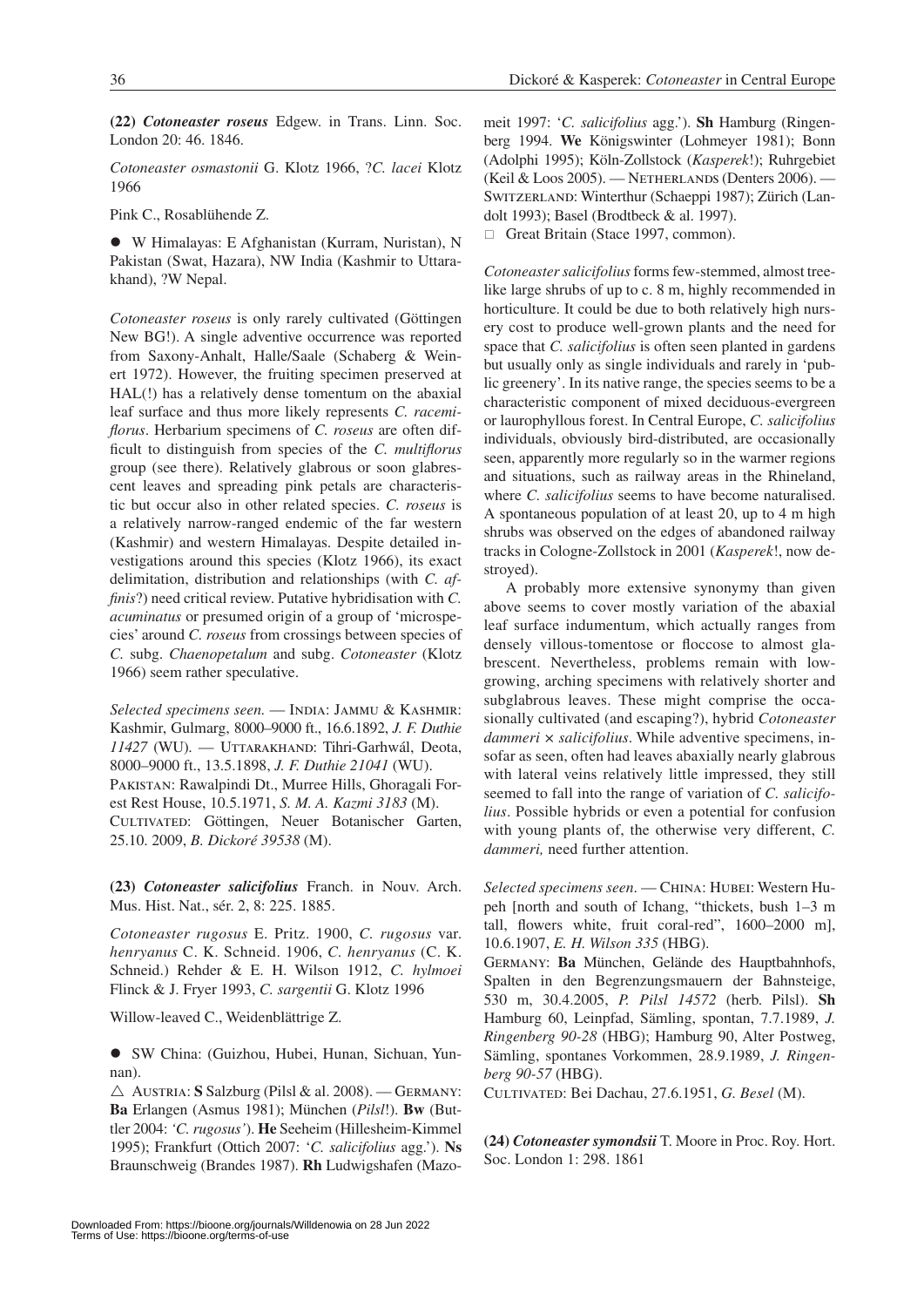**(22)** ***Cotoneaster roseus*** Edgew. in Trans. Linn. Soc. London 20: 46. 1846.

*Cotoneaster osmastonii* G. Klotz 1966, ?*C. lacei* Klotz 1966

Pink C., Rosablühende Z.

● W Himalayas: E Afghanistan (Kurram, Nuristan), N Pakistan (Swat, Hazara), NW India (Kashmir to Uttarakhand), ?W Nepal.

*Cotoneaster roseus* is only rarely cultivated (Göttingen New BG!). A single adventive occurrence was reported from Saxony-Anhalt, Halle/Saale (Schaberg & Weinert 1972). However, the fruiting specimen preserved at HAL(!) has a relatively dense tomentum on the abaxial leaf surface and thus more likely represents *C. racemiflorus*. Herbarium specimens of *C. roseus* are often difficult to distinguish from species of the *C. multiflorus* group (see there). Relatively glabrous or soon glabrescent leaves and spreading pink petals are characteristic but occur also in other related species. *C. roseus* is a relatively narrow-ranged endemic of the far western (Kashmir) and western Himalayas. Despite detailed investigations around this species (Klotz 1966), its exact delimitation, distribution and relationships (with *C. affinis*?) need critical review. Putative hybridisation with *C. acuminatus* or presumed origin of a group of 'microspecies' around *C. roseus* from crossings between species of *C.* subg. *Chaenopetalum* and subg. *Cotoneaster* (Klotz 1966) seem rather speculative.

*Selected specimens seen.* — India: Jammu & Kashmir: Kashmir, Gulmarg, 8000–9000 ft., 16.6.1892, *J. F. Duthie 11427* (WU). — Uttarakhand: Tihri-Garhwál, Deota, 8000–9000 ft., 13.5.1898, *J. F. Duthie 21041* (WU).
Pakistan: Rawalpindi Dt., Murree Hills, Ghoragali Forest Rest House, 10.5.1971, *S. M. A. Kazmi 3183* (M).
Cultivated: Göttingen, Neuer Botanischer Garten, 25.10. 2009, *B. Dickoré 39538* (M).

**(23)** ***Cotoneaster salicifolius*** Franch. in Nouv. Arch. Mus. Hist. Nat., sér. 2, 8: 225. 1885.

*Cotoneaster rugosus* E. Pritz. 1900, *C. rugosus* var. *henryanus* C. K. Schneid. 1906, *C. henryanus* (C. K. Schneid.) Rehder & E. H. Wilson 1912, *C. hylmoei* Flinck & J. Fryer 1993, *C. sargentii* G. Klotz 1996

Willow-leaved C., Weidenblättrige Z.

● SW China: (Guizhou, Hubei, Hunan, Sichuan, Yunnan).

△ Austria: **S** Salzburg (Pilsl & al. 2008). — Germany: **Ba** Erlangen (Asmus 1981); München (*Pilsl*!). **Bw** (Buttler 2004: '*C. rugosus*'). **He** Seeheim (Hillesheim-Kimmel 1995); Frankfurt (Ottich 2007: '*C. salicifolius* agg.'). **Ns** Braunschweig (Brandes 1987). **Rh** Ludwigshafen (Mazomeit 1997: '*C. salicifolius* agg.'). **Sh** Hamburg (Ringenberg 1994. **We** Königswinter (Lohmeyer 1981); Bonn (Adolphi 1995); Köln-Zollstock (*Kasperek*!); Ruhrgebiet (Keil & Loos 2005). — Netherlands (Denters 2006). — Switzerland: Winterthur (Schaeppi 1987); Zürich (Landolt 1993); Basel (Brodtbeck & al. 1997).
□ Great Britain (Stace 1997, common).

*Cotoneaster salicifolius* forms few-stemmed, almost tree-like large shrubs of up to c. 8 m, highly recommended in horticulture. It could be due to both relatively high nursery cost to produce well-grown plants and the need for space that *C. salicifolius* is often seen planted in gardens but usually only as single individuals and rarely in 'public greenery'. In its native range, the species seems to be a characteristic component of mixed deciduous-evergreen or laurophyllous forest. In Central Europe, *C. salicifolius* individuals, obviously bird-distributed, are occasionally seen, apparently more regularly so in the warmer regions and situations, such as railway areas in the Rhineland, where *C. salicifolius* seems to have become naturalised. A spontaneous population of at least 20, up to 4 m high shrubs was observed on the edges of abandoned railway tracks in Cologne-Zollstock in 2001 (*Kasperek*!, now destroyed).

A probably more extensive synonymy than given above seems to cover mostly variation of the abaxial leaf surface indumentum, which actually ranges from densely villous-tomentose or floccose to almost glabrescent. Nevertheless, problems remain with low-growing, arching specimens with relatively shorter and subglabrous leaves. These might comprise the occasionally cultivated (and escaping?), hybrid *Cotoneaster dammeri* × *salicifolius*. While adventive specimens, insofar as seen, often had leaves abaxially nearly glabrous with lateral veins relatively little impressed, they still seemed to fall into the range of variation of *C. salicifolius*. Possible hybrids or even a potential for confusion with young plants of, the otherwise very different, *C. dammeri,* need further attention.

*Selected specimens seen*. — China: Hubei: Western Hupeh [north and south of Ichang, "thickets, bush 1–3 m tall, flowers white, fruit coral-red", 1600–2000 m], 10.6.1907, *E. H. Wilson 335* (HBG).
Germany: **Ba** München, Gelände des Hauptbahnhofs, Spalten in den Begrenzungsmauern der Bahnsteige, 530 m, 30.4.2005, *P. Pilsl 14572* (herb. Pilsl). **Sh** Hamburg 60, Leinpfad, Sämling, spontan, 7.7.1989, *J. Ringenberg 90-28* (HBG); Hamburg 90, Alter Postweg, Sämling, spontanes Vorkommen, 28.9.1989, *J. Ringenberg 90-57* (HBG).
Cultivated: Bei Dachau, 27.6.1951, *G. Besel* (M).

**(24)** ***Cotoneaster symondsii*** T. Moore in Proc. Roy. Hort. Soc. London 1: 298. 1861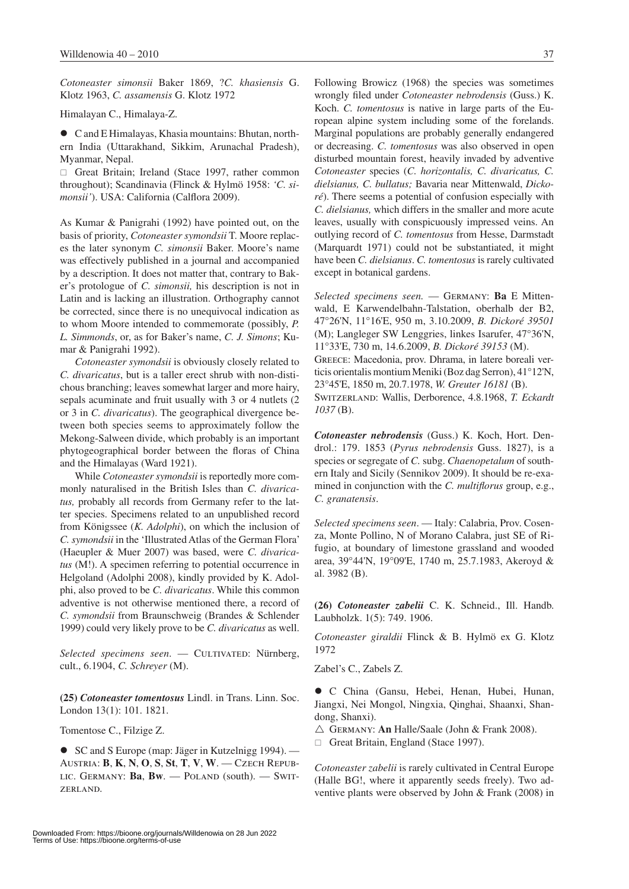*Cotoneaster simonsii* Baker 1869, ?*C. khasiensis* G. Klotz 1963, *C. assamensis* G. Klotz 1972

Himalayan C., Himalaya-Z.

● C and E Himalayas, Khasia mountains: Bhutan, northern India (Uttarakhand, Sikkim, Arunachal Pradesh), Myanmar, Nepal.

□ Great Britain; Ireland (Stace 1997, rather common throughout); Scandinavia (Flinck & Hylmö 1958: *'C. simonsii'*). USA: California (Calflora 2009).

As Kumar & Panigrahi (1992) have pointed out, on the basis of priority, *Cotoneaster symondsii* T. Moore replaces the later synonym *C. simonsii* Baker. Moore's name was effectively published in a journal and accompanied by a description. It does not matter that, contrary to Baker's protologue of *C. simonsii,* his description is not in Latin and is lacking an illustration. Orthography cannot be corrected, since there is no unequivocal indication as to whom Moore intended to commemorate (possibly, *P. L. Simmonds*, or, as for Baker's name, *C. J. Simons*; Kumar & Panigrahi 1992).

*Cotoneaster symondsii* is obviously closely related to *C. divaricatus*, but is a taller erect shrub with non-distichous branching; leaves somewhat larger and more hairy, sepals acuminate and fruit usually with 3 or 4 nutlets (2 or 3 in *C. divaricatus*). The geographical divergence between both species seems to approximately follow the Mekong-Salween divide, which probably is an important phytogeographical border between the floras of China and the Himalayas (Ward 1921).

While *Cotoneaster symondsii* is reportedly more commonly naturalised in the British Isles than *C. divaricatus,* probably all records from Germany refer to the latter species. Specimens related to an unpublished record from Königssee (*K. Adolphi*), on which the inclusion of *C. symondsii* in the 'Illustrated Atlas of the German Flora' (Haeupler & Muer 2007) was based, were *C. divaricatus* (M!). A specimen referring to potential occurrence in Helgoland (Adolphi 2008), kindly provided by K. Adolphi, also proved to be *C. divaricatus*. While this common adventive is not otherwise mentioned there, a record of *C. symondsii* from Braunschweig (Brandes & Schlender 1999) could very likely prove to be *C. divaricatus* as well.

*Selected specimens seen.* — Cultivated: Nürnberg, cult., 6.1904, *C. Schreyer* (M).

**(25)** ***Cotoneaster tomentosus*** Lindl. in Trans. Linn. Soc. London 13(1): 101. 1821.

Tomentose C., Filzige Z.

● SC and S Europe (map: Jäger in Kutzelnigg 1994). — Austria: **B**, **K**, **N**, **O**, **S**, **St**, **T**, **V**, **W**. — Czech Republic. Germany: **Ba**, **Bw**. — Poland (south). — Switzerland.

Following Browicz (1968) the species was sometimes wrongly filed under *Cotoneaster nebrodensis* (Guss.) K. Koch. *C. tomentosus* is native in large parts of the European alpine system including some of the forelands. Marginal populations are probably generally endangered or decreasing. *C. tomentosus* was also observed in open disturbed mountain forest, heavily invaded by adventive *Cotoneaster* species (*C. horizontalis, C. divaricatus, C. dielsianus, C. bullatus;* Bavaria near Mittenwald, *Dickoré*). There seems a potential of confusion especially with *C. dielsianus,* which differs in the smaller and more acute leaves, usually with conspicuously impressed veins. An outlying record of *C. tomentosus* from Hesse, Darmstadt (Marquardt 1971) could not be substantiated, it might have been *C. dielsianus*. *C. tomentosus* is rarely cultivated except in botanical gardens.

*Selected specimens seen.* — Germany: **Ba** E Mittenwald, E Karwendelbahn-Talstation, oberhalb der B2, 47°26'N, 11°16'E, 950 m, 3.10.2009, *B. Dickoré 39501* (M); Langleger SW Lenggries, linkes Isarufer, 47°36'N, 11°33'E, 730 m, 14.6.2009, *B. Dickoré 39153* (M).
Greece: Macedonia, prov. Dhrama, in latere boreali verticis orientalis montium Meniki (Boz dag Serron), 41°12'N, 23°45'E, 1850 m, 20.7.1978, *W. Greuter 16181* (B).
Switzerland: Wallis, Derborence, 4.8.1968, *T. Eckardt 1037* (B).

***Cotoneaster nebrodensis*** (Guss.) K. Koch, Hort. Dendrol.: 179. 1853 (*Pyrus nebrodensis* Guss. 1827), is a species or segregate of *C.* subg. *Chaenopetalum* of southern Italy and Sicily (Sennikov 2009). It should be re-examined in conjunction with the *C. multiflorus* group, e.g., *C. granatensis*.

*Selected specimens seen*. — Italy: Calabria, Prov. Cosenza, Monte Pollino, N of Morano Calabra, just SE of Rifugio, at boundary of limestone grassland and wooded area, 39°44'N, 19°09'E, 1740 m, 25.7.1983, Akeroyd & al. 3982 (B).

**(26)** ***Cotoneaster zabelii*** C. K. Schneid., Ill. Handb. Laubholzk. 1(5): 749. 1906.

*Cotoneaster giraldii* Flinck & B. Hylmö ex G. Klotz 1972

Zabel's C., Zabels Z.

● C China (Gansu, Hebei, Henan, Hubei, Hunan, Jiangxi, Nei Mongol, Ningxia, Qinghai, Shaanxi, Shandong, Shanxi).

△ Germany: **An** Halle/Saale (John & Frank 2008).

□ Great Britain, England (Stace 1997).

*Cotoneaster zabelii* is rarely cultivated in Central Europe (Halle BG!, where it apparently seeds freely). Two adventive plants were observed by John & Frank (2008) in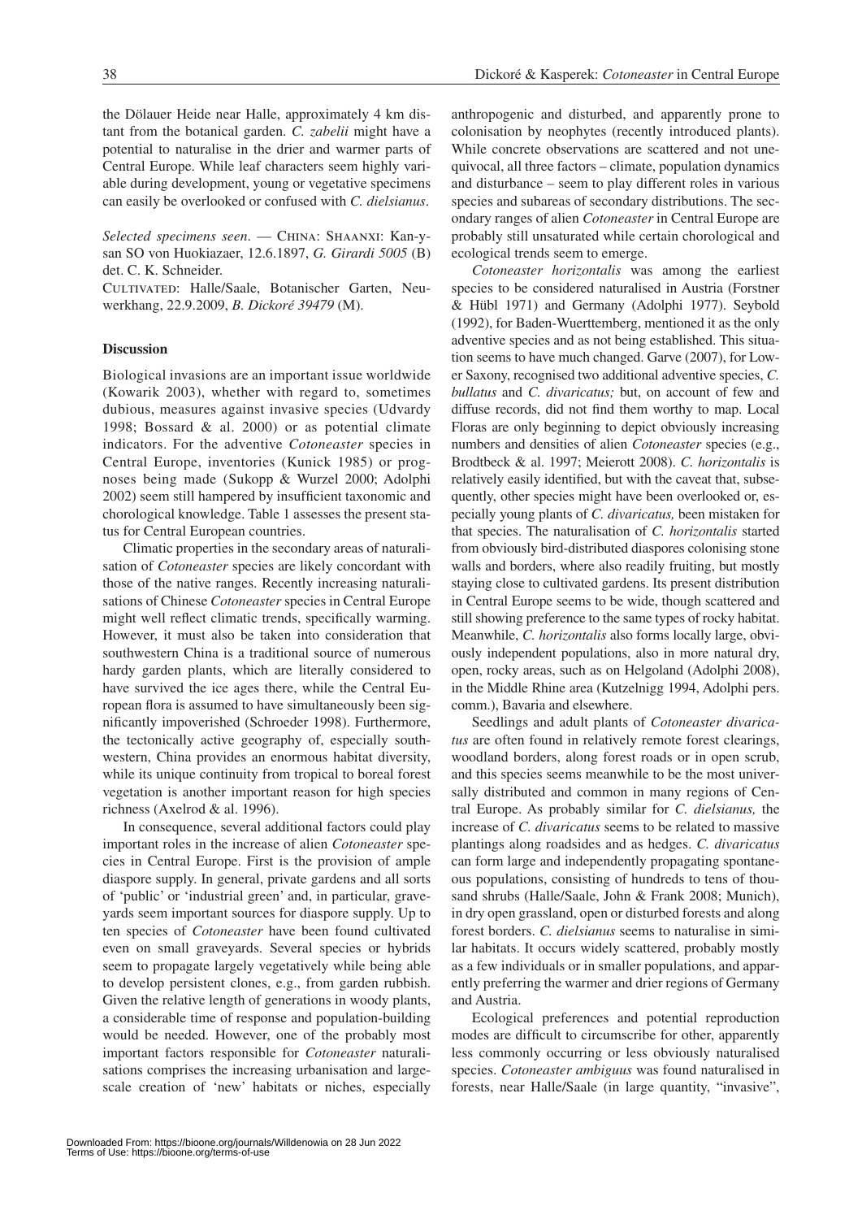the Dölauer Heide near Halle, approximately 4 km distant from the botanical garden. *C. zabelii* might have a potential to naturalise in the drier and warmer parts of Central Europe. While leaf characters seem highly variable during development, young or vegetative specimens can easily be overlooked or confused with *C. dielsianus*.

*Selected specimens seen*. — China: Shaanxi: Kan-y-san SO von Huokiazaer, 12.6.1897, *G. Girardi 5005* (B) det. C. K. Schneider.

Cultivated: Halle/Saale, Botanischer Garten, Neuwerkhang, 22.9.2009, *B. Dickoré 39479* (M).

## Discussion

Biological invasions are an important issue worldwide (Kowarik 2003), whether with regard to, sometimes dubious, measures against invasive species (Udvardy 1998; Bossard & al. 2000) or as potential climate indicators. For the adventive *Cotoneaster* species in Central Europe, inventories (Kunick 1985) or prognoses being made (Sukopp & Wurzel 2000; Adolphi 2002) seem still hampered by insufficient taxonomic and chorological knowledge. Table 1 assesses the present status for Central European countries.

Climatic properties in the secondary areas of naturalisation of *Cotoneaster* species are likely concordant with those of the native ranges. Recently increasing naturalisations of Chinese *Cotoneaster* species in Central Europe might well reflect climatic trends, specifically warming. However, it must also be taken into consideration that southwestern China is a traditional source of numerous hardy garden plants, which are literally considered to have survived the ice ages there, while the Central European flora is assumed to have simultaneously been significantly impoverished (Schroeder 1998). Furthermore, the tectonically active geography of, especially southwestern, China provides an enormous habitat diversity, while its unique continuity from tropical to boreal forest vegetation is another important reason for high species richness (Axelrod & al. 1996).

In consequence, several additional factors could play important roles in the increase of alien *Cotoneaster* species in Central Europe. First is the provision of ample diaspore supply. In general, private gardens and all sorts of 'public' or 'industrial green' and, in particular, graveyards seem important sources for diaspore supply. Up to ten species of *Cotoneaster* have been found cultivated even on small graveyards. Several species or hybrids seem to propagate largely vegetatively while being able to develop persistent clones, e.g., from garden rubbish. Given the relative length of generations in woody plants, a considerable time of response and population-building would be needed. However, one of the probably most important factors responsible for *Cotoneaster* naturalisations comprises the increasing urbanisation and large-scale creation of 'new' habitats or niches, especially anthropogenic and disturbed, and apparently prone to colonisation by neophytes (recently introduced plants). While concrete observations are scattered and not unequivocal, all three factors – climate, population dynamics and disturbance – seem to play different roles in various species and subareas of secondary distributions. The secondary ranges of alien *Cotoneaster* in Central Europe are probably still unsaturated while certain chorological and ecological trends seem to emerge.

*Cotoneaster horizontalis* was among the earliest species to be considered naturalised in Austria (Forstner & Hübl 1971) and Germany (Adolphi 1977). Seybold (1992), for Baden-Wuerttemberg, mentioned it as the only adventive species and as not being established. This situation seems to have much changed. Garve (2007), for Lower Saxony, recognised two additional adventive species, *C. bullatus* and *C. divaricatus;* but, on account of few and diffuse records, did not find them worthy to map. Local Floras are only beginning to depict obviously increasing numbers and densities of alien *Cotoneaster* species (e.g., Brodtbeck & al. 1997; Meierott 2008). *C. horizontalis* is relatively easily identified, but with the caveat that, subsequently, other species might have been overlooked or, especially young plants of *C. divaricatus,* been mistaken for that species. The naturalisation of *C. horizontalis* started from obviously bird-distributed diaspores colonising stone walls and borders, where also readily fruiting, but mostly staying close to cultivated gardens. Its present distribution in Central Europe seems to be wide, though scattered and still showing preference to the same types of rocky habitat. Meanwhile, *C. horizontalis* also forms locally large, obviously independent populations, also in more natural dry, open, rocky areas, such as on Helgoland (Adolphi 2008), in the Middle Rhine area (Kutzelnigg 1994, Adolphi pers. comm.), Bavaria and elsewhere.

Seedlings and adult plants of *Cotoneaster divaricatus* are often found in relatively remote forest clearings, woodland borders, along forest roads or in open scrub, and this species seems meanwhile to be the most universally distributed and common in many regions of Central Europe. As probably similar for *C. dielsianus,* the increase of *C. divaricatus* seems to be related to massive plantings along roadsides and as hedges. *C. divaricatus* can form large and independently propagating spontaneous populations, consisting of hundreds to tens of thousand shrubs (Halle/Saale, John & Frank 2008; Munich), in dry open grassland, open or disturbed forests and along forest borders. *C. dielsianus* seems to naturalise in similar habitats. It occurs widely scattered, probably mostly as a few individuals or in smaller populations, and apparently preferring the warmer and drier regions of Germany and Austria.

Ecological preferences and potential reproduction modes are difficult to circumscribe for other, apparently less commonly occurring or less obviously naturalised species. *Cotoneaster ambiguus* was found naturalised in forests, near Halle/Saale (in large quantity, "invasive",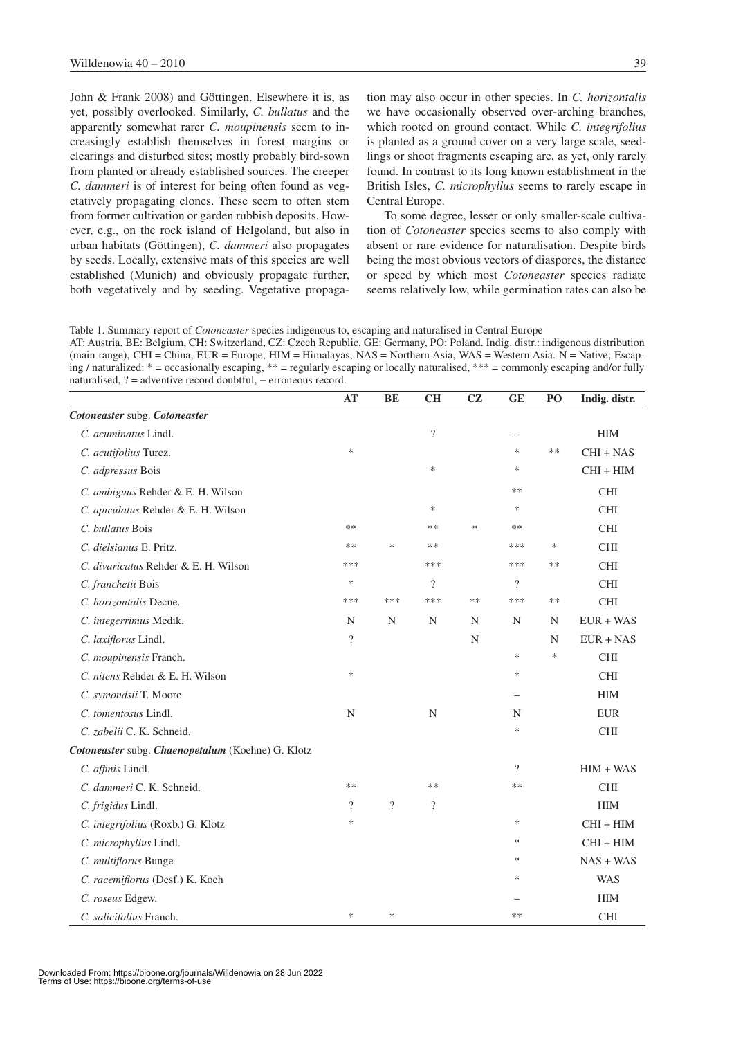John & Frank 2008) and Göttingen. Elsewhere it is, as yet, possibly overlooked. Similarly, *C. bullatus* and the apparently somewhat rarer *C. moupinensis* seem to increasingly establish themselves in forest margins or clearings and disturbed sites; mostly probably bird-sown from planted or already established sources. The creeper *C. dammeri* is of interest for being often found as vegetatively propagating clones. These seem to often stem from former cultivation or garden rubbish deposits. However, e.g., on the rock island of Helgoland, but also in urban habitats (Göttingen), *C. dammeri* also propagates by seeds. Locally, extensive mats of this species are well established (Munich) and obviously propagate further, both vegetatively and by seeding. Vegetative propagation may also occur in other species. In *C. horizontalis* we have occasionally observed over-arching branches, which rooted on ground contact. While *C. integrifolius* is planted as a ground cover on a very large scale, seedlings or shoot fragments escaping are, as yet, only rarely found. In contrast to its long known establishment in the British Isles, *C. microphyllus* seems to rarely escape in Central Europe.

To some degree, lesser or only smaller-scale cultivation of *Cotoneaster* species seems to also comply with absent or rare evidence for naturalisation. Despite birds being the most obvious vectors of diaspores, the distance or speed by which most *Cotoneaster* species radiate seems relatively low, while germination rates can also be

Table 1. Summary report of *Cotoneaster* species indigenous to, escaping and naturalised in Central Europe
AT: Austria, BE: Belgium, CH: Switzerland, CZ: Czech Republic, GE: Germany, PO: Poland. Indig. distr.: indigenous distribution (main range), CHI = China, EUR = Europe, HIM = Himalayas, NAS = Northern Asia, WAS = Western Asia. N = Native; Escaping / naturalized: * = occasionally escaping, ** = regularly escaping or locally naturalised, *** = commonly escaping and/or fully naturalised, ? = adventive record doubtful, – erroneous record.

| | AT | BE | CH | CZ | GE | PO | Indig. distr. |
|---|---|---|---|---|---|---|---|
| ***Cotoneaster*** **subg.** ***Cotoneaster*** | | | | | | | |
| *C. acuminatus* Lindl. | | | ? | | – | | HIM |
| *C. acutifolius* Turcz. | * | | | | * | ** | CHI + NAS |
| *C. adpressus* Bois | | | * | | * | | CHI + HIM |
| *C. ambiguus* Rehder & E. H. Wilson | | | | | ** | | CHI |
| *C. apiculatus* Rehder & E. H. Wilson | | | * | | * | | CHI |
| *C. bullatus* Bois | ** | | ** | * | ** | | CHI |
| *C. dielsianus* E. Pritz. | ** | * | ** | | *** | * | CHI |
| *C. divaricatus* Rehder & E. H. Wilson | *** | | *** | | *** | ** | CHI |
| *C. franchetii* Bois | * | | ? | | ? | | CHI |
| *C. horizontalis* Decne. | *** | *** | *** | ** | *** | ** | CHI |
| *C. integerrimus* Medik. | N | N | N | N | N | N | EUR + WAS |
| *C. laxiflorus* Lindl. | ? | | | N | | N | EUR + NAS |
| *C. moupinensis* Franch. | | | | | * | * | CHI |
| *C. nitens* Rehder & E. H. Wilson | * | | | | * | | CHI |
| *C. symondsii* T. Moore | | | | | – | | HIM |
| *C. tomentosus* Lindl. | N | | N | | N | | EUR |
| *C. zabelii* C. K. Schneid. | | | | | * | | CHI |
| ***Cotoneaster*** **subg.** ***Chaenopetalum*** **(Koehne) G. Klotz** | | | | | | | |
| *C. affinis* Lindl. | | | | | ? | | HIM + WAS |
| *C. dammeri* C. K. Schneid. | ** | | ** | | ** | | CHI |
| *C. frigidus* Lindl. | ? | ? | ? | | | | HIM |
| *C. integrifolius* (Roxb.) G. Klotz | * | | | | * | | CHI + HIM |
| *C. microphyllus* Lindl. | | | | | * | | CHI + HIM |
| *C. multiflorus* Bunge | | | | | * | | NAS + WAS |
| *C. racemiflorus* (Desf.) K. Koch | | | | | * | | WAS |
| *C. roseus* Edgew. | | | | | – | | HIM |
| *C. salicifolius* Franch. | * | * | | | ** | | CHI |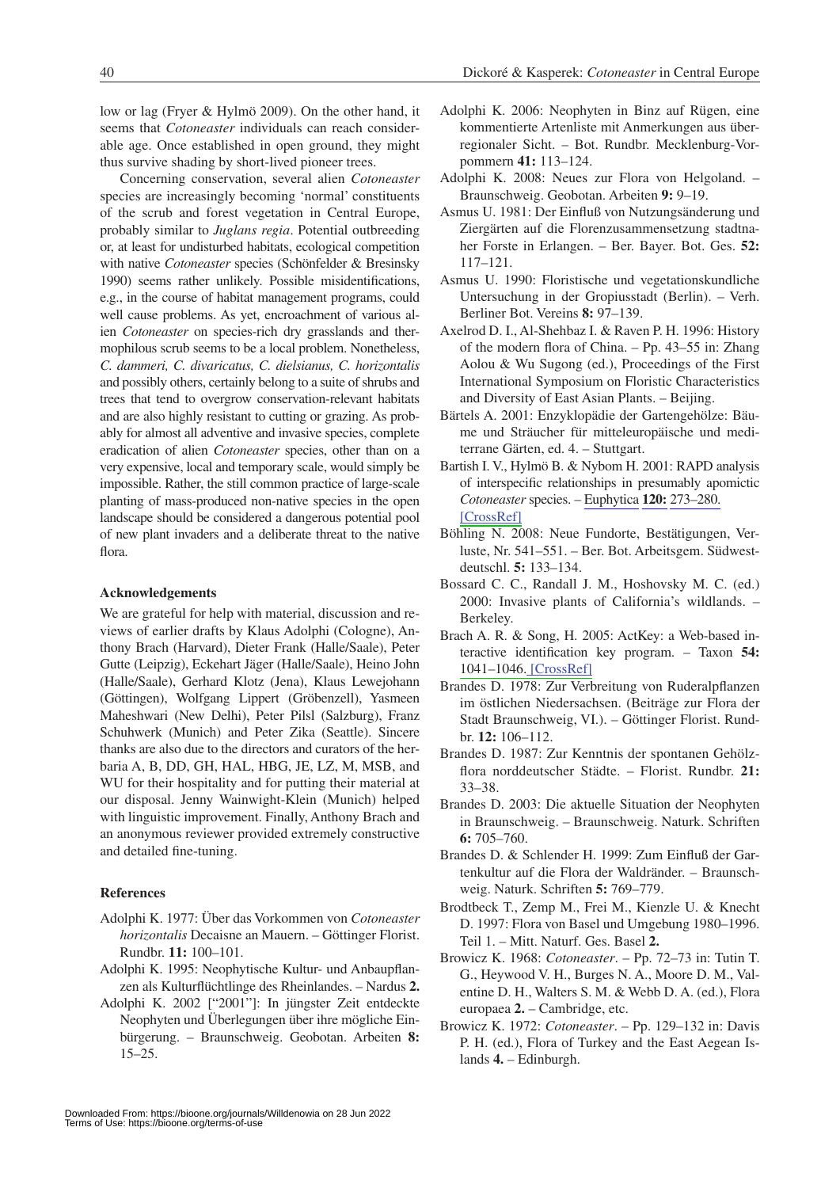low or lag (Fryer & Hylmö 2009). On the other hand, it seems that *Cotoneaster* individuals can reach considerable age. Once established in open ground, they might thus survive shading by short-lived pioneer trees.

Concerning conservation, several alien *Cotoneaster* species are increasingly becoming 'normal' constituents of the scrub and forest vegetation in Central Europe, probably similar to *Juglans regia*. Potential outbreeding or, at least for undisturbed habitats, ecological competition with native *Cotoneaster* species (Schönfelder & Bresinsky 1990) seems rather unlikely. Possible misidentifications, e.g., in the course of habitat management programs, could well cause problems. As yet, encroachment of various alien *Cotoneaster* on species-rich dry grasslands and thermophilous scrub seems to be a local problem. Nonetheless, *C. dammeri, C. divaricatus, C. dielsianus, C. horizontalis* and possibly others, certainly belong to a suite of shrubs and trees that tend to overgrow conservation-relevant habitats and are also highly resistant to cutting or grazing. As probably for almost all adventive and invasive species, complete eradication of alien *Cotoneaster* species, other than on a very expensive, local and temporary scale, would simply be impossible. Rather, the still common practice of large-scale planting of mass-produced non-native species in the open landscape should be considered a dangerous potential pool of new plant invaders and a deliberate threat to the native flora.

### Acknowledgements

We are grateful for help with material, discussion and reviews of earlier drafts by Klaus Adolphi (Cologne), Anthony Brach (Harvard), Dieter Frank (Halle/Saale), Peter Gutte (Leipzig), Eckehart Jäger (Halle/Saale), Heino John (Halle/Saale), Gerhard Klotz (Jena), Klaus Lewejohann (Göttingen), Wolfgang Lippert (Gröbenzell), Yasmeen Maheshwari (New Delhi), Peter Pilsl (Salzburg), Franz Schuhwerk (Munich) and Peter Zika (Seattle). Sincere thanks are also due to the directors and curators of the herbaria A, B, DD, GH, HAL, HBG, JE, LZ, M, MSB, and WU for their hospitality and for putting their material at our disposal. Jenny Wainwight-Klein (Munich) helped with linguistic improvement. Finally, Anthony Brach and an anonymous reviewer provided extremely constructive and detailed fine-tuning.

### References

Adolphi K. 1977: Über das Vorkommen von *Cotoneaster horizontalis* Decaisne an Mauern. – Göttinger Florist. Rundbr. **11:** 100–101.

Adolphi K. 1995: Neophytische Kultur- und Anbaupflanzen als Kulturflüchtlinge des Rheinlandes. – Nardus **2.**

Adolphi K. 2002 ["2001"]: In jüngster Zeit entdeckte Neophyten und Überlegungen über ihre mögliche Einbürgerung. – Braunschweig. Geobotan. Arbeiten **8:** 15–25.

Adolphi K. 2006: Neophyten in Binz auf Rügen, eine kommentierte Artenliste mit Anmerkungen aus überregionaler Sicht. – Bot. Rundbr. Mecklenburg-Vorpommern **41:** 113–124.

Adolphi K. 2008: Neues zur Flora von Helgoland. – Braunschweig. Geobotan. Arbeiten **9:** 9–19.

Asmus U. 1981: Der Einfluß von Nutzungsänderung und Ziergärten auf die Florenzusammensetzung stadtnaher Forste in Erlangen. – Ber. Bayer. Bot. Ges. **52:** 117–121.

Asmus U. 1990: Floristische und vegetationskundliche Untersuchung in der Gropiusstadt (Berlin). – Verh. Berliner Bot. Vereins **8:** 97–139.

Axelrod D. I., Al-Shehbaz I. & Raven P. H. 1996: History of the modern flora of China. – Pp. 43–55 in: Zhang Aolou & Wu Sugong (ed.), Proceedings of the First International Symposium on Floristic Characteristics and Diversity of East Asian Plants. – Beijing.

Bärtels A. 2001: Enzyklopädie der Gartengehölze: Bäume und Sträucher für mitteleuropäische und mediterrane Gärten, ed. 4. – Stuttgart.

Bartish I. V., Hylmö B. & Nybom H. 2001: RAPD analysis of interspecific relationships in presumably apomictic *Cotoneaster* species. – Euphytica **120:** 273–280. [CrossRef]

Böhling N. 2008: Neue Fundorte, Bestätigungen, Verluste, Nr. 541–551. – Ber. Bot. Arbeitsgem. Südwestdeutschl. **5:** 133–134.

Bossard C. C., Randall J. M., Hoshovsky M. C. (ed.) 2000: Invasive plants of California's wildlands. – Berkeley.

Brach A. R. & Song, H. 2005: ActKey: a Web-based interactive identification key program. – Taxon **54:** 1041–1046. [CrossRef]

Brandes D. 1978: Zur Verbreitung von Ruderalpflanzen im östlichen Niedersachsen. (Beiträge zur Flora der Stadt Braunschweig, VI.). – Göttinger Florist. Rundbr. **12:** 106–112.

Brandes D. 1987: Zur Kenntnis der spontanen Gehölzflora norddeutscher Städte. – Florist. Rundbr. **21:** 33–38.

Brandes D. 2003: Die aktuelle Situation der Neophyten in Braunschweig. – Braunschweig. Naturk. Schriften **6:** 705–760.

Brandes D. & Schlender H. 1999: Zum Einfluß der Gartenkultur auf die Flora der Waldränder. – Braunschweig. Naturk. Schriften **5:** 769–779.

Brodtbeck T., Zemp M., Frei M., Kienzle U. & Knecht D. 1997: Flora von Basel und Umgebung 1980–1996. Teil 1. – Mitt. Naturf. Ges. Basel **2.**

Browicz K. 1968: *Cotoneaster*. – Pp. 72–73 in: Tutin T. G., Heywood V. H., Burges N. A., Moore D. M., Valentine D. H., Walters S. M. & Webb D. A. (ed.), Flora europaea **2.** – Cambridge, etc.

Browicz K. 1972: *Cotoneaster*. – Pp. 129–132 in: Davis P. H. (ed.), Flora of Turkey and the East Aegean Islands **4.** – Edinburgh.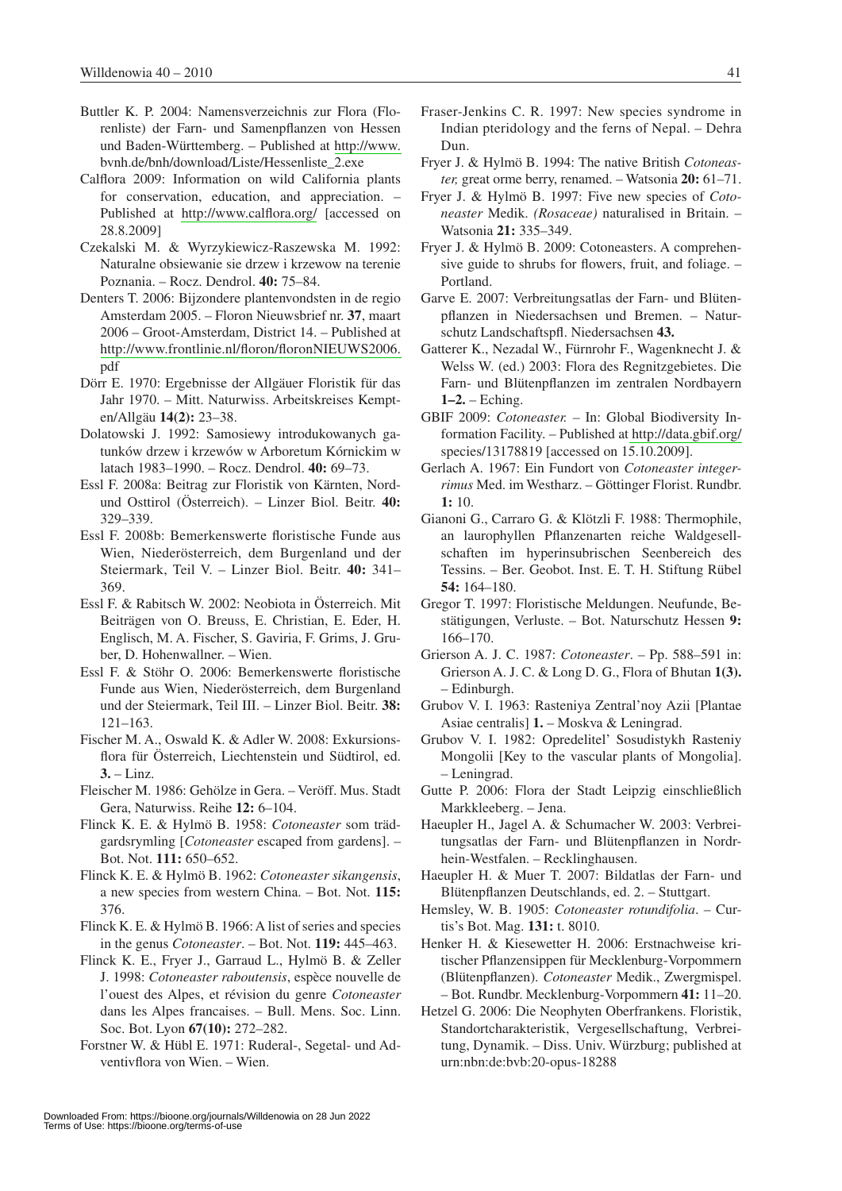Buttler K. P. 2004: Namensverzeichnis zur Flora (Florenliste) der Farn- und Samenpflanzen von Hessen und Baden-Württemberg. – Published at http://www.bvnh.de/bnh/download/Liste/Hessenliste_2.exe

Calflora 2009: Information on wild California plants for conservation, education, and appreciation. – Published at http://www.calflora.org/ [accessed on 28.8.2009]

Czekalski M. & Wyrzykiewicz-Raszewska M. 1992: Naturalne obsiewanie sie drzew i krzewow na terenie Poznania. – Rocz. Dendrol. **40:** 75–84.

Denters T. 2006: Bijzondere plantenvondsten in de regio Amsterdam 2005. – Floron Nieuwsbrief nr. **37**, maart 2006 – Groot-Amsterdam, District 14. – Published at http://www.frontlinie.nl/floron/floronNIEUWS2006.pdf

Dörr E. 1970: Ergebnisse der Allgäuer Floristik für das Jahr 1970. – Mitt. Naturwiss. Arbeitskreises Kempten/Allgäu **14(2):** 23–38.

Dolatowski J. 1992: Samosiewy introdukowanych gatunków drzew i krzewów w Arboretum Kórnickim w latach 1983–1990. – Rocz. Dendrol. **40:** 69–73.

Essl F. 2008a: Beitrag zur Floristik von Kärnten, Nord- und Osttirol (Österreich). – Linzer Biol. Beitr. **40:** 329–339.

Essl F. 2008b: Bemerkenswerte floristische Funde aus Wien, Niederösterreich, dem Burgenland und der Steiermark, Teil V. – Linzer Biol. Beitr. **40:** 341–369.

Essl F. & Rabitsch W. 2002: Neobiota in Österreich. Mit Beiträgen von O. Breuss, E. Christian, E. Eder, H. Englisch, M. A. Fischer, S. Gaviria, F. Grims, J. Gruber, D. Hohenwallner. – Wien.

Essl F. & Stöhr O. 2006: Bemerkenswerte floristische Funde aus Wien, Niederösterreich, dem Burgenland und der Steiermark, Teil III. – Linzer Biol. Beitr. **38:** 121–163.

Fischer M. A., Oswald K. & Adler W. 2008: Exkursionsflora für Österreich, Liechtenstein und Südtirol, ed. **3.** – Linz.

Fleischer M. 1986: Gehölze in Gera. – Veröff. Mus. Stadt Gera, Naturwiss. Reihe **12:** 6–104.

Flinck K. E. & Hylmö B. 1958: *Cotoneaster* som trädgardsrymling [*Cotoneaster* escaped from gardens]. – Bot. Not. **111:** 650–652.

Flinck K. E. & Hylmö B. 1962: *Cotoneaster sikangensis*, a new species from western China. – Bot. Not. **115:** 376.

Flinck K. E. & Hylmö B. 1966: A list of series and species in the genus *Cotoneaster*. – Bot. Not. **119:** 445–463.

Flinck K. E., Fryer J., Garraud L., Hylmö B. & Zeller J. 1998: *Cotoneaster raboutensis*, espèce nouvelle de l'ouest des Alpes, et révision du genre *Cotoneaster* dans les Alpes francaises. – Bull. Mens. Soc. Linn. Soc. Bot. Lyon **67(10):** 272–282.

Forstner W. & Hübl E. 1971: Ruderal-, Segetal- und Adventivflora von Wien. – Wien.

Fraser-Jenkins C. R. 1997: New species syndrome in Indian pteridology and the ferns of Nepal. – Dehra Dun.

Fryer J. & Hylmö B. 1994: The native British *Cotoneaster,* great orme berry, renamed. – Watsonia **20:** 61–71.

Fryer J. & Hylmö B. 1997: Five new species of *Cotoneaster* Medik. *(Rosaceae)* naturalised in Britain. – Watsonia **21:** 335–349.

Fryer J. & Hylmö B. 2009: Cotoneasters. A comprehensive guide to shrubs for flowers, fruit, and foliage. – Portland.

Garve E. 2007: Verbreitungsatlas der Farn- und Blütenpflanzen in Niedersachsen und Bremen. – Naturschutz Landschaftspfl. Niedersachsen **43.**

Gatterer K., Nezadal W., Fürnrohr F., Wagenknecht J. & Welss W. (ed.) 2003: Flora des Regnitzgebietes. Die Farn- und Blütenpflanzen im zentralen Nordbayern **1–2.** – Eching.

GBIF 2009: *Cotoneaster.* – In: Global Biodiversity Information Facility. – Published at http://data.gbif.org/species/13178819 [accessed on 15.10.2009].

Gerlach A. 1967: Ein Fundort von *Cotoneaster integerrimus* Med. im Westharz. – Göttinger Florist. Rundbr. **1:** 10.

Gianoni G., Carraro G. & Klötzli F. 1988: Thermophile, an laurophyllen Pflanzenarten reiche Waldgesellschaften im hyperinsubrischen Seenbereich des Tessins. – Ber. Geobot. Inst. E. T. H. Stiftung Rübel **54:** 164–180.

Gregor T. 1997: Floristische Meldungen. Neufunde, Bestätigungen, Verluste. – Bot. Naturschutz Hessen **9:** 166–170.

Grierson A. J. C. 1987: *Cotoneaster*. – Pp. 588–591 in: Grierson A. J. C. & Long D. G., Flora of Bhutan **1(3).** – Edinburgh.

Grubov V. I. 1963: Rasteniya Zentral'noy Azii [Plantae Asiae centralis] **1.** – Moskva & Leningrad.

Grubov V. I. 1982: Opredelitel' Sosudistykh Rasteniy Mongolii [Key to the vascular plants of Mongolia]. – Leningrad.

Gutte P. 2006: Flora der Stadt Leipzig einschließlich Markkleeberg. – Jena.

Haeupler H., Jagel A. & Schumacher W. 2003: Verbreitungsatlas der Farn- und Blütenpflanzen in Nordrhein-Westfalen. – Recklinghausen.

Haeupler H. & Muer T. 2007: Bildatlas der Farn- und Blütenpflanzen Deutschlands, ed. 2. – Stuttgart.

Hemsley, W. B. 1905: *Cotoneaster rotundifolia*. – Curtis's Bot. Mag. **131:** t. 8010.

Henker H. & Kiesewetter H. 2006: Erstnachweise kritischer Pflanzensippen für Mecklenburg-Vorpommern (Blütenpflanzen). *Cotoneaster* Medik., Zwergmispel. – Bot. Rundbr. Mecklenburg-Vorpommern **41:** 11–20.

Hetzel G. 2006: Die Neophyten Oberfrankens. Floristik, Standortcharakteristik, Vergesellschaftung, Verbreitung, Dynamik. – Diss. Univ. Würzburg; published at urn:nbn:de:bvb:20-opus-18288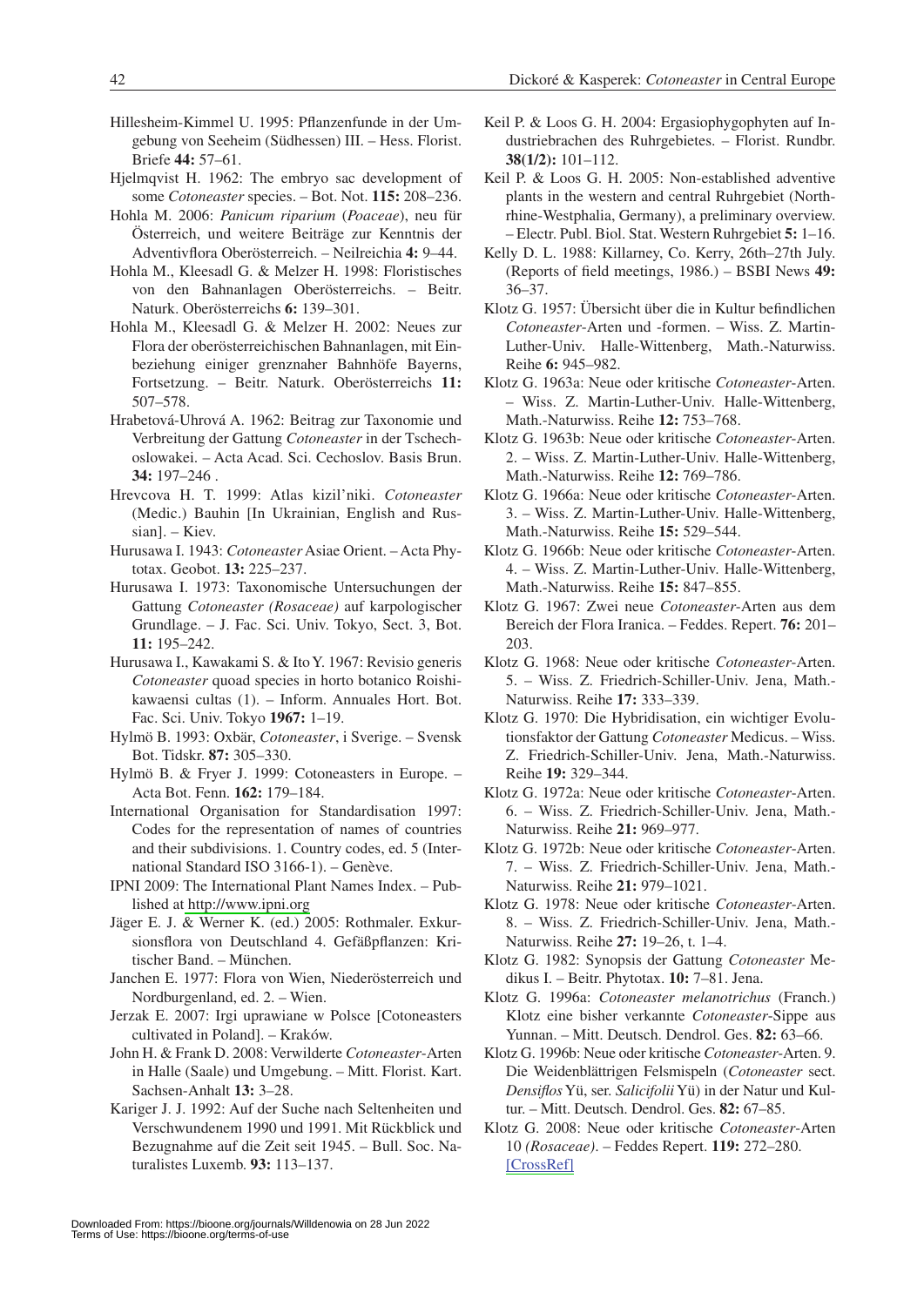Hillesheim-Kimmel U. 1995: Pflanzenfunde in der Umgebung von Seeheim (Südhessen) III. – Hess. Florist. Briefe **44:** 57–61.

Hjelmqvist H. 1962: The embryo sac development of some *Cotoneaster* species. – Bot. Not. **115:** 208–236.

Hohla M. 2006: *Panicum riparium* (*Poaceae*), neu für Österreich, und weitere Beiträge zur Kenntnis der Adventivflora Oberösterreich. – Neilreichia **4:** 9–44.

Hohla M., Kleesadl G. & Melzer H. 1998: Floristisches von den Bahnanlagen Oberösterreichs. – Beitr. Naturk. Oberösterreichs **6:** 139–301.

Hohla M., Kleesadl G. & Melzer H. 2002: Neues zur Flora der oberösterreichischen Bahnanlagen, mit Einbeziehung einiger grenznaher Bahnhöfe Bayerns, Fortsetzung. – Beitr. Naturk. Oberösterreichs **11:** 507–578.

Hrabetová-Uhrová A. 1962: Beitrag zur Taxonomie und Verbreitung der Gattung *Cotoneaster* in der Tschechoslowakei. – Acta Acad. Sci. Cechoslov. Basis Brun. **34:** 197–246 .

Hrevcova H. T. 1999: Atlas kizil'niki. *Cotoneaster* (Medic.) Bauhin [In Ukrainian, English and Russian]. – Kiev.

Hurusawa I. 1943: *Cotoneaster* Asiae Orient. – Acta Phytotax. Geobot. **13:** 225–237.

Hurusawa I. 1973: Taxonomische Untersuchungen der Gattung *Cotoneaster (Rosaceae)* auf karpologischer Grundlage. – J. Fac. Sci. Univ. Tokyo, Sect. 3, Bot. **11:** 195–242.

Hurusawa I., Kawakami S. & Ito Y. 1967: Revisio generis *Cotoneaster* quoad species in horto botanico Roishikawaensi cultas (1). – Inform. Annuales Hort. Bot. Fac. Sci. Univ. Tokyo **1967:** 1–19.

Hylmö B. 1993: Oxbär, *Cotoneaster*, i Sverige. – Svensk Bot. Tidskr. **87:** 305–330.

Hylmö B. & Fryer J. 1999: Cotoneasters in Europe. – Acta Bot. Fenn. **162:** 179–184.

International Organisation for Standardisation 1997: Codes for the representation of names of countries and their subdivisions. 1. Country codes, ed. 5 (International Standard ISO 3166-1). – Genève.

IPNI 2009: The International Plant Names Index. – Published at http://www.ipni.org

Jäger E. J. & Werner K. (ed.) 2005: Rothmaler. Exkursionsflora von Deutschland 4. Gefäßpflanzen: Kritischer Band. – München.

Janchen E. 1977: Flora von Wien, Niederösterreich und Nordburgenland, ed. 2. – Wien.

Jerzak E. 2007: Irgi uprawiane w Polsce [Cotoneasters cultivated in Poland]. – Kraków.

John H. & Frank D. 2008: Verwilderte *Cotoneaster*-Arten in Halle (Saale) und Umgebung. – Mitt. Florist. Kart. Sachsen-Anhalt **13:** 3–28.

Kariger J. J. 1992: Auf der Suche nach Seltenheiten und Verschwundenem 1990 und 1991. Mit Rückblick und Bezugnahme auf die Zeit seit 1945. – Bull. Soc. Naturalistes Luxemb. **93:** 113–137.

Keil P. & Loos G. H. 2004: Ergasiophygophyten auf Industriebrachen des Ruhrgebietes. – Florist. Rundbr. **38(1/2):** 101–112.

Keil P. & Loos G. H. 2005: Non-established adventive plants in the western and central Ruhrgebiet (Northrhine-Westphalia, Germany), a preliminary overview. – Electr. Publ. Biol. Stat. Western Ruhrgebiet **5:** 1–16.

Kelly D. L. 1988: Killarney, Co. Kerry, 26th–27th July. (Reports of field meetings, 1986.) – BSBI News **49:** 36–37.

Klotz G. 1957: Übersicht über die in Kultur befindlichen *Cotoneaster*-Arten und -formen. – Wiss. Z. Martin-Luther-Univ. Halle-Wittenberg, Math.-Naturwiss. Reihe **6:** 945–982.

Klotz G. 1963a: Neue oder kritische *Cotoneaster*-Arten. – Wiss. Z. Martin-Luther-Univ. Halle-Wittenberg, Math.-Naturwiss. Reihe **12:** 753–768.

Klotz G. 1963b: Neue oder kritische *Cotoneaster*-Arten. 2. – Wiss. Z. Martin-Luther-Univ. Halle-Wittenberg, Math.-Naturwiss. Reihe **12:** 769–786.

Klotz G. 1966a: Neue oder kritische *Cotoneaster*-Arten. 3. – Wiss. Z. Martin-Luther-Univ. Halle-Wittenberg, Math.-Naturwiss. Reihe **15:** 529–544.

Klotz G. 1966b: Neue oder kritische *Cotoneaster*-Arten. 4. – Wiss. Z. Martin-Luther-Univ. Halle-Wittenberg, Math.-Naturwiss. Reihe **15:** 847–855.

Klotz G. 1967: Zwei neue *Cotoneaster*-Arten aus dem Bereich der Flora Iranica. – Feddes. Repert. **76:** 201–203.

Klotz G. 1968: Neue oder kritische *Cotoneaster*-Arten. 5. – Wiss. Z. Friedrich-Schiller-Univ. Jena, Math.-Naturwiss. Reihe **17:** 333–339.

Klotz G. 1970: Die Hybridisation, ein wichtiger Evolutionsfaktor der Gattung *Cotoneaster* Medicus. – Wiss. Z. Friedrich-Schiller-Univ. Jena, Math.-Naturwiss. Reihe **19:** 329–344.

Klotz G. 1972a: Neue oder kritische *Cotoneaster*-Arten. 6. – Wiss. Z. Friedrich-Schiller-Univ. Jena, Math.-Naturwiss. Reihe **21:** 969–977.

Klotz G. 1972b: Neue oder kritische *Cotoneaster*-Arten. 7. – Wiss. Z. Friedrich-Schiller-Univ. Jena, Math.-Naturwiss. Reihe **21:** 979–1021.

Klotz G. 1978: Neue oder kritische *Cotoneaster*-Arten. 8. – Wiss. Z. Friedrich-Schiller-Univ. Jena, Math.-Naturwiss. Reihe **27:** 19–26, t. 1–4.

Klotz G. 1982: Synopsis der Gattung *Cotoneaster* Medikus I. – Beitr. Phytotax. **10:** 7–81. Jena.

Klotz G. 1996a: *Cotoneaster melanotrichus* (Franch.) Klotz eine bisher verkannte *Cotoneaster*-Sippe aus Yunnan. – Mitt. Deutsch. Dendrol. Ges. **82:** 63–66.

Klotz G. 1996b: Neue oder kritische *Cotoneaster*-Arten. 9. Die Weidenblättrigen Felsmispeln (*Cotoneaster* sect. *Densiflos* Yü, ser. *Salicifolii* Yü) in der Natur und Kultur. – Mitt. Deutsch. Dendrol. Ges. **82:** 67–85.

Klotz G. 2008: Neue oder kritische *Cotoneaster*-Arten 10 *(Rosaceae)*. – Feddes Repert. **119:** 272–280. [CrossRef]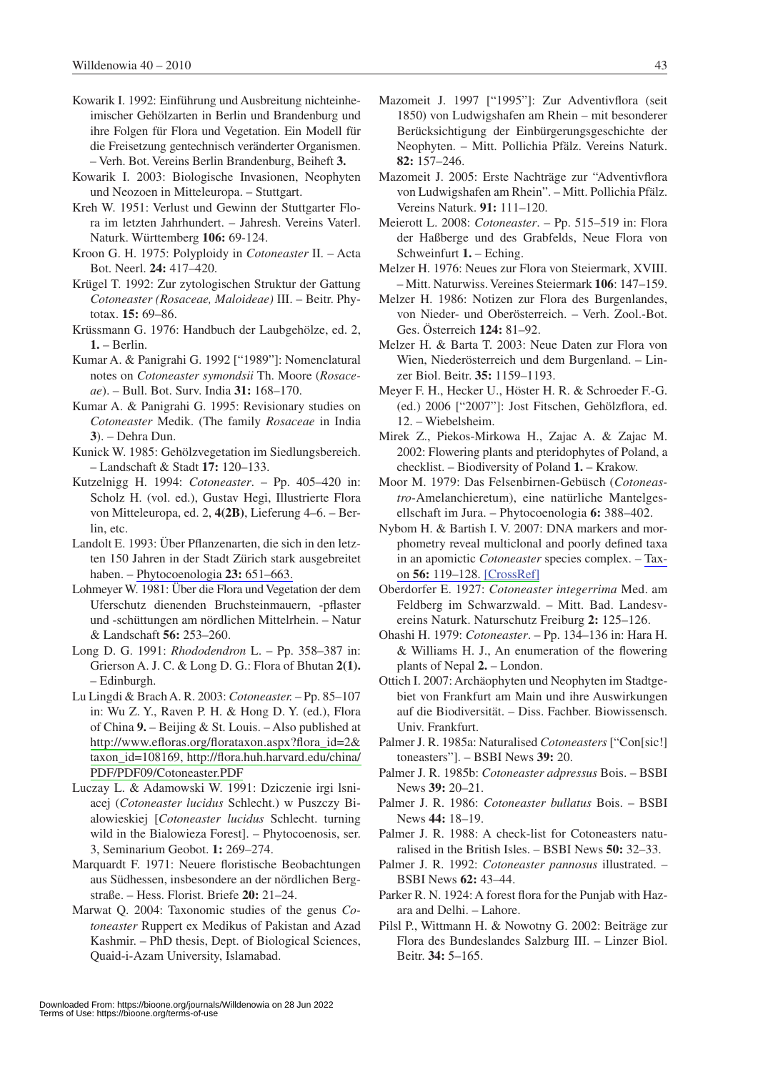Kowarik I. 1992: Einführung und Ausbreitung nichteinheimischer Gehölzarten in Berlin und Brandenburg und ihre Folgen für Flora und Vegetation. Ein Modell für die Freisetzung gentechnisch veränderter Organismen. – Verh. Bot. Vereins Berlin Brandenburg, Beiheft **3.**

Kowarik I. 2003: Biologische Invasionen, Neophyten und Neozoen in Mitteleuropa. – Stuttgart.

Kreh W. 1951: Verlust und Gewinn der Stuttgarter Flora im letzten Jahrhundert. – Jahresh. Vereins Vaterl. Naturk. Württemberg **106:** 69-124.

Kroon G. H. 1975: Polyploidy in *Cotoneaster* II. – Acta Bot. Neerl. **24:** 417–420.

Krügel T. 1992: Zur zytologischen Struktur der Gattung *Cotoneaster (Rosaceae, Maloideae)* III. – Beitr. Phytotax. **15:** 69–86.

Krüssmann G. 1976: Handbuch der Laubgehölze, ed. 2, **1.** – Berlin.

Kumar A. & Panigrahi G. 1992 ["1989"]: Nomenclatural notes on *Cotoneaster symondsii* Th. Moore (*Rosaceae*). – Bull. Bot. Surv. India **31:** 168–170.

Kumar A. & Panigrahi G. 1995: Revisionary studies on *Cotoneaster* Medik. (The family *Rosaceae* in India **3**). – Dehra Dun.

Kunick W. 1985: Gehölzvegetation im Siedlungsbereich. – Landschaft & Stadt **17:** 120–133.

Kutzelnigg H. 1994: *Cotoneaster*. – Pp. 405–420 in: Scholz H. (vol. ed.), Gustav Hegi, Illustrierte Flora von Mitteleuropa, ed. 2, **4(2B)**, Lieferung 4–6. – Berlin, etc.

Landolt E. 1993: Über Pflanzenarten, die sich in den letzten 150 Jahren in der Stadt Zürich stark ausgebreitet haben. – Phytocoenologia **23:** 651–663.

Lohmeyer W. 1981: Über die Flora und Vegetation der dem Uferschutz dienenden Bruchsteinmauern, -pflaster und -schüttungen am nördlichen Mittelrhein. – Natur & Landschaft **56:** 253–260.

Long D. G. 1991: *Rhododendron* L. – Pp. 358–387 in: Grierson A. J. C. & Long D. G.: Flora of Bhutan **2(1).** – Edinburgh.

Lu Lingdi & Brach A. R. 2003: *Cotoneaster.* – Pp. 85–107 in: Wu Z. Y., Raven P. H. & Hong D. Y. (ed.), Flora of China **9.** – Beijing & St. Louis. – Also published at http://www.efloras.org/florataxon.aspx?flora_id=2&taxon_id=108169, http://flora.huh.harvard.edu/china/PDF/PDF09/Cotoneaster.PDF

Luczay L. & Adamowski W. 1991: Dziczenie irgi lsniacej (*Cotoneaster lucidus* Schlecht.) w Puszczy Bialowieskiej [*Cotoneaster lucidus* Schlecht. turning wild in the Bialowieza Forest]. – Phytocoenosis, ser. 3, Seminarium Geobot. **1:** 269–274.

Marquardt F. 1971: Neuere floristische Beobachtungen aus Südhessen, insbesondere an der nördlichen Bergstraße. – Hess. Florist. Briefe **20:** 21–24.

Marwat Q. 2004: Taxonomic studies of the genus *Cotoneaster* Ruppert ex Medikus of Pakistan and Azad Kashmir. – PhD thesis, Dept. of Biological Sciences, Quaid-i-Azam University, Islamabad.

Mazomeit J. 1997 ["1995"]: Zur Adventivflora (seit 1850) von Ludwigshafen am Rhein – mit besonderer Berücksichtigung der Einbürgerungsgeschichte der Neophyten. – Mitt. Pollichia Pfälz. Vereins Naturk. **82:** 157–246.

Mazomeit J. 2005: Erste Nachträge zur "Adventivflora von Ludwigshafen am Rhein". – Mitt. Pollichia Pfälz. Vereins Naturk. **91:** 111–120.

Meierott L. 2008: *Cotoneaster*. – Pp. 515–519 in: Flora der Haßberge und des Grabfelds, Neue Flora von Schweinfurt **1.** – Eching.

Melzer H. 1976: Neues zur Flora von Steiermark, XVIII. – Mitt. Naturwiss. Vereines Steiermark **106**: 147–159.

Melzer H. 1986: Notizen zur Flora des Burgenlandes, von Nieder- und Oberösterreich. – Verh. Zool.-Bot. Ges. Österreich **124:** 81–92.

Melzer H. & Barta T. 2003: Neue Daten zur Flora von Wien, Niederösterreich und dem Burgenland. – Linzer Biol. Beitr. **35:** 1159–1193.

Meyer F. H., Hecker U., Höster H. R. & Schroeder F.-G. (ed.) 2006 ["2007"]: Jost Fitschen, Gehölzflora, ed. 12. – Wiebelsheim.

Mirek Z., Piekos-Mirkowa H., Zajac A. & Zajac M. 2002: Flowering plants and pteridophytes of Poland, a checklist. – Biodiversity of Poland **1.** – Krakow.

Moor M. 1979: Das Felsenbirnen-Gebüsch (*Cotoneastro*-Amelanchieretum), eine natürliche Mantelgesellschaft im Jura. – Phytocoenologia **6:** 388–402.

Nybom H. & Bartish I. V. 2007: DNA markers and morphometry reveal multiclonal and poorly defined taxa in an apomictic *Cotoneaster* species complex. – Taxon **56:** 119–128. [CrossRef]

Oberdorfer E. 1927: *Cotoneaster integerrima* Med. am Feldberg im Schwarzwald. – Mitt. Bad. Landesvereins Naturk. Naturschutz Freiburg **2:** 125–126.

Ohashi H. 1979: *Cotoneaster*. – Pp. 134–136 in: Hara H. & Williams H. J., An enumeration of the flowering plants of Nepal **2.** – London.

Ottich I. 2007: Archäophyten und Neophyten im Stadtgebiet von Frankfurt am Main und ihre Auswirkungen auf die Biodiversität. – Diss. Fachber. Biowissensch. Univ. Frankfurt.

Palmer J. R. 1985a: Naturalised *Cotoneasters* ["Con[sic!]toneasters"]. – BSBI News **39:** 20.

Palmer J. R. 1985b: *Cotoneaster adpressus* Bois. – BSBI News **39:** 20–21.

Palmer J. R. 1986: *Cotoneaster bullatus* Bois. – BSBI News **44:** 18–19.

Palmer J. R. 1988: A check-list for Cotoneasters naturalised in the British Isles. – BSBI News **50:** 32–33.

Palmer J. R. 1992: *Cotoneaster pannosus* illustrated. – BSBI News **62:** 43–44.

Parker R. N. 1924: A forest flora for the Punjab with Hazara and Delhi. – Lahore.

Pilsl P., Wittmann H. & Nowotny G. 2002: Beiträge zur Flora des Bundeslandes Salzburg III. – Linzer Biol. Beitr. **34:** 5–165.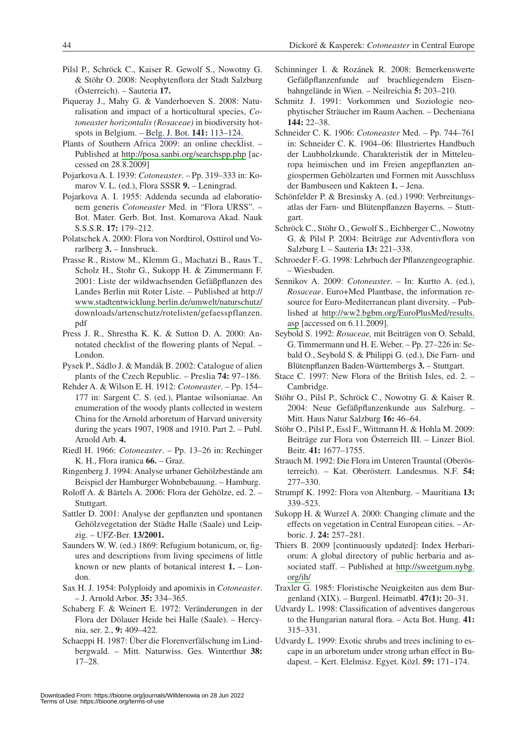Pilsl P., Schröck C., Kaiser R. Gewolf S., Nowotny G. & Stöhr O. 2008: Neophytenflora der Stadt Salzburg (Österreich). – Sauteria **17.**

Piqueray J., Mahy G. & Vanderhoeven S. 2008: Naturalisation and impact of a horticultural species, *Cotoneaster horizontalis (Rosaceae)* in biodiversity hotspots in Belgium. – Belg. J. Bot. **141:** 113–124.

Plants of Southern Africa 2009: an online checklist. – Published at http://posa.sanbi.org/searchspp.php [accessed on 28.8.2009]

Pojarkova A. I. 1939: *Cotoneaster*. – Pp. 319–333 in: Komarov V. L. (ed.), Flora SSSR **9.** – Leningrad.

Pojarkova A. I. 1955: Addenda secunda ad elaborationem generis *Cotoneaster* Med. in "Flora URSS". – Bot. Mater. Gerb. Bot. Inst. Komarova Akad. Nauk S.S.S.R. **17:** 179–212.

Polatschek A. 2000: Flora von Nordtirol, Osttirol und Vorarlberg **3.** – Innsbruck.

Prasse R., Ristow M., Klemm G., Machatzi B., Raus T., Scholz H., Stohr G., Sukopp H. & Zimmermann F. 2001: Liste der wildwachsenden Gefäßpflanzen des Landes Berlin mit Roter Liste. – Published at http://www.stadtentwicklung.berlin.de/umwelt/naturschutz/downloads/artenschutz/rotelisten/gefaesspflanzen.pdf

Press J. R., Shrestha K. K. & Sutton D. A. 2000: Annotated checklist of the flowering plants of Nepal. – London.

Pysek P., Sádlo J. & Mandák B. 2002: Catalogue of alien plants of the Czech Republic. – Preslia **74:** 97–186.

Rehder A. & Wilson E. H. 1912: *Cotoneaster*. – Pp. 154–177 in: Sargent C. S. (ed.), Plantae wilsonianae. An enumeration of the woody plants collected in western China for the Arnold arboretum of Harvard university during the years 1907, 1908 and 1910. Part 2. – Publ. Arnold Arb. **4.**

Riedl H. 1966: *Cotoneaster*. – Pp. 13–26 in: Rechinger K. H., Flora iranica **66.** – Graz.

Ringenberg J. 1994: Analyse urbaner Gehölzbestände am Beispiel der Hamburger Wohnbebauung. – Hamburg.

Roloff A. & Bärtels A. 2006: Flora der Gehölze, ed. 2. – Stuttgart.

Sattler D. 2001: Analyse der gepflanzten und spontanen Gehölzvegetation der Städte Halle (Saale) und Leipzig. – UFZ-Ber. **13/2001.**

Saunders W. W. (ed.) 1869: Refugium botanicum, or, figures and descriptions from living specimens of little known or new plants of botanical interest **1.** – London.

Sax H. J. 1954: Polyploidy and apomixis in *Cotoneaster*. – J. Arnold Arbor. **35:** 334–365.

Schaberg F. & Weinert E. 1972: Veränderungen in der Flora der Dölauer Heide bei Halle (Saale). – Hercynia, ser. 2., **9:** 409–422.

Schaeppi H. 1987: Über die Florenverfälschung im Lindbergwald. – Mitt. Naturwiss. Ges. Winterthur **38:** 17–28.

Schinninger I. & Rozánek R. 2008: Bemerkenswerte Gefäßpflanzenfunde auf brachliegendem Eisenbahngelände in Wien. – Neilreichia **5:** 203–210.

Schmitz J. 1991: Vorkommen und Soziologie neophytischer Sträucher im Raum Aachen. – Decheniana **144:** 22–38.

Schneider C. K. 1906: *Cotoneaster* Med. – Pp. 744–761 in: Schneider C. K. 1904–06: Illustriertes Handbuch der Laubholzkunde. Charakteristik der in Mitteleuropa heimischen und im Freien angepflanzten angiospermen Gehölzarten und Formen mit Ausschluss der Bambuseen und Kakteen **1.** – Jena.

Schönfelder P. & Bresinsky A. (ed.) 1990: Verbreitungsatlas der Farn- und Blütenpflanzen Bayerns. – Stuttgart.

Schröck C., Stöhr O., Gewolf S., Eichberger C., Nowotny G. & Pilsl P. 2004: Beiträge zur Adventivflora von Salzburg I. – Sauteria **13:** 221–338.

Schroeder F.-G. 1998: Lehrbuch der Pflanzengeographie. – Wiesbaden.

Sennikov A. 2009: *Cotoneaster*. – In: Kurtto A. (ed.), *Rosaceae*. Euro+Med Plantbase, the information resource for Euro-Mediterranean plant diversity. – Published at http://ww2.bgbm.org/EuroPlusMed/results.asp [accessed on 6.11.2009].

Seybold S. 1992: *Rosaceae,* mit Beiträgen von O. Sebald, G. Timmermann und H. E. Weber. – Pp. 27–226 in: Sebald O., Seybold S. & Philippi G. (ed.), Die Farn- und Blütenpflanzen Baden-Württembergs **3.** – Stuttgart.

Stace C. 1997: New Flora of the British Isles, ed. 2. – Cambridge.

Stöhr O., Pilsl P., Schröck C., Nowotny G. & Kaiser R. 2004: Neue Gefäßpflanzenkunde aus Salzburg. – Mitt. Haus Natur Salzburg **16:** 46–64.

Stöhr O., Pilsl P., Essl F., Wittmann H. & Hohla M. 2009: Beiträge zur Flora von Österreich III. – Linzer Biol. Beitr. **41:** 1677–1755.

Strauch M. 1992: Die Flora im Unteren Trauntal (Oberösterreich). – Kat. Oberösterr. Landesmus. N.F. **54:** 277–330.

Strumpf K. 1992: Flora von Altenburg. – Mauritiana **13:** 339–523.

Sukopp H. & Wurzel A. 2000: Changing climate and the effects on vegetation in Central European cities. – Arboric. J. **24:** 257–281.

Thiers B. 2009 [continuously updated]: Index Herbariorum: A global directory of public herbaria and associated staff. – Published at http://sweetgum.nybg.org/ih/

Traxler G. 1985: Floristische Neuigkeiten aus dem Burgenland (XIX). – Burgenl. Heimatbl. **47(1):** 20–31.

Udvardy L. 1998: Classification of adventives dangerous to the Hungarian natural flora. – Acta Bot. Hung. **41:** 315–331.

Udvardy L. 1999: Exotic shrubs and trees inclining to escape in an arboretum under strong urban effect in Budapest. – Kert. Elelmisz. Egyet. Közl. **59:** 171–174.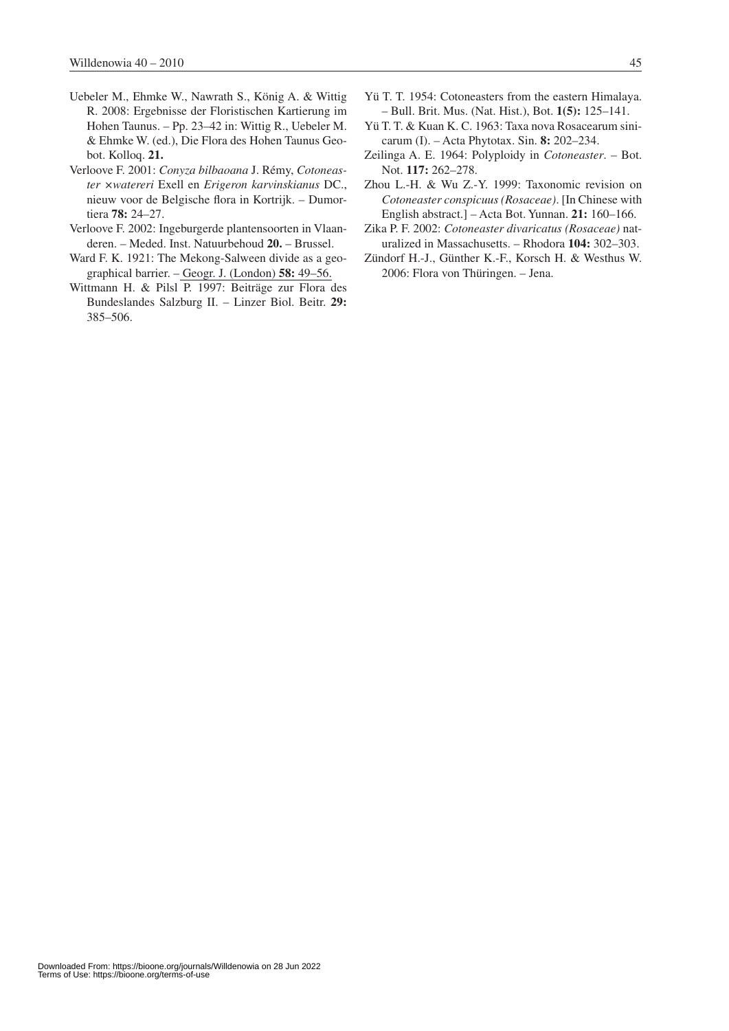Uebeler M., Ehmke W., Nawrath S., König A. & Wittig R. 2008: Ergebnisse der Floristischen Kartierung im Hohen Taunus. – Pp. 23–42 in: Wittig R., Uebeler M. & Ehmke W. (ed.), Die Flora des Hohen Taunus Geobot. Kolloq. **21.**

Verloove F. 2001: *Conyza bilbaoana* J. Rémy, *Cotoneaster ×watereri* Exell en *Erigeron karvinskianus* DC., nieuw voor de Belgische flora in Kortrijk. – Dumortiera **78:** 24–27.

Verloove F. 2002: Ingeburgerde plantensoorten in Vlaanderen. – Meded. Inst. Natuurbehoud **20.** – Brussel.

Ward F. K. 1921: The Mekong-Salween divide as a geographical barrier. – Geogr. J. (London) **58:** 49–56.

Wittmann H. & Pilsl P. 1997: Beiträge zur Flora des Bundeslandes Salzburg II. – Linzer Biol. Beitr. **29:** 385–506.

Yü T. T. 1954: Cotoneasters from the eastern Himalaya. – Bull. Brit. Mus. (Nat. Hist.), Bot. **1(5):** 125–141.

Yü T. T. & Kuan K. C. 1963: Taxa nova Rosacearum sinicarum (I). – Acta Phytotax. Sin. **8:** 202–234.

Zeilinga A. E. 1964: Polyploidy in *Cotoneaster*. – Bot. Not. **117:** 262–278.

Zhou L.-H. & Wu Z.-Y. 1999: Taxonomic revision on *Cotoneaster conspicuus (Rosaceae)*. [In Chinese with English abstract.] – Acta Bot. Yunnan. **21:** 160–166.

Zika P. F. 2002: *Cotoneaster divaricatus (Rosaceae)* naturalized in Massachusetts. – Rhodora **104:** 302–303.

Zündorf H.-J., Günther K.-F., Korsch H. & Westhus W. 2006: Flora von Thüringen. – Jena.